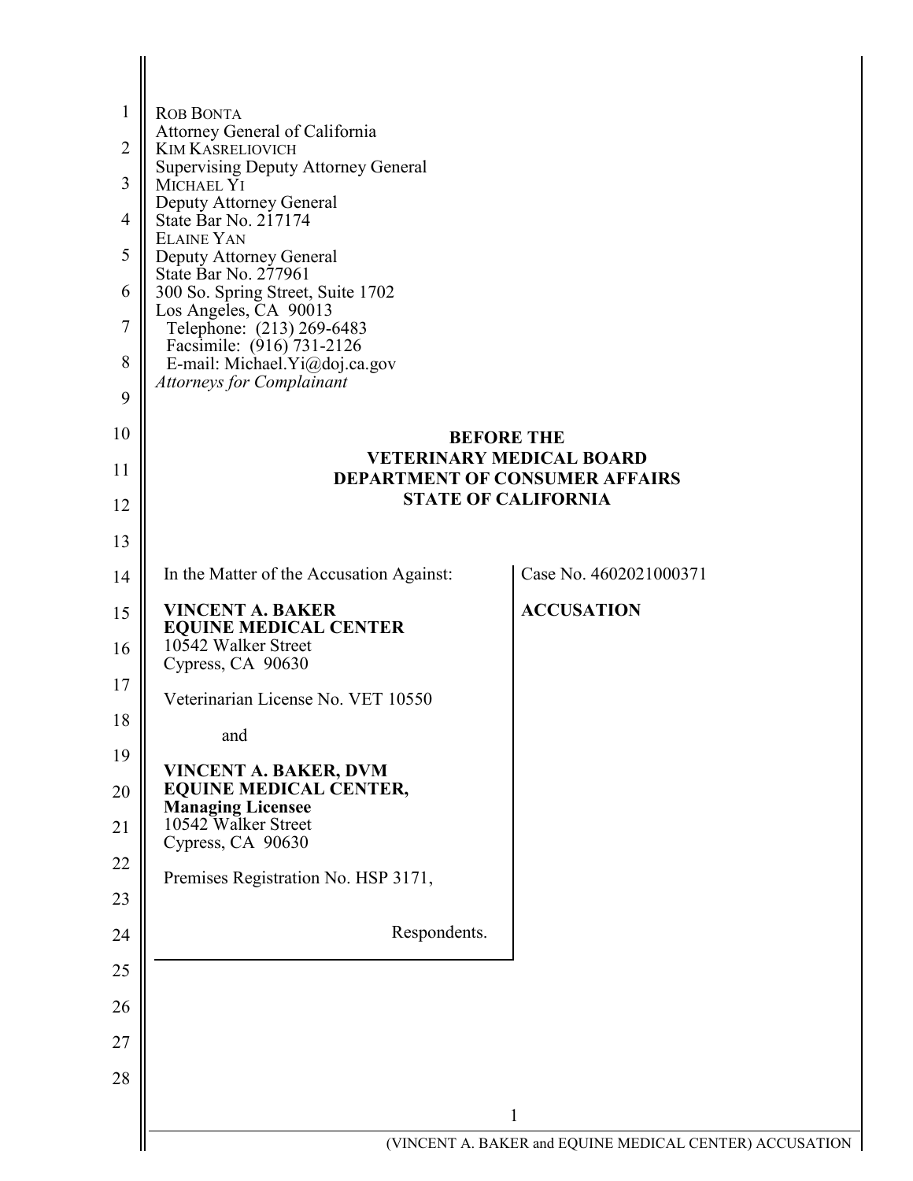ROB BONTA
Attorney General of California
KIM KASRELIOVICH
Supervising Deputy Attorney General
MICHAEL YI
Deputy Attorney General
State Bar No. 217174
ELAINE YAN
Deputy Attorney General
State Bar No. 277961
300 So. Spring Street, Suite 1702
Los Angeles, CA 90013
Telephone: (213) 269-6483
Facsimile: (916) 731-2126
E-mail: Michael.Yi@doj.ca.gov
*Attorneys for Complainant*

**BEFORE THE**
**VETERINARY MEDICAL BOARD**
**DEPARTMENT OF CONSUMER AFFAIRS**
**STATE OF CALIFORNIA**

| | |
|---|---|
| In the Matter of the Accusation Against:<br><br>**VINCENT A. BAKER**<br>**EQUINE MEDICAL CENTER**<br>10542 Walker Street<br>Cypress, CA 90630<br><br>Veterinarian License No. VET 10550<br><br>and<br><br>**VINCENT A. BAKER, DVM**<br>**EQUINE MEDICAL CENTER,**<br>**Managing Licensee**<br>10542 Walker Street<br>Cypress, CA 90630<br><br>Premises Registration No. HSP 3171,<br><br>Respondents. | Case No. 4602021000371<br><br>**ACCUSATION** |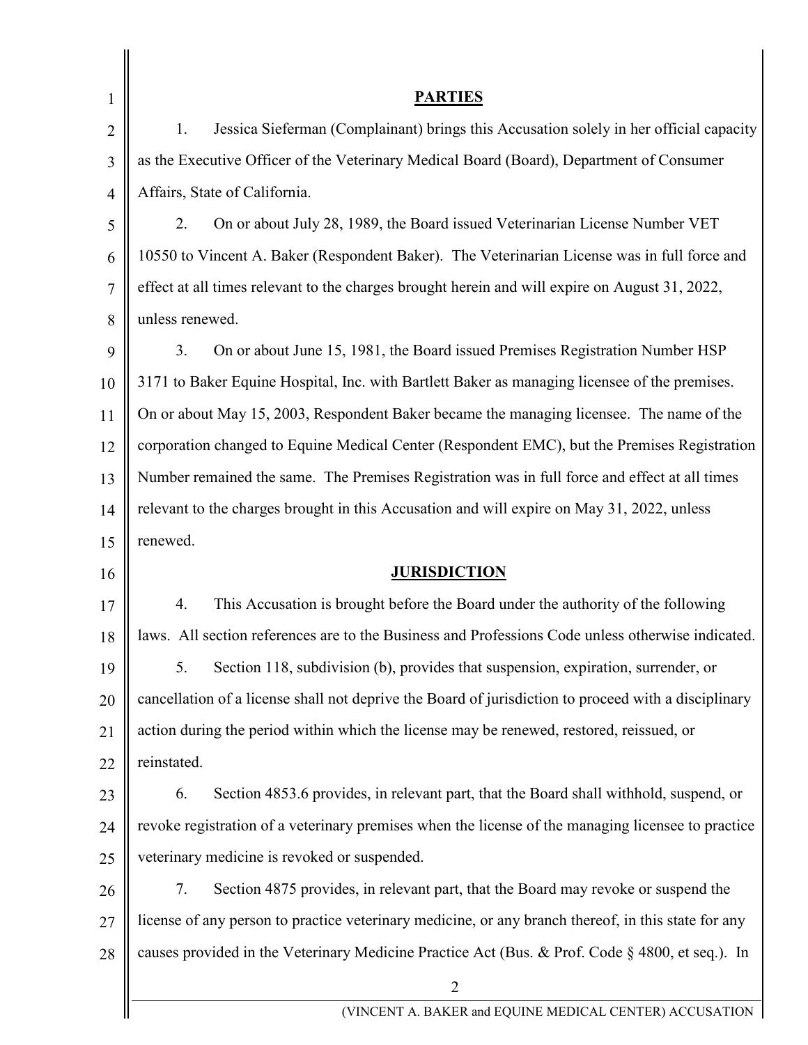## PARTIES

1. Jessica Sieferman (Complainant) brings this Accusation solely in her official capacity as the Executive Officer of the Veterinary Medical Board (Board), Department of Consumer Affairs, State of California.

2. On or about July 28, 1989, the Board issued Veterinarian License Number VET 10550 to Vincent A. Baker (Respondent Baker). The Veterinarian License was in full force and effect at all times relevant to the charges brought herein and will expire on August 31, 2022, unless renewed.

3. On or about June 15, 1981, the Board issued Premises Registration Number HSP 3171 to Baker Equine Hospital, Inc. with Bartlett Baker as managing licensee of the premises. On or about May 15, 2003, Respondent Baker became the managing licensee. The name of the corporation changed to Equine Medical Center (Respondent EMC), but the Premises Registration Number remained the same. The Premises Registration was in full force and effect at all times relevant to the charges brought in this Accusation and will expire on May 31, 2022, unless renewed.

## JURISDICTION

4. This Accusation is brought before the Board under the authority of the following laws. All section references are to the Business and Professions Code unless otherwise indicated.

5. Section 118, subdivision (b), provides that suspension, expiration, surrender, or cancellation of a license shall not deprive the Board of jurisdiction to proceed with a disciplinary action during the period within which the license may be renewed, restored, reissued, or reinstated.

6. Section 4853.6 provides, in relevant part, that the Board shall withhold, suspend, or revoke registration of a veterinary premises when the license of the managing licensee to practice veterinary medicine is revoked or suspended.

7. Section 4875 provides, in relevant part, that the Board may revoke or suspend the license of any person to practice veterinary medicine, or any branch thereof, in this state for any causes provided in the Veterinary Medicine Practice Act (Bus. & Prof. Code § 4800, et seq.). In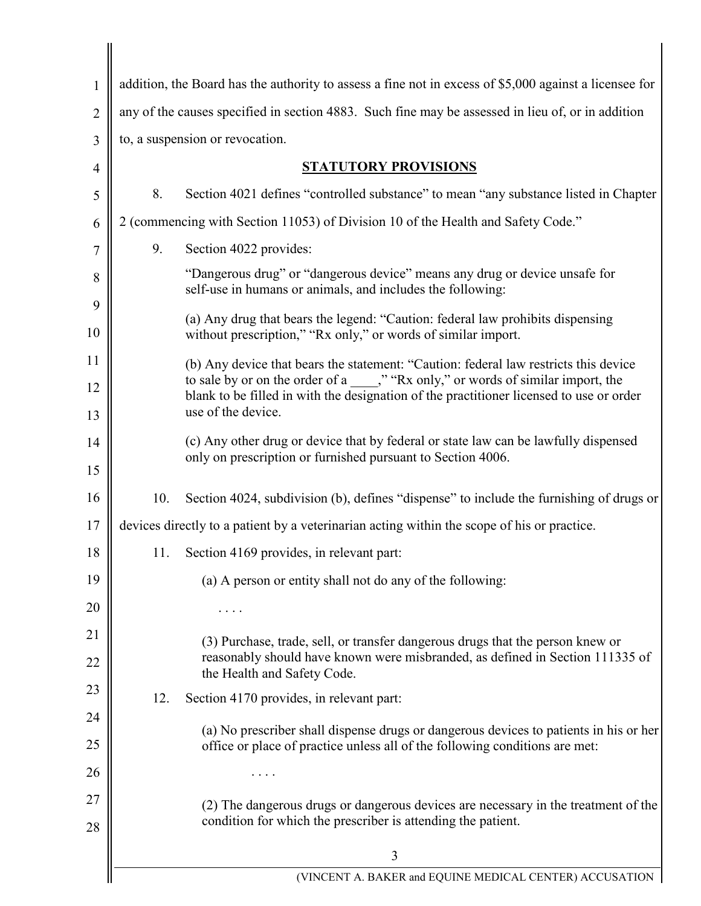addition, the Board has the authority to assess a fine not in excess of $5,000 against a licensee for any of the causes specified in section 4883. Such fine may be assessed in lieu of, or in addition to, a suspension or revocation.

## STATUTORY PROVISIONS

8. Section 4021 defines "controlled substance" to mean "any substance listed in Chapter 2 (commencing with Section 11053) of Division 10 of the Health and Safety Code."

9. Section 4022 provides:

> "Dangerous drug" or "dangerous device" means any drug or device unsafe for self-use in humans or animals, and includes the following:
>
> (a) Any drug that bears the legend: "Caution: federal law prohibits dispensing without prescription," "Rx only," or words of similar import.
>
> (b) Any device that bears the statement: "Caution: federal law restricts this device to sale by or on the order of a ____," "Rx only," or words of similar import, the blank to be filled in with the designation of the practitioner licensed to use or order use of the device.
>
> (c) Any other drug or device that by federal or state law can be lawfully dispensed only on prescription or furnished pursuant to Section 4006.

10. Section 4024, subdivision (b), defines "dispense" to include the furnishing of drugs or devices directly to a patient by a veterinarian acting within the scope of his or practice.

11. Section 4169 provides, in relevant part:

> (a) A person or entity shall not do any of the following:
>
> . . . .
>
> (3) Purchase, trade, sell, or transfer dangerous drugs that the person knew or reasonably should have known were misbranded, as defined in Section 111335 of the Health and Safety Code.

12. Section 4170 provides, in relevant part:

> (a) No prescriber shall dispense drugs or dangerous devices to patients in his or her office or place of practice unless all of the following conditions are met:
>
> . . . .
>
> (2) The dangerous drugs or dangerous devices are necessary in the treatment of the condition for which the prescriber is attending the patient.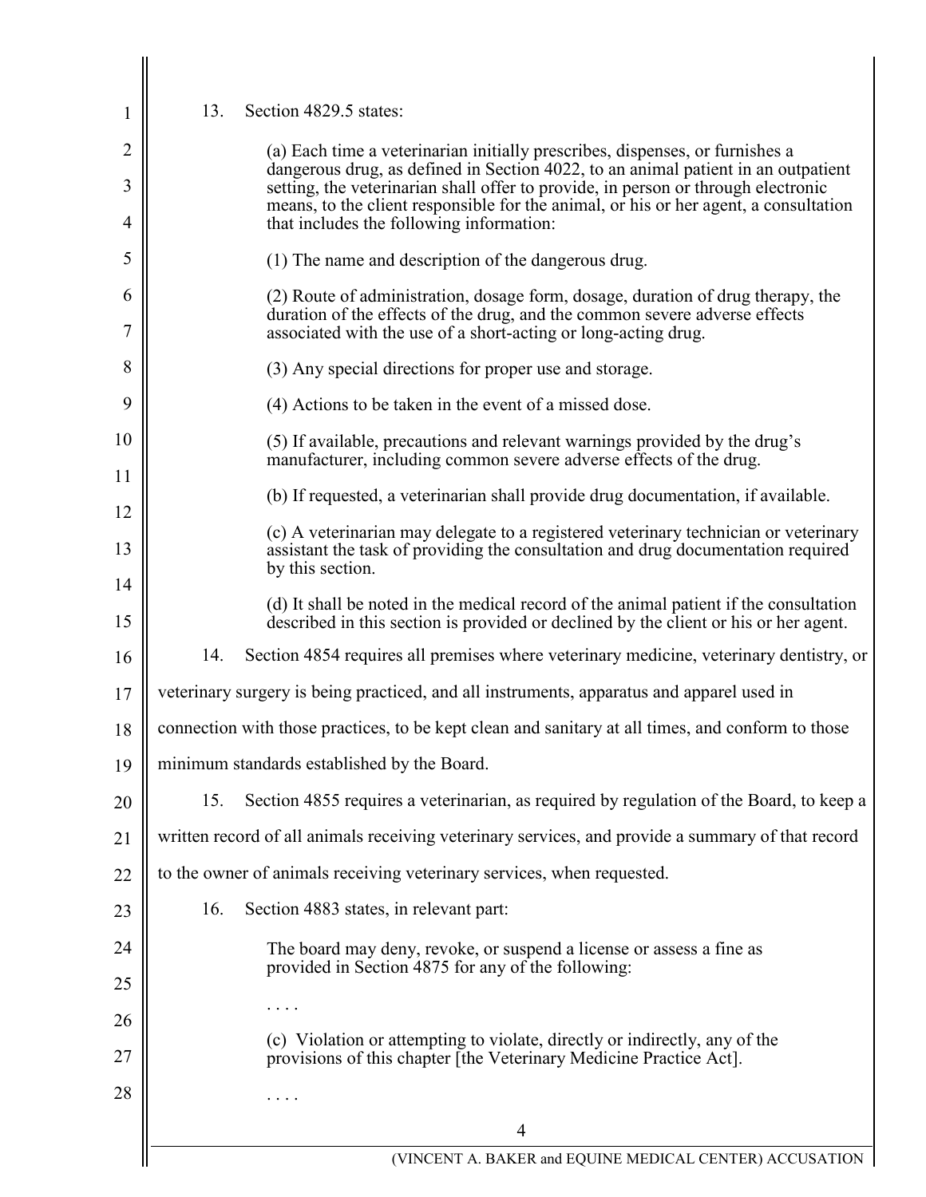13. Section 4829.5 states:

> (a) Each time a veterinarian initially prescribes, dispenses, or furnishes a dangerous drug, as defined in Section 4022, to an animal patient in an outpatient setting, the veterinarian shall offer to provide, in person or through electronic means, to the client responsible for the animal, or his or her agent, a consultation that includes the following information:
>
> (1) The name and description of the dangerous drug.
>
> (2) Route of administration, dosage form, dosage, duration of drug therapy, the duration of the effects of the drug, and the common severe adverse effects associated with the use of a short-acting or long-acting drug.
>
> (3) Any special directions for proper use and storage.
>
> (4) Actions to be taken in the event of a missed dose.
>
> (5) If available, precautions and relevant warnings provided by the drug's manufacturer, including common severe adverse effects of the drug.
>
> (b) If requested, a veterinarian shall provide drug documentation, if available.
>
> (c) A veterinarian may delegate to a registered veterinary technician or veterinary assistant the task of providing the consultation and drug documentation required by this section.
>
> (d) It shall be noted in the medical record of the animal patient if the consultation described in this section is provided or declined by the client or his or her agent.

14. Section 4854 requires all premises where veterinary medicine, veterinary dentistry, or veterinary surgery is being practiced, and all instruments, apparatus and apparel used in connection with those practices, to be kept clean and sanitary at all times, and conform to those minimum standards established by the Board.

15. Section 4855 requires a veterinarian, as required by regulation of the Board, to keep a written record of all animals receiving veterinary services, and provide a summary of that record to the owner of animals receiving veterinary services, when requested.

16. Section 4883 states, in relevant part:

> The board may deny, revoke, or suspend a license or assess a fine as provided in Section 4875 for any of the following:
>
> . . . .
>
> (c) Violation or attempting to violate, directly or indirectly, any of the provisions of this chapter [the Veterinary Medicine Practice Act].
>
> . . . .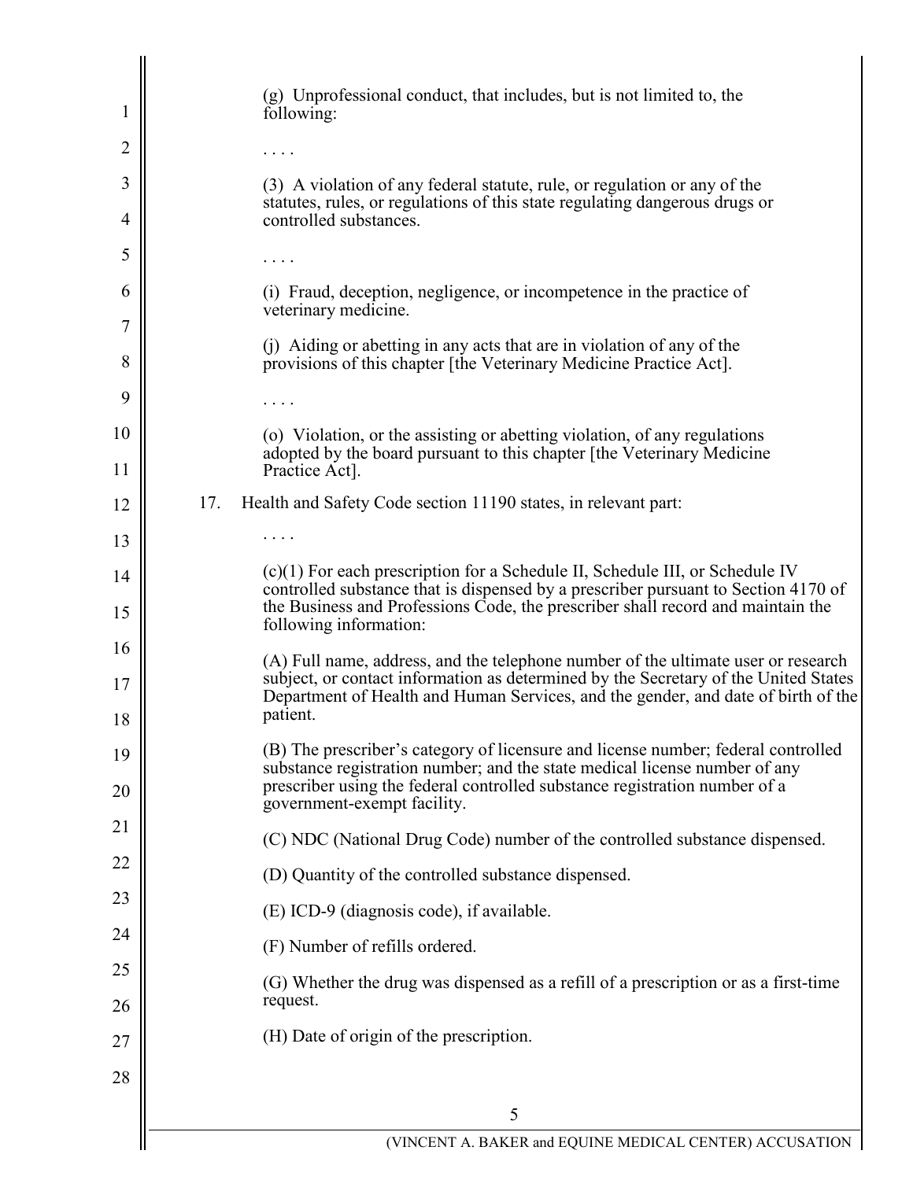(g) Unprofessional conduct, that includes, but is not limited to, the following:

. . . .

(3) A violation of any federal statute, rule, or regulation or any of the statutes, rules, or regulations of this state regulating dangerous drugs or controlled substances.

. . . .

(i) Fraud, deception, negligence, or incompetence in the practice of veterinary medicine.

(j) Aiding or abetting in any acts that are in violation of any of the provisions of this chapter [the Veterinary Medicine Practice Act].

. . . .

(o) Violation, or the assisting or abetting violation, of any regulations adopted by the board pursuant to this chapter [the Veterinary Medicine Practice Act].

17. Health and Safety Code section 11190 states, in relevant part:

. . . .

(c)(1) For each prescription for a Schedule II, Schedule III, or Schedule IV controlled substance that is dispensed by a prescriber pursuant to Section 4170 of the Business and Professions Code, the prescriber shall record and maintain the following information:

(A) Full name, address, and the telephone number of the ultimate user or research subject, or contact information as determined by the Secretary of the United States Department of Health and Human Services, and the gender, and date of birth of the patient.

(B) The prescriber's category of licensure and license number; federal controlled substance registration number; and the state medical license number of any prescriber using the federal controlled substance registration number of a government-exempt facility.

(C) NDC (National Drug Code) number of the controlled substance dispensed.

(D) Quantity of the controlled substance dispensed.

(E) ICD-9 (diagnosis code), if available.

(F) Number of refills ordered.

(G) Whether the drug was dispensed as a refill of a prescription or as a first-time request.

(H) Date of origin of the prescription.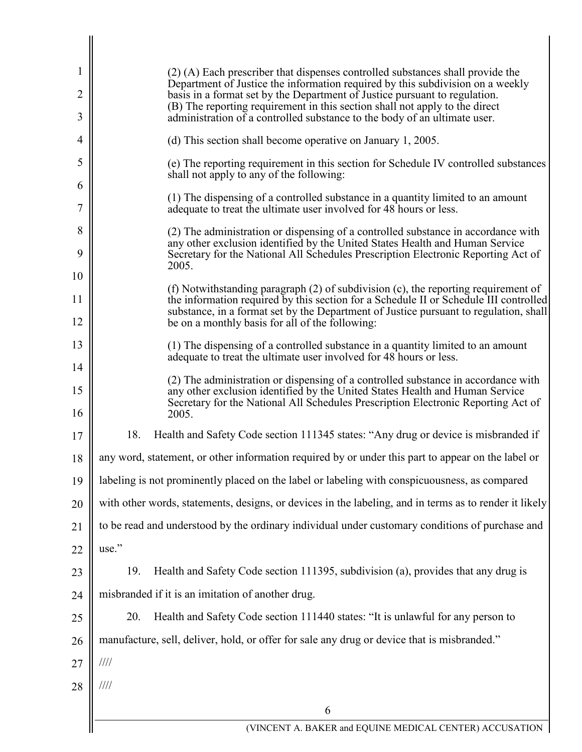(2) (A) Each prescriber that dispenses controlled substances shall provide the Department of Justice the information required by this subdivision on a weekly basis in a format set by the Department of Justice pursuant to regulation.
(B) The reporting requirement in this section shall not apply to the direct administration of a controlled substance to the body of an ultimate user.

(d) This section shall become operative on January 1, 2005.

(e) The reporting requirement in this section for Schedule IV controlled substances shall not apply to any of the following:

(1) The dispensing of a controlled substance in a quantity limited to an amount adequate to treat the ultimate user involved for 48 hours or less.

(2) The administration or dispensing of a controlled substance in accordance with any other exclusion identified by the United States Health and Human Service Secretary for the National All Schedules Prescription Electronic Reporting Act of 2005.

(f) Notwithstanding paragraph (2) of subdivision (c), the reporting requirement of the information required by this section for a Schedule II or Schedule III controlled substance, in a format set by the Department of Justice pursuant to regulation, shall be on a monthly basis for all of the following:

(1) The dispensing of a controlled substance in a quantity limited to an amount adequate to treat the ultimate user involved for 48 hours or less.

(2) The administration or dispensing of a controlled substance in accordance with any other exclusion identified by the United States Health and Human Service Secretary for the National All Schedules Prescription Electronic Reporting Act of 2005.

18. Health and Safety Code section 111345 states: "Any drug or device is misbranded if any word, statement, or other information required by or under this part to appear on the label or labeling is not prominently placed on the label or labeling with conspicuousness, as compared with other words, statements, designs, or devices in the labeling, and in terms as to render it likely to be read and understood by the ordinary individual under customary conditions of purchase and use."

19. Health and Safety Code section 111395, subdivision (a), provides that any drug is misbranded if it is an imitation of another drug.

20. Health and Safety Code section 111440 states: "It is unlawful for any person to manufacture, sell, deliver, hold, or offer for sale any drug or device that is misbranded."

////

////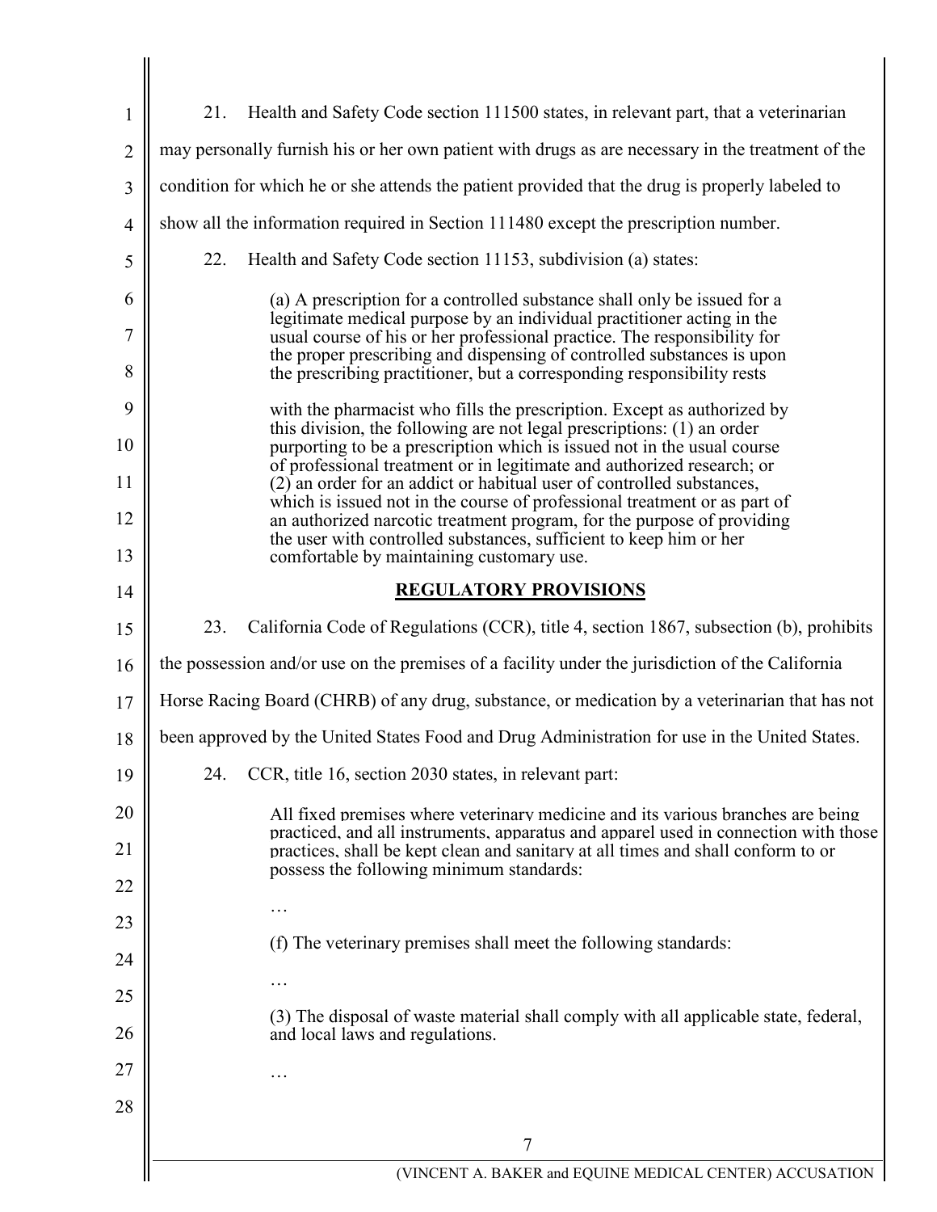21. Health and Safety Code section 111500 states, in relevant part, that a veterinarian may personally furnish his or her own patient with drugs as are necessary in the treatment of the condition for which he or she attends the patient provided that the drug is properly labeled to show all the information required in Section 111480 except the prescription number.

22. Health and Safety Code section 11153, subdivision (a) states:

> (a) A prescription for a controlled substance shall only be issued for a legitimate medical purpose by an individual practitioner acting in the usual course of his or her professional practice. The responsibility for the proper prescribing and dispensing of controlled substances is upon the prescribing practitioner, but a corresponding responsibility rests with the pharmacist who fills the prescription. Except as authorized by this division, the following are not legal prescriptions: (1) an order purporting to be a prescription which is issued not in the usual course of professional treatment or in legitimate and authorized research; or (2) an order for an addict or habitual user of controlled substances, which is issued not in the course of professional treatment or as part of an authorized narcotic treatment program, for the purpose of providing the user with controlled substances, sufficient to keep him or her comfortable by maintaining customary use.

## REGULATORY PROVISIONS

23. California Code of Regulations (CCR), title 4, section 1867, subsection (b), prohibits the possession and/or use on the premises of a facility under the jurisdiction of the California Horse Racing Board (CHRB) of any drug, substance, or medication by a veterinarian that has not been approved by the United States Food and Drug Administration for use in the United States.

24. CCR, title 16, section 2030 states, in relevant part:

> All fixed premises where veterinary medicine and its various branches are being practiced, and all instruments, apparatus and apparel used in connection with those practices, shall be kept clean and sanitary at all times and shall conform to or possess the following minimum standards:
>
> …
>
> (f) The veterinary premises shall meet the following standards:
>
> …
>
> (3) The disposal of waste material shall comply with all applicable state, federal, and local laws and regulations.
>
> …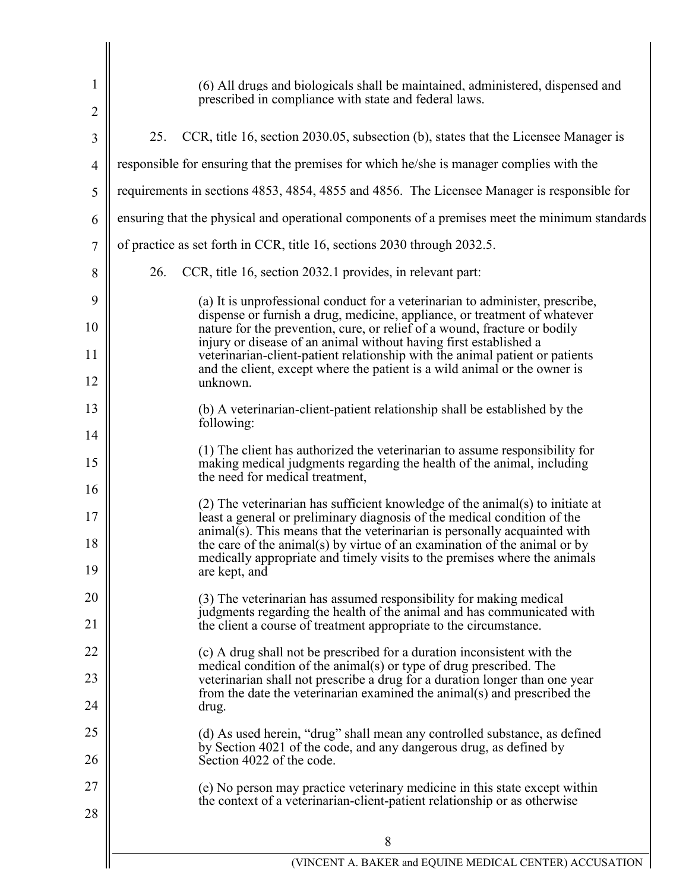> (6) All drugs and biologicals shall be maintained, administered, dispensed and prescribed in compliance with state and federal laws.

25. CCR, title 16, section 2030.05, subsection (b), states that the Licensee Manager is responsible for ensuring that the premises for which he/she is manager complies with the requirements in sections 4853, 4854, 4855 and 4856. The Licensee Manager is responsible for ensuring that the physical and operational components of a premises meet the minimum standards of practice as set forth in CCR, title 16, sections 2030 through 2032.5.

26. CCR, title 16, section 2032.1 provides, in relevant part:

> (a) It is unprofessional conduct for a veterinarian to administer, prescribe, dispense or furnish a drug, medicine, appliance, or treatment of whatever nature for the prevention, cure, or relief of a wound, fracture or bodily injury or disease of an animal without having first established a veterinarian-client-patient relationship with the animal patient or patients and the client, except where the patient is a wild animal or the owner is unknown.
>
> (b) A veterinarian-client-patient relationship shall be established by the following:
>
> (1) The client has authorized the veterinarian to assume responsibility for making medical judgments regarding the health of the animal, including the need for medical treatment,
>
> (2) The veterinarian has sufficient knowledge of the animal(s) to initiate at least a general or preliminary diagnosis of the medical condition of the animal(s). This means that the veterinarian is personally acquainted with the care of the animal(s) by virtue of an examination of the animal or by medically appropriate and timely visits to the premises where the animals are kept, and
>
> (3) The veterinarian has assumed responsibility for making medical judgments regarding the health of the animal and has communicated with the client a course of treatment appropriate to the circumstance.
>
> (c) A drug shall not be prescribed for a duration inconsistent with the medical condition of the animal(s) or type of drug prescribed. The veterinarian shall not prescribe a drug for a duration longer than one year from the date the veterinarian examined the animal(s) and prescribed the drug.
>
> (d) As used herein, "drug" shall mean any controlled substance, as defined by Section 4021 of the code, and any dangerous drug, as defined by Section 4022 of the code.
>
> (e) No person may practice veterinary medicine in this state except within the context of a veterinarian-client-patient relationship or as otherwise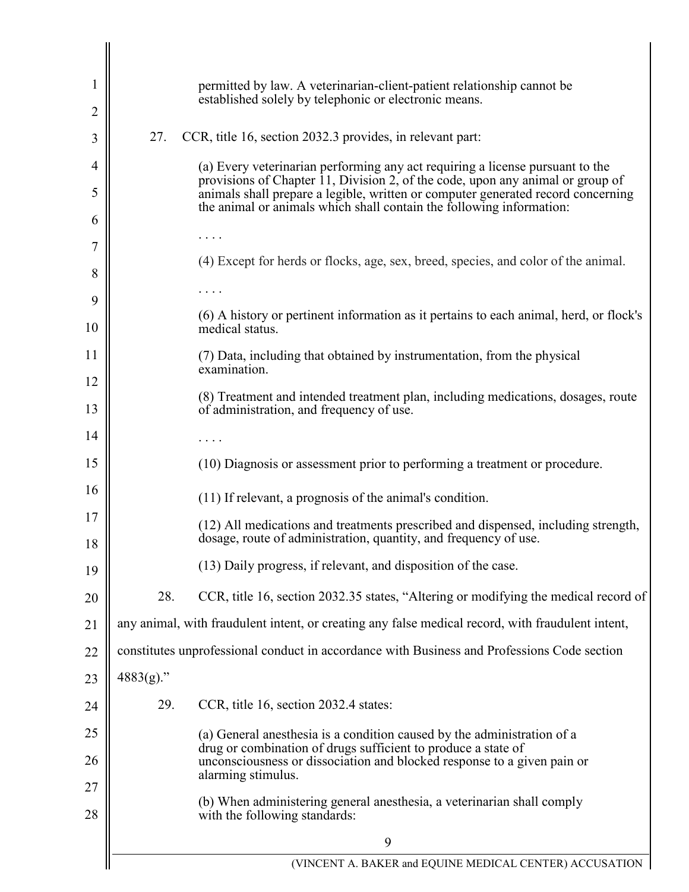permitted by law. A veterinarian-client-patient relationship cannot be established solely by telephonic or electronic means.

27. CCR, title 16, section 2032.3 provides, in relevant part:

> (a) Every veterinarian performing any act requiring a license pursuant to the provisions of Chapter 11, Division 2, of the code, upon any animal or group of animals shall prepare a legible, written or computer generated record concerning the animal or animals which shall contain the following information:
>
> . . . .
>
> (4) Except for herds or flocks, age, sex, breed, species, and color of the animal.
>
> . . . .
>
> (6) A history or pertinent information as it pertains to each animal, herd, or flock's medical status.
>
> (7) Data, including that obtained by instrumentation, from the physical examination.
>
> (8) Treatment and intended treatment plan, including medications, dosages, route of administration, and frequency of use.
>
> . . . .
>
> (10) Diagnosis or assessment prior to performing a treatment or procedure.
>
> (11) If relevant, a prognosis of the animal's condition.
>
> (12) All medications and treatments prescribed and dispensed, including strength, dosage, route of administration, quantity, and frequency of use.
>
> (13) Daily progress, if relevant, and disposition of the case.

28. CCR, title 16, section 2032.35 states, "Altering or modifying the medical record of any animal, with fraudulent intent, or creating any false medical record, with fraudulent intent, constitutes unprofessional conduct in accordance with Business and Professions Code section 4883(g)."

29. CCR, title 16, section 2032.4 states:

> (a) General anesthesia is a condition caused by the administration of a drug or combination of drugs sufficient to produce a state of unconsciousness or dissociation and blocked response to a given pain or alarming stimulus.
>
> (b) When administering general anesthesia, a veterinarian shall comply with the following standards: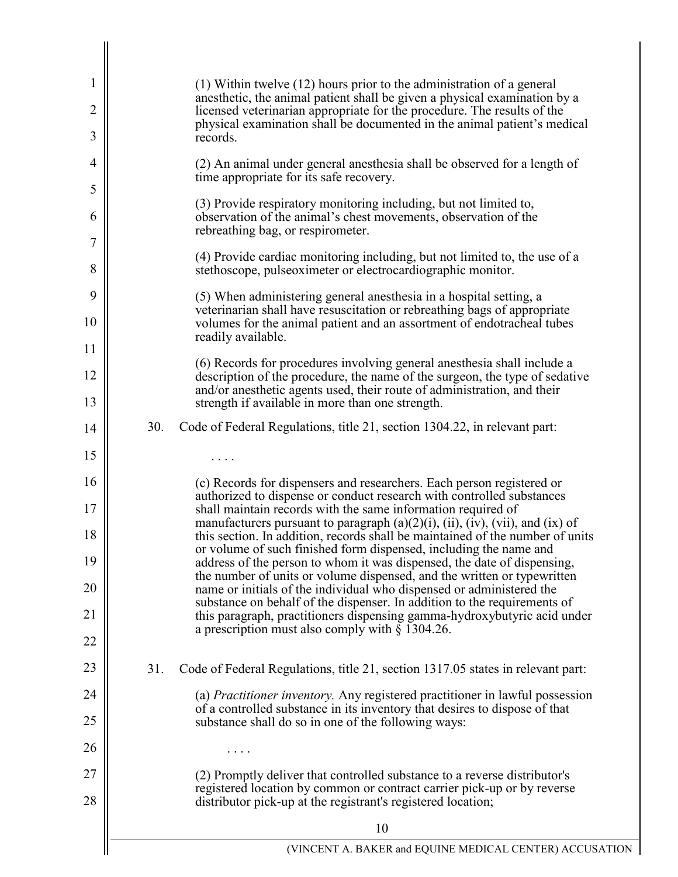(1) Within twelve (12) hours prior to the administration of a general anesthetic, the animal patient shall be given a physical examination by a licensed veterinarian appropriate for the procedure. The results of the physical examination shall be documented in the animal patient's medical records.

(2) An animal under general anesthesia shall be observed for a length of time appropriate for its safe recovery.

(3) Provide respiratory monitoring including, but not limited to, observation of the animal's chest movements, observation of the rebreathing bag, or respirometer.

(4) Provide cardiac monitoring including, but not limited to, the use of a stethoscope, pulseoximeter or electrocardiographic monitor.

(5) When administering general anesthesia in a hospital setting, a veterinarian shall have resuscitation or rebreathing bags of appropriate volumes for the animal patient and an assortment of endotracheal tubes readily available.

(6) Records for procedures involving general anesthesia shall include a description of the procedure, the name of the surgeon, the type of sedative and/or anesthetic agents used, their route of administration, and their strength if available in more than one strength.

30. Code of Federal Regulations, title 21, section 1304.22, in relevant part:

. . . .

(c) Records for dispensers and researchers. Each person registered or authorized to dispense or conduct research with controlled substances shall maintain records with the same information required of manufacturers pursuant to paragraph (a)(2)(i), (ii), (iv), (vii), and (ix) of this section. In addition, records shall be maintained of the number of units or volume of such finished form dispensed, including the name and address of the person to whom it was dispensed, the date of dispensing, the number of units or volume dispensed, and the written or typewritten name or initials of the individual who dispensed or administered the substance on behalf of the dispenser. In addition to the requirements of this paragraph, practitioners dispensing gamma-hydroxybutyric acid under a prescription must also comply with § 1304.26.

31. Code of Federal Regulations, title 21, section 1317.05 states in relevant part:

(a) *Practitioner inventory.* Any registered practitioner in lawful possession of a controlled substance in its inventory that desires to dispose of that substance shall do so in one of the following ways:

. . . .

(2) Promptly deliver that controlled substance to a reverse distributor's registered location by common or contract carrier pick-up or by reverse distributor pick-up at the registrant's registered location;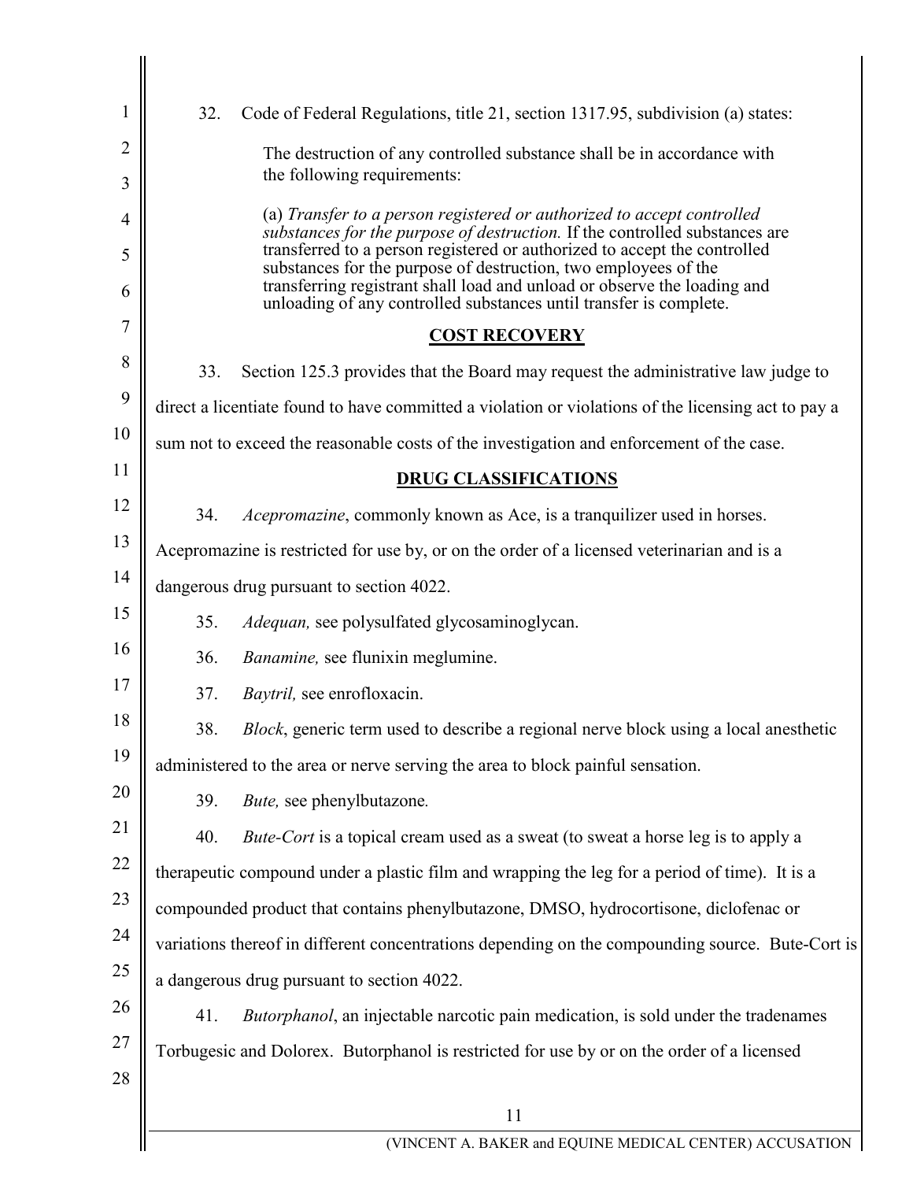32. Code of Federal Regulations, title 21, section 1317.95, subdivision (a) states:

> The destruction of any controlled substance shall be in accordance with the following requirements:
>
> (a) *Transfer to a person registered or authorized to accept controlled substances for the purpose of destruction.* If the controlled substances are transferred to a person registered or authorized to accept the controlled substances for the purpose of destruction, two employees of the transferring registrant shall load and unload or observe the loading and unloading of any controlled substances until transfer is complete.

## **COST RECOVERY**

33. Section 125.3 provides that the Board may request the administrative law judge to direct a licentiate found to have committed a violation or violations of the licensing act to pay a sum not to exceed the reasonable costs of the investigation and enforcement of the case.

## **DRUG CLASSIFICATIONS**

34. *Acepromazine*, commonly known as Ace, is a tranquilizer used in horses. Acepromazine is restricted for use by, or on the order of a licensed veterinarian and is a dangerous drug pursuant to section 4022.

35. *Adequan,* see polysulfated glycosaminoglycan.

36. *Banamine,* see flunixin meglumine.

37. *Baytril,* see enrofloxacin.

38. *Block*, generic term used to describe a regional nerve block using a local anesthetic administered to the area or nerve serving the area to block painful sensation.

39. *Bute,* see phenylbutazone.

40. *Bute-Cort* is a topical cream used as a sweat (to sweat a horse leg is to apply a therapeutic compound under a plastic film and wrapping the leg for a period of time). It is a compounded product that contains phenylbutazone, DMSO, hydrocortisone, diclofenac or variations thereof in different concentrations depending on the compounding source. Bute-Cort is a dangerous drug pursuant to section 4022.

41. *Butorphanol*, an injectable narcotic pain medication, is sold under the tradenames Torbugesic and Dolorex. Butorphanol is restricted for use by or on the order of a licensed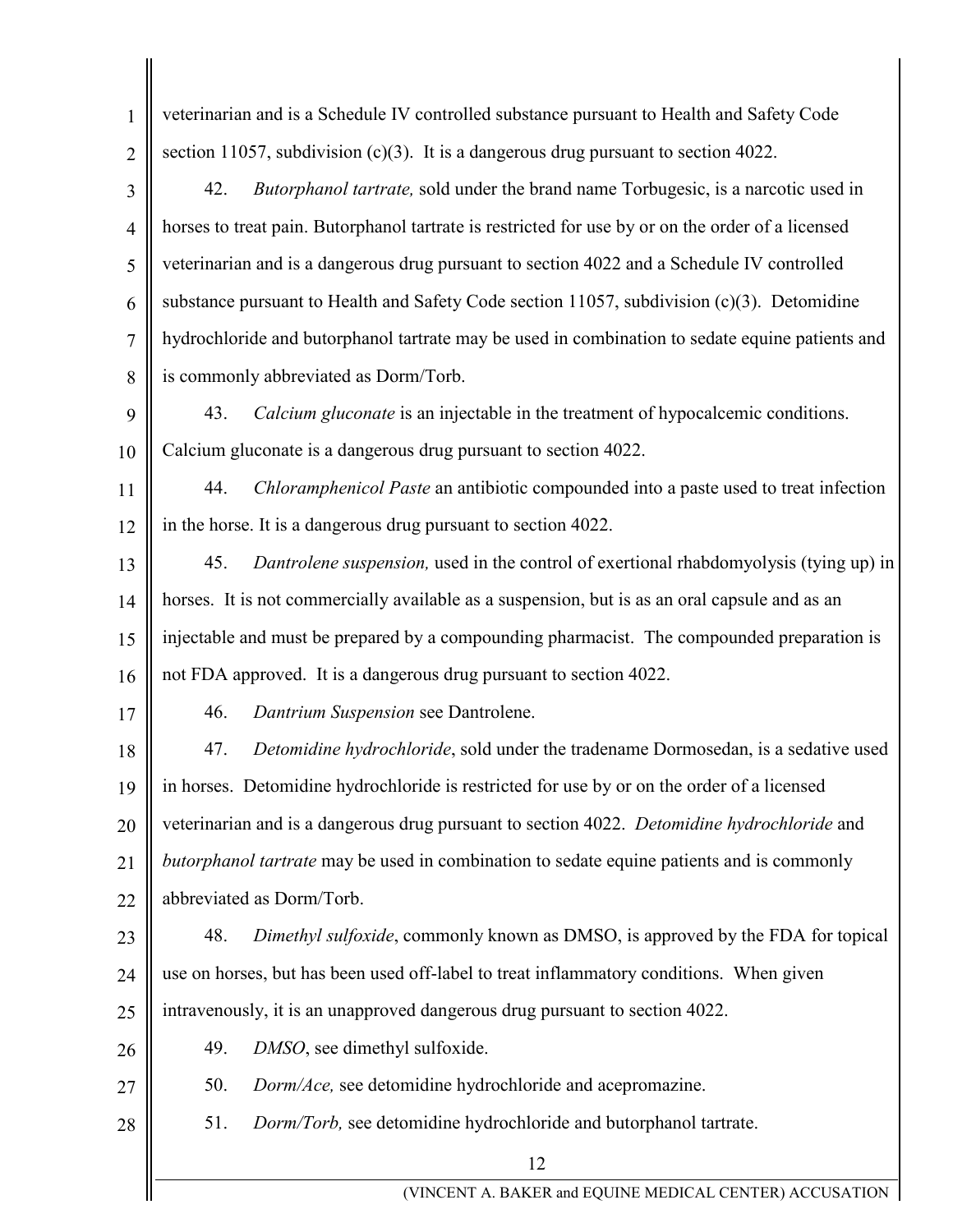veterinarian and is a Schedule IV controlled substance pursuant to Health and Safety Code section 11057, subdivision (c)(3). It is a dangerous drug pursuant to section 4022.

42. *Butorphanol tartrate,* sold under the brand name Torbugesic, is a narcotic used in horses to treat pain. Butorphanol tartrate is restricted for use by or on the order of a licensed veterinarian and is a dangerous drug pursuant to section 4022 and a Schedule IV controlled substance pursuant to Health and Safety Code section 11057, subdivision (c)(3). Detomidine hydrochloride and butorphanol tartrate may be used in combination to sedate equine patients and is commonly abbreviated as Dorm/Torb.

43. *Calcium gluconate* is an injectable in the treatment of hypocalcemic conditions. Calcium gluconate is a dangerous drug pursuant to section 4022.

44. *Chloramphenicol Paste* an antibiotic compounded into a paste used to treat infection in the horse. It is a dangerous drug pursuant to section 4022.

45. *Dantrolene suspension,* used in the control of exertional rhabdomyolysis (tying up) in horses. It is not commercially available as a suspension, but is as an oral capsule and as an injectable and must be prepared by a compounding pharmacist. The compounded preparation is not FDA approved. It is a dangerous drug pursuant to section 4022.

46. *Dantrium Suspension* see Dantrolene.

47. *Detomidine hydrochloride*, sold under the tradename Dormosedan, is a sedative used in horses. Detomidine hydrochloride is restricted for use by or on the order of a licensed veterinarian and is a dangerous drug pursuant to section 4022. *Detomidine hydrochloride* and *butorphanol tartrate* may be used in combination to sedate equine patients and is commonly abbreviated as Dorm/Torb.

48. *Dimethyl sulfoxide*, commonly known as DMSO, is approved by the FDA for topical use on horses, but has been used off-label to treat inflammatory conditions. When given intravenously, it is an unapproved dangerous drug pursuant to section 4022.

49. *DMSO*, see dimethyl sulfoxide.

50. *Dorm/Ace,* see detomidine hydrochloride and acepromazine.

51. *Dorm/Torb,* see detomidine hydrochloride and butorphanol tartrate.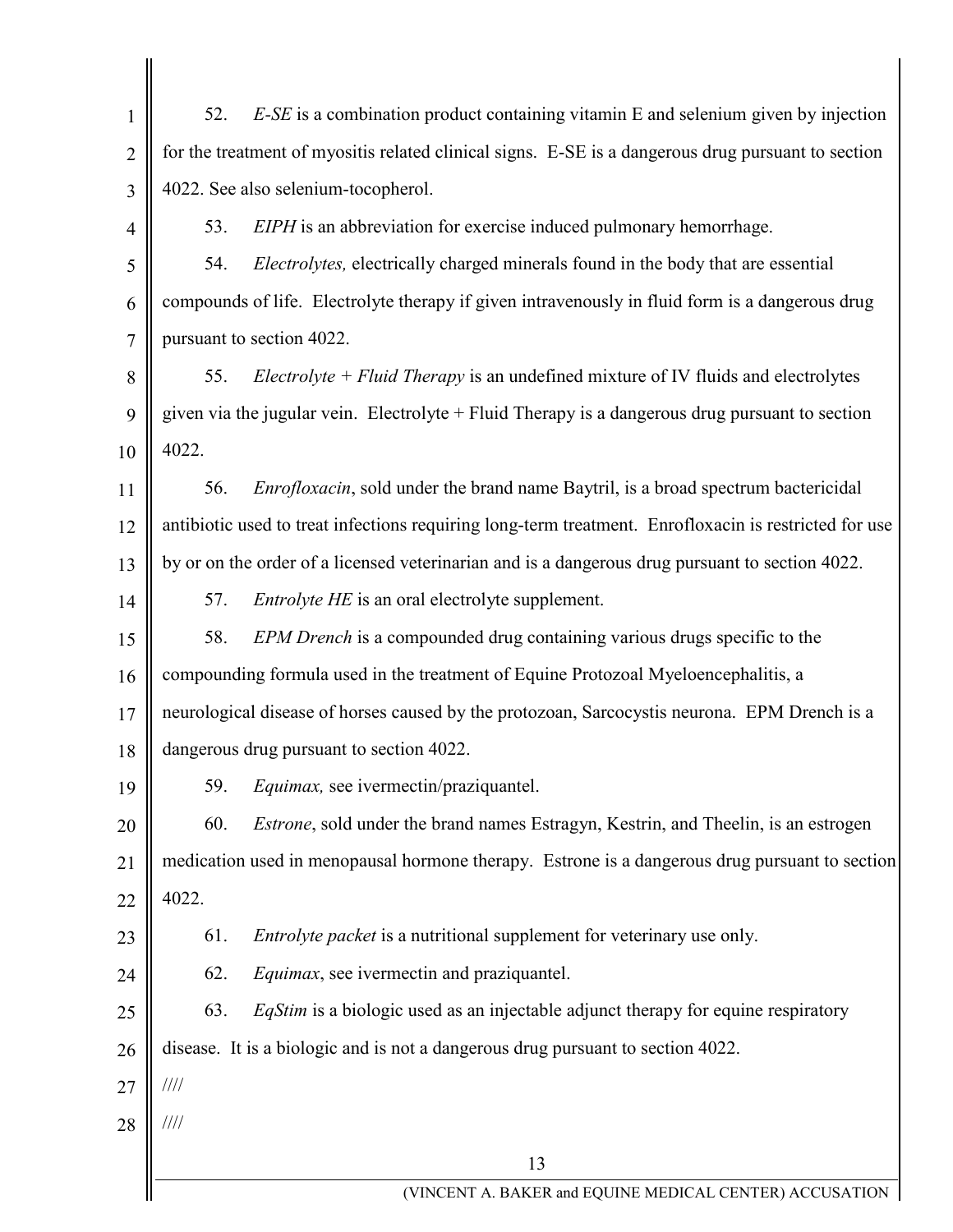52. *E-SE* is a combination product containing vitamin E and selenium given by injection for the treatment of myositis related clinical signs. E-SE is a dangerous drug pursuant to section 4022. See also selenium-tocopherol.

53. *EIPH* is an abbreviation for exercise induced pulmonary hemorrhage.

54. *Electrolytes,* electrically charged minerals found in the body that are essential compounds of life. Electrolyte therapy if given intravenously in fluid form is a dangerous drug pursuant to section 4022.

55. *Electrolyte + Fluid Therapy* is an undefined mixture of IV fluids and electrolytes given via the jugular vein. Electrolyte + Fluid Therapy is a dangerous drug pursuant to section 4022.

56. *Enrofloxacin*, sold under the brand name Baytril, is a broad spectrum bactericidal antibiotic used to treat infections requiring long-term treatment. Enrofloxacin is restricted for use by or on the order of a licensed veterinarian and is a dangerous drug pursuant to section 4022.

57. *Entrolyte HE* is an oral electrolyte supplement.

58. *EPM Drench* is a compounded drug containing various drugs specific to the compounding formula used in the treatment of Equine Protozoal Myeloencephalitis, a neurological disease of horses caused by the protozoan, Sarcocystis neurona. EPM Drench is a dangerous drug pursuant to section 4022.

59. *Equimax,* see ivermectin/praziquantel.

60. *Estrone*, sold under the brand names Estragyn, Kestrin, and Theelin, is an estrogen medication used in menopausal hormone therapy. Estrone is a dangerous drug pursuant to section 4022.

61. *Entrolyte packet* is a nutritional supplement for veterinary use only.

62. *Equimax*, see ivermectin and praziquantel.

63. *EqStim* is a biologic used as an injectable adjunct therapy for equine respiratory disease. It is a biologic and is not a dangerous drug pursuant to section 4022.

////

////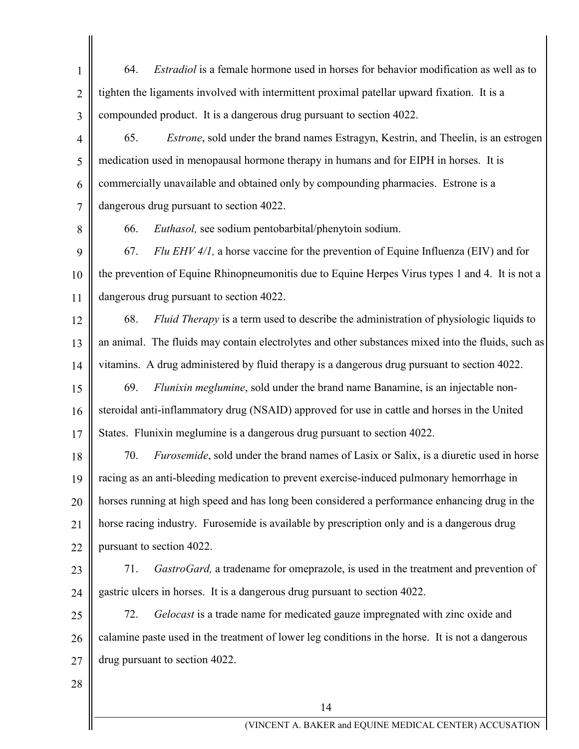64. *Estradiol* is a female hormone used in horses for behavior modification as well as to tighten the ligaments involved with intermittent proximal patellar upward fixation. It is a compounded product. It is a dangerous drug pursuant to section 4022.

65. *Estrone*, sold under the brand names Estragyn, Kestrin, and Theelin, is an estrogen medication used in menopausal hormone therapy in humans and for EIPH in horses. It is commercially unavailable and obtained only by compounding pharmacies. Estrone is a dangerous drug pursuant to section 4022.

66. *Euthasol,* see sodium pentobarbital/phenytoin sodium.

67. *Flu EHV 4/1,* a horse vaccine for the prevention of Equine Influenza (EIV) and for the prevention of Equine Rhinopneumonitis due to Equine Herpes Virus types 1 and 4. It is not a dangerous drug pursuant to section 4022.

68. *Fluid Therapy* is a term used to describe the administration of physiologic liquids to an animal. The fluids may contain electrolytes and other substances mixed into the fluids, such as vitamins. A drug administered by fluid therapy is a dangerous drug pursuant to section 4022.

69. *Flunixin meglumine*, sold under the brand name Banamine, is an injectable non-steroidal anti-inflammatory drug (NSAID) approved for use in cattle and horses in the United States. Flunixin meglumine is a dangerous drug pursuant to section 4022.

70. *Furosemide*, sold under the brand names of Lasix or Salix, is a diuretic used in horse racing as an anti-bleeding medication to prevent exercise-induced pulmonary hemorrhage in horses running at high speed and has long been considered a performance enhancing drug in the horse racing industry. Furosemide is available by prescription only and is a dangerous drug pursuant to section 4022.

71. *GastroGard,* a tradename for omeprazole, is used in the treatment and prevention of gastric ulcers in horses. It is a dangerous drug pursuant to section 4022.

72. *Gelocast* is a trade name for medicated gauze impregnated with zinc oxide and calamine paste used in the treatment of lower leg conditions in the horse. It is not a dangerous drug pursuant to section 4022.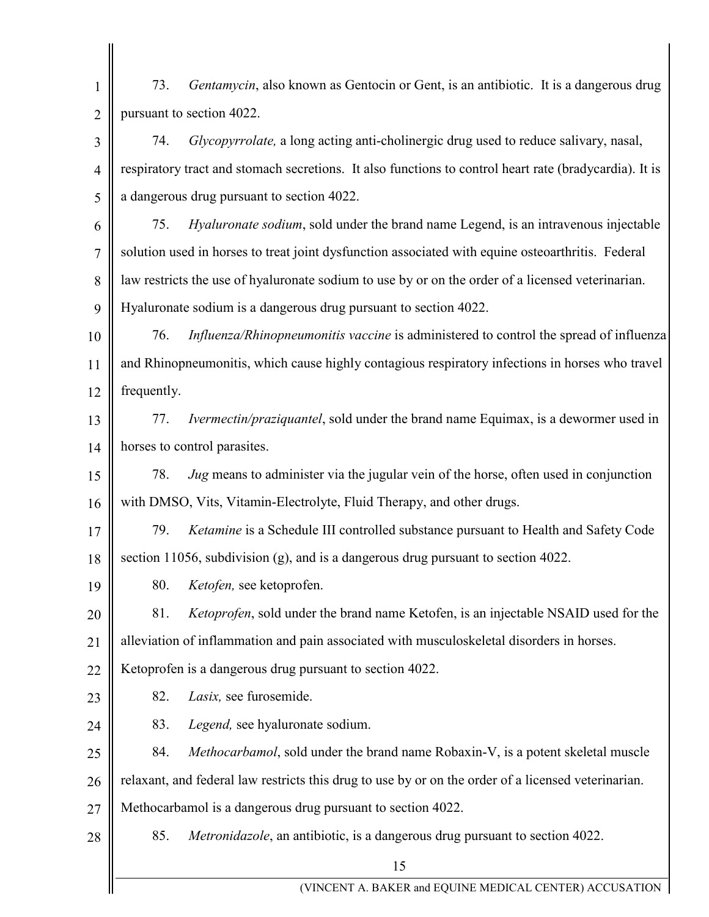73. *Gentamycin*, also known as Gentocin or Gent, is an antibiotic. It is a dangerous drug pursuant to section 4022.

74. *Glycopyrrolate,* a long acting anti-cholinergic drug used to reduce salivary, nasal, respiratory tract and stomach secretions. It also functions to control heart rate (bradycardia). It is a dangerous drug pursuant to section 4022.

75. *Hyaluronate sodium*, sold under the brand name Legend, is an intravenous injectable solution used in horses to treat joint dysfunction associated with equine osteoarthritis. Federal law restricts the use of hyaluronate sodium to use by or on the order of a licensed veterinarian. Hyaluronate sodium is a dangerous drug pursuant to section 4022.

76. *Influenza/Rhinopneumonitis vaccine* is administered to control the spread of influenza and Rhinopneumonitis, which cause highly contagious respiratory infections in horses who travel frequently.

77. *Ivermectin/praziquantel*, sold under the brand name Equimax, is a dewormer used in horses to control parasites.

78. *Jug* means to administer via the jugular vein of the horse, often used in conjunction with DMSO, Vits, Vitamin-Electrolyte, Fluid Therapy, and other drugs.

79. *Ketamine* is a Schedule III controlled substance pursuant to Health and Safety Code section 11056, subdivision (g), and is a dangerous drug pursuant to section 4022.

80. *Ketofen,* see ketoprofen.

81. *Ketoprofen*, sold under the brand name Ketofen, is an injectable NSAID used for the alleviation of inflammation and pain associated with musculoskeletal disorders in horses. Ketoprofen is a dangerous drug pursuant to section 4022.

82. *Lasix,* see furosemide.

83. *Legend,* see hyaluronate sodium.

84. *Methocarbamol*, sold under the brand name Robaxin-V, is a potent skeletal muscle relaxant, and federal law restricts this drug to use by or on the order of a licensed veterinarian. Methocarbamol is a dangerous drug pursuant to section 4022.

85. *Metronidazole*, an antibiotic, is a dangerous drug pursuant to section 4022.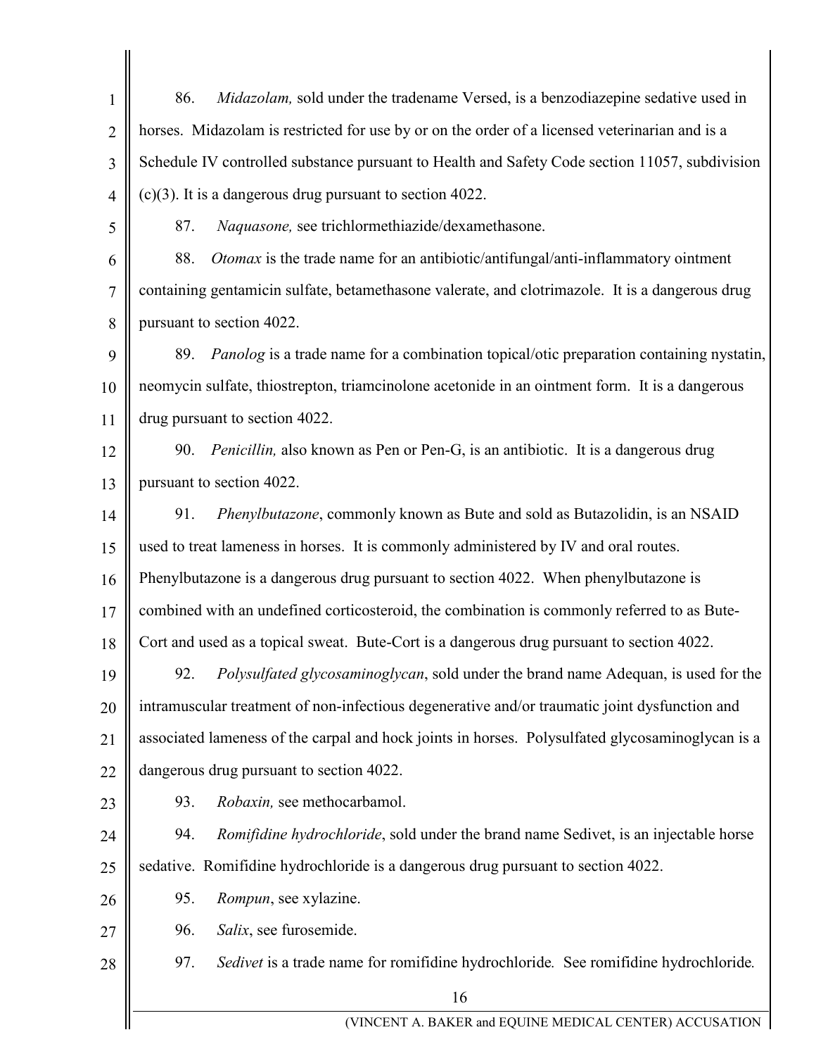86. *Midazolam,* sold under the tradename Versed, is a benzodiazepine sedative used in horses. Midazolam is restricted for use by or on the order of a licensed veterinarian and is a Schedule IV controlled substance pursuant to Health and Safety Code section 11057, subdivision (c)(3). It is a dangerous drug pursuant to section 4022.

87. *Naquasone,* see trichlormethiazide/dexamethasone.

88. *Otomax* is the trade name for an antibiotic/antifungal/anti-inflammatory ointment containing gentamicin sulfate, betamethasone valerate, and clotrimazole. It is a dangerous drug pursuant to section 4022.

89. *Panolog* is a trade name for a combination topical/otic preparation containing nystatin, neomycin sulfate, thiostrepton, triamcinolone acetonide in an ointment form. It is a dangerous drug pursuant to section 4022.

90. *Penicillin,* also known as Pen or Pen-G, is an antibiotic. It is a dangerous drug pursuant to section 4022.

91. *Phenylbutazone*, commonly known as Bute and sold as Butazolidin, is an NSAID used to treat lameness in horses. It is commonly administered by IV and oral routes. Phenylbutazone is a dangerous drug pursuant to section 4022. When phenylbutazone is combined with an undefined corticosteroid, the combination is commonly referred to as Bute-Cort and used as a topical sweat. Bute-Cort is a dangerous drug pursuant to section 4022.

92. *Polysulfated glycosaminoglycan*, sold under the brand name Adequan, is used for the intramuscular treatment of non-infectious degenerative and/or traumatic joint dysfunction and associated lameness of the carpal and hock joints in horses. Polysulfated glycosaminoglycan is a dangerous drug pursuant to section 4022.

93. *Robaxin,* see methocarbamol.

94. *Romifidine hydrochloride*, sold under the brand name Sedivet, is an injectable horse sedative. Romifidine hydrochloride is a dangerous drug pursuant to section 4022.

95. *Rompun*, see xylazine.

96. *Salix*, see furosemide.

97. *Sedivet* is a trade name for romifidine hydrochloride*.* See romifidine hydrochloride*.*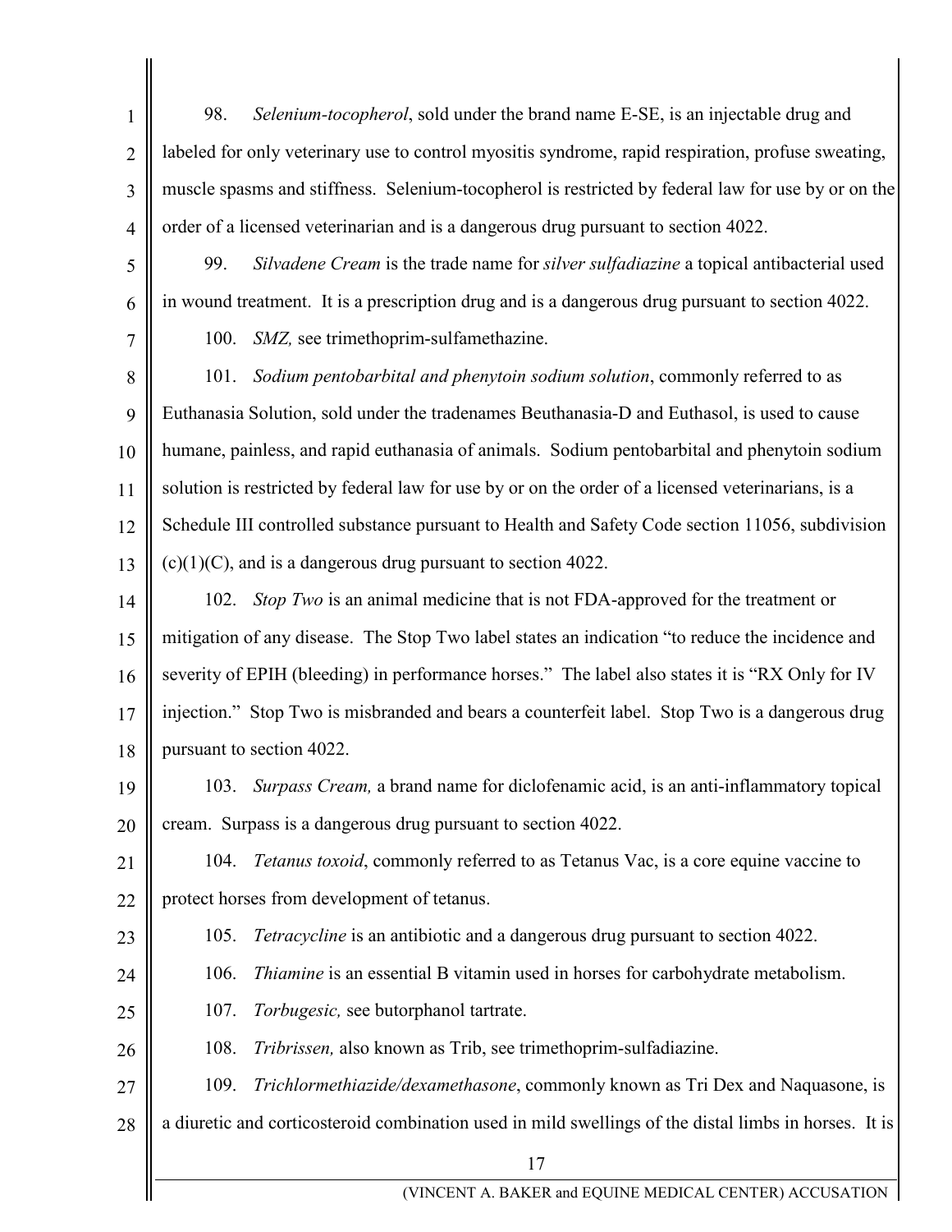98. *Selenium-tocopherol*, sold under the brand name E-SE, is an injectable drug and labeled for only veterinary use to control myositis syndrome, rapid respiration, profuse sweating, muscle spasms and stiffness. Selenium-tocopherol is restricted by federal law for use by or on the order of a licensed veterinarian and is a dangerous drug pursuant to section 4022.

99. *Silvadene Cream* is the trade name for *silver sulfadiazine* a topical antibacterial used in wound treatment. It is a prescription drug and is a dangerous drug pursuant to section 4022.

100. *SMZ,* see trimethoprim-sulfamethazine.

101. *Sodium pentobarbital and phenytoin sodium solution*, commonly referred to as Euthanasia Solution, sold under the tradenames Beuthanasia-D and Euthasol, is used to cause humane, painless, and rapid euthanasia of animals. Sodium pentobarbital and phenytoin sodium solution is restricted by federal law for use by or on the order of a licensed veterinarians, is a Schedule III controlled substance pursuant to Health and Safety Code section 11056, subdivision (c)(1)(C), and is a dangerous drug pursuant to section 4022.

102. *Stop Two* is an animal medicine that is not FDA-approved for the treatment or mitigation of any disease. The Stop Two label states an indication "to reduce the incidence and severity of EPIH (bleeding) in performance horses." The label also states it is "RX Only for IV injection." Stop Two is misbranded and bears a counterfeit label. Stop Two is a dangerous drug pursuant to section 4022.

103. *Surpass Cream,* a brand name for diclofenamic acid, is an anti-inflammatory topical cream. Surpass is a dangerous drug pursuant to section 4022.

104. *Tetanus toxoid*, commonly referred to as Tetanus Vac, is a core equine vaccine to protect horses from development of tetanus.

105. *Tetracycline* is an antibiotic and a dangerous drug pursuant to section 4022.

106. *Thiamine* is an essential B vitamin used in horses for carbohydrate metabolism.

107. *Torbugesic,* see butorphanol tartrate.

108. *Tribrissen,* also known as Trib, see trimethoprim-sulfadiazine.

109. *Trichlormethiazide/dexamethasone*, commonly known as Tri Dex and Naquasone, is a diuretic and corticosteroid combination used in mild swellings of the distal limbs in horses. It is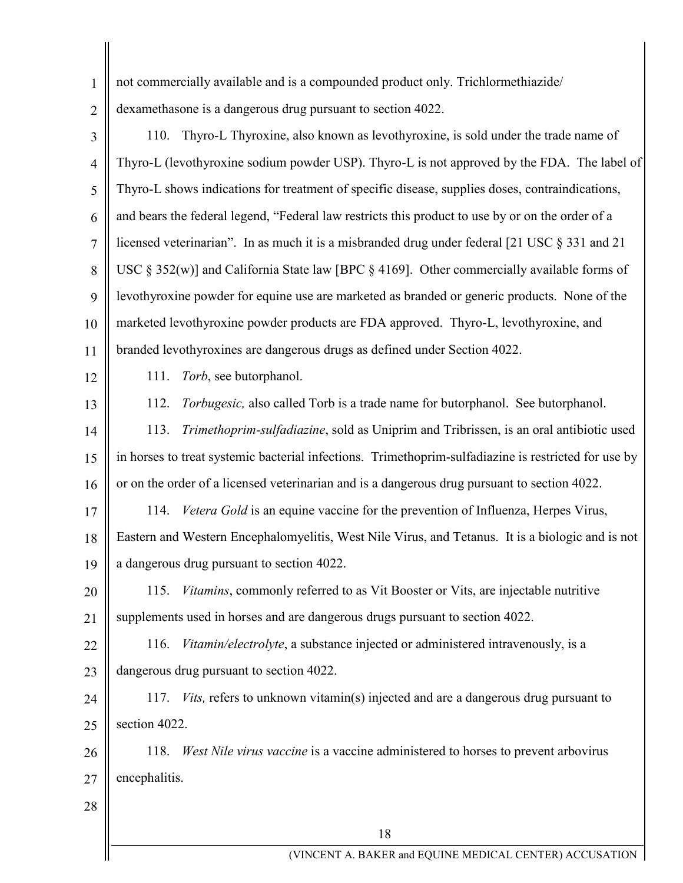not commercially available and is a compounded product only. Trichlormethiazide/ dexamethasone is a dangerous drug pursuant to section 4022.

110. Thyro-L Thyroxine, also known as levothyroxine, is sold under the trade name of Thyro-L (levothyroxine sodium powder USP). Thyro-L is not approved by the FDA. The label of Thyro-L shows indications for treatment of specific disease, supplies doses, contraindications, and bears the federal legend, "Federal law restricts this product to use by or on the order of a licensed veterinarian". In as much it is a misbranded drug under federal [21 USC § 331 and 21 USC § 352(w)] and California State law [BPC § 4169]. Other commercially available forms of levothyroxine powder for equine use are marketed as branded or generic products. None of the marketed levothyroxine powder products are FDA approved. Thyro-L, levothyroxine, and branded levothyroxines are dangerous drugs as defined under Section 4022.

111. *Torb*, see butorphanol.

112. *Torbugesic,* also called Torb is a trade name for butorphanol. See butorphanol.

113. *Trimethoprim-sulfadiazine*, sold as Uniprim and Tribrissen, is an oral antibiotic used in horses to treat systemic bacterial infections. Trimethoprim-sulfadiazine is restricted for use by or on the order of a licensed veterinarian and is a dangerous drug pursuant to section 4022.

114. *Vetera Gold* is an equine vaccine for the prevention of Influenza, Herpes Virus, Eastern and Western Encephalomyelitis, West Nile Virus, and Tetanus. It is a biologic and is not a dangerous drug pursuant to section 4022.

115. *Vitamins*, commonly referred to as Vit Booster or Vits, are injectable nutritive supplements used in horses and are dangerous drugs pursuant to section 4022.

116. *Vitamin/electrolyte*, a substance injected or administered intravenously, is a dangerous drug pursuant to section 4022.

117. *Vits,* refers to unknown vitamin(s) injected and are a dangerous drug pursuant to section 4022.

118. *West Nile virus vaccine* is a vaccine administered to horses to prevent arbovirus encephalitis.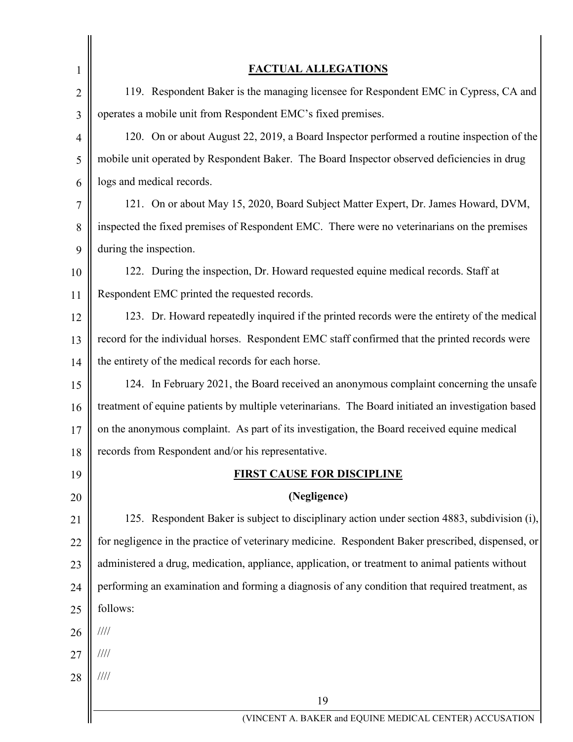## FACTUAL ALLEGATIONS

119. Respondent Baker is the managing licensee for Respondent EMC in Cypress, CA and operates a mobile unit from Respondent EMC's fixed premises.

120. On or about August 22, 2019, a Board Inspector performed a routine inspection of the mobile unit operated by Respondent Baker. The Board Inspector observed deficiencies in drug logs and medical records.

121. On or about May 15, 2020, Board Subject Matter Expert, Dr. James Howard, DVM, inspected the fixed premises of Respondent EMC. There were no veterinarians on the premises during the inspection.

122. During the inspection, Dr. Howard requested equine medical records. Staff at Respondent EMC printed the requested records.

123. Dr. Howard repeatedly inquired if the printed records were the entirety of the medical record for the individual horses. Respondent EMC staff confirmed that the printed records were the entirety of the medical records for each horse.

124. In February 2021, the Board received an anonymous complaint concerning the unsafe treatment of equine patients by multiple veterinarians. The Board initiated an investigation based on the anonymous complaint. As part of its investigation, the Board received equine medical records from Respondent and/or his representative.

## FIRST CAUSE FOR DISCIPLINE

### (Negligence)

125. Respondent Baker is subject to disciplinary action under section 4883, subdivision (i), for negligence in the practice of veterinary medicine. Respondent Baker prescribed, dispensed, or administered a drug, medication, appliance, application, or treatment to animal patients without performing an examination and forming a diagnosis of any condition that required treatment, as follows:

////

////

////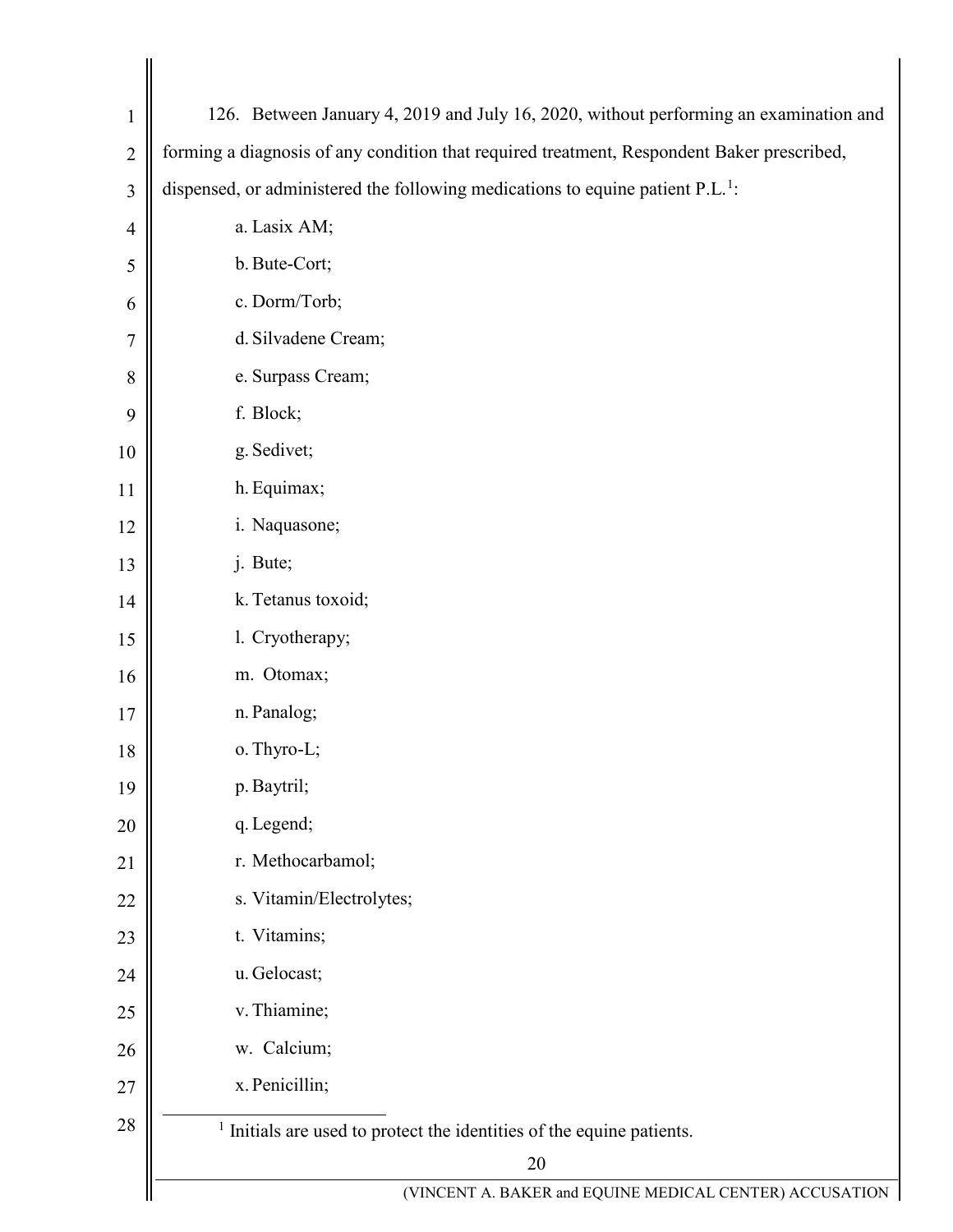126. Between January 4, 2019 and July 16, 2020, without performing an examination and forming a diagnosis of any condition that required treatment, Respondent Baker prescribed, dispensed, or administered the following medications to equine patient P.L.[1]:

a. Lasix AM;

b. Bute-Cort;

c. Dorm/Torb;

d. Silvadene Cream;

e. Surpass Cream;

f. Block;

g. Sedivet;

h. Equimax;

i. Naquasone;

j. Bute;

k. Tetanus toxoid;

l. Cryotherapy;

m. Otomax;

n. Panalog;

o. Thyro-L;

p. Baytril;

q. Legend;

r. Methocarbamol;

s. Vitamin/Electrolytes;

t. Vitamins;

u. Gelocast;

v. Thiamine;

w. Calcium;

x. Penicillin;

[1] Initials are used to protect the identities of the equine patients.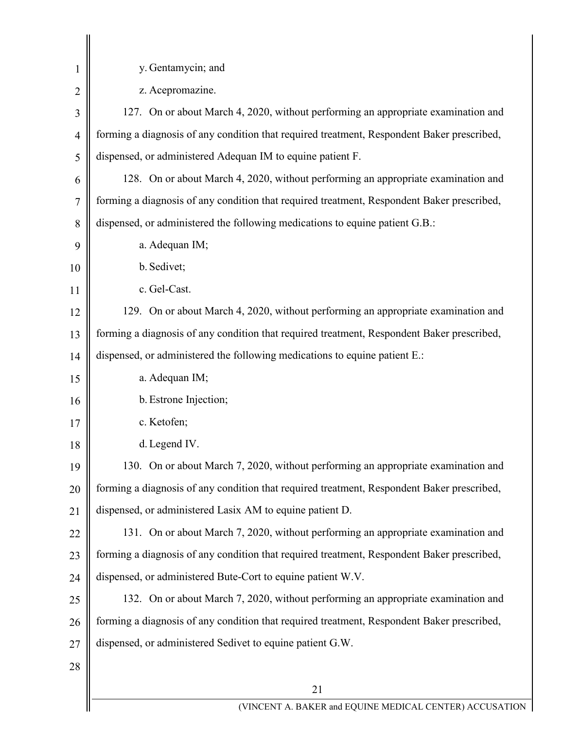y. Gentamycin; and

z. Acepromazine.

127. On or about March 4, 2020, without performing an appropriate examination and forming a diagnosis of any condition that required treatment, Respondent Baker prescribed, dispensed, or administered Adequan IM to equine patient F.

128. On or about March 4, 2020, without performing an appropriate examination and forming a diagnosis of any condition that required treatment, Respondent Baker prescribed, dispensed, or administered the following medications to equine patient G.B.:

a. Adequan IM;

b. Sedivet;

c. Gel-Cast.

129. On or about March 4, 2020, without performing an appropriate examination and forming a diagnosis of any condition that required treatment, Respondent Baker prescribed, dispensed, or administered the following medications to equine patient E.:

a. Adequan IM;

b. Estrone Injection;

c. Ketofen;

d. Legend IV.

130. On or about March 7, 2020, without performing an appropriate examination and forming a diagnosis of any condition that required treatment, Respondent Baker prescribed, dispensed, or administered Lasix AM to equine patient D.

131. On or about March 7, 2020, without performing an appropriate examination and forming a diagnosis of any condition that required treatment, Respondent Baker prescribed, dispensed, or administered Bute-Cort to equine patient W.V.

132. On or about March 7, 2020, without performing an appropriate examination and forming a diagnosis of any condition that required treatment, Respondent Baker prescribed, dispensed, or administered Sedivet to equine patient G.W.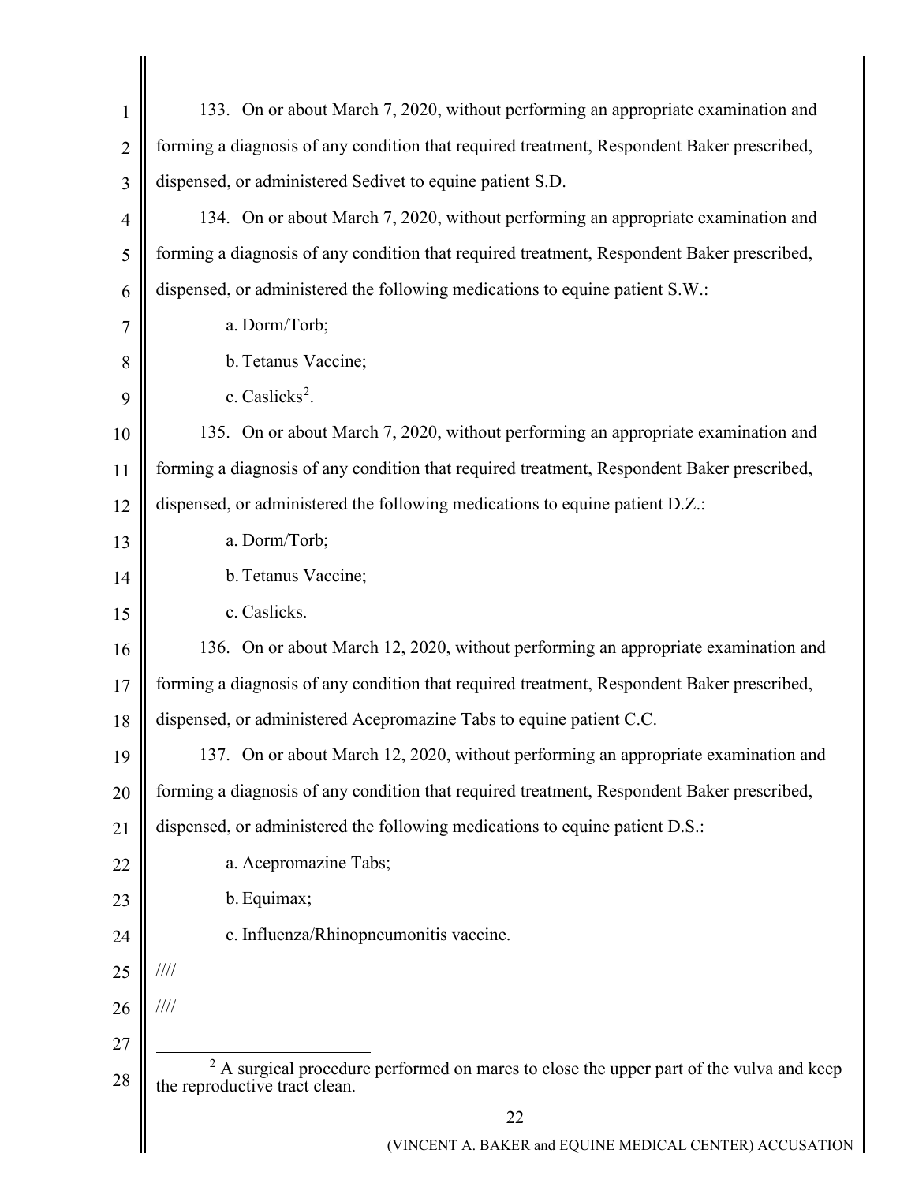133. On or about March 7, 2020, without performing an appropriate examination and forming a diagnosis of any condition that required treatment, Respondent Baker prescribed, dispensed, or administered Sedivet to equine patient S.D.

134. On or about March 7, 2020, without performing an appropriate examination and forming a diagnosis of any condition that required treatment, Respondent Baker prescribed, dispensed, or administered the following medications to equine patient S.W.:

a. Dorm/Torb;

b. Tetanus Vaccine;

c. Caslicks[2].

135. On or about March 7, 2020, without performing an appropriate examination and forming a diagnosis of any condition that required treatment, Respondent Baker prescribed, dispensed, or administered the following medications to equine patient D.Z.:

a. Dorm/Torb;

b. Tetanus Vaccine;

c. Caslicks.

136. On or about March 12, 2020, without performing an appropriate examination and forming a diagnosis of any condition that required treatment, Respondent Baker prescribed, dispensed, or administered Acepromazine Tabs to equine patient C.C.

137. On or about March 12, 2020, without performing an appropriate examination and forming a diagnosis of any condition that required treatment, Respondent Baker prescribed, dispensed, or administered the following medications to equine patient D.S.:

a. Acepromazine Tabs;

b. Equimax;

c. Influenza/Rhinopneumonitis vaccine.

////

////

---

[2] A surgical procedure performed on mares to close the upper part of the vulva and keep the reproductive tract clean.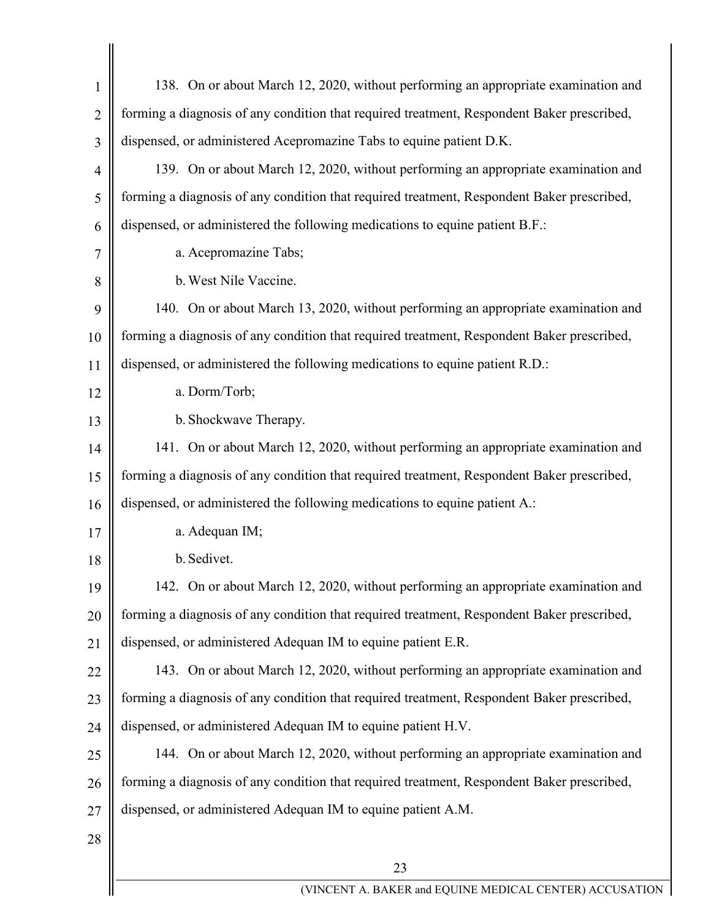138. On or about March 12, 2020, without performing an appropriate examination and forming a diagnosis of any condition that required treatment, Respondent Baker prescribed, dispensed, or administered Acepromazine Tabs to equine patient D.K.

139. On or about March 12, 2020, without performing an appropriate examination and forming a diagnosis of any condition that required treatment, Respondent Baker prescribed, dispensed, or administered the following medications to equine patient B.F.:

a. Acepromazine Tabs;

b. West Nile Vaccine.

140. On or about March 13, 2020, without performing an appropriate examination and forming a diagnosis of any condition that required treatment, Respondent Baker prescribed, dispensed, or administered the following medications to equine patient R.D.:

a. Dorm/Torb;

b. Shockwave Therapy.

141. On or about March 12, 2020, without performing an appropriate examination and forming a diagnosis of any condition that required treatment, Respondent Baker prescribed, dispensed, or administered the following medications to equine patient A.:

a. Adequan IM;

b. Sedivet.

142. On or about March 12, 2020, without performing an appropriate examination and forming a diagnosis of any condition that required treatment, Respondent Baker prescribed, dispensed, or administered Adequan IM to equine patient E.R.

143. On or about March 12, 2020, without performing an appropriate examination and forming a diagnosis of any condition that required treatment, Respondent Baker prescribed, dispensed, or administered Adequan IM to equine patient H.V.

144. On or about March 12, 2020, without performing an appropriate examination and forming a diagnosis of any condition that required treatment, Respondent Baker prescribed, dispensed, or administered Adequan IM to equine patient A.M.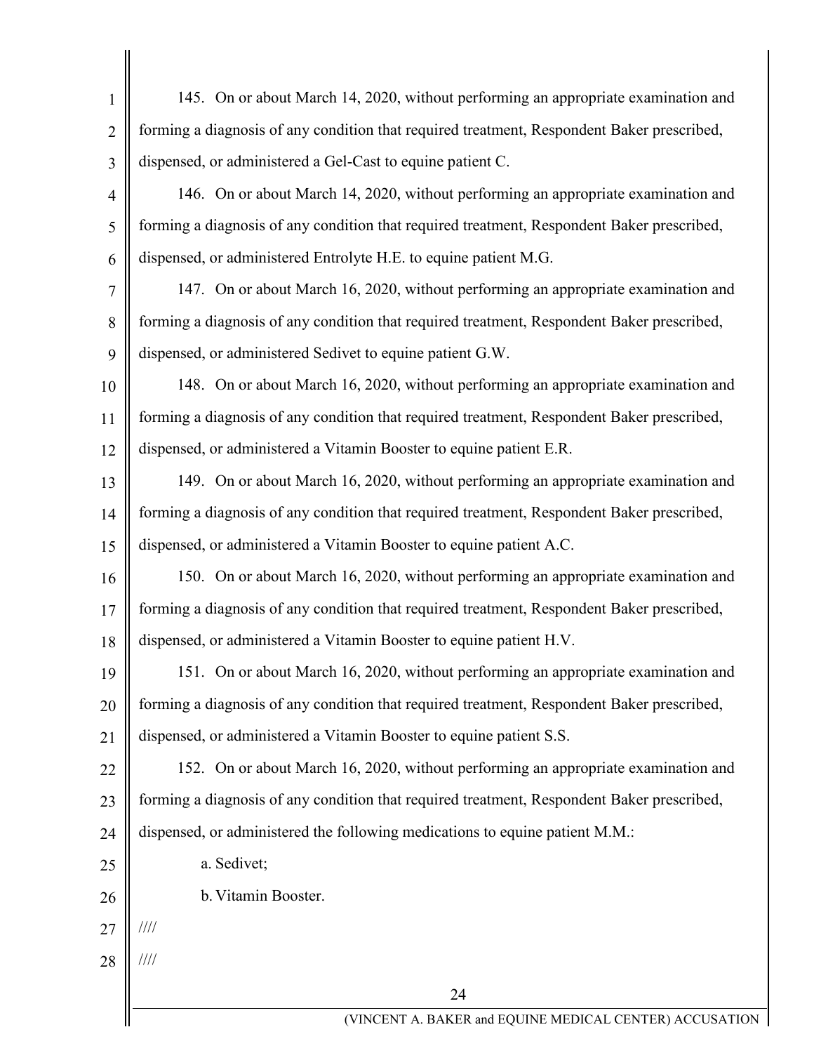145. On or about March 14, 2020, without performing an appropriate examination and forming a diagnosis of any condition that required treatment, Respondent Baker prescribed, dispensed, or administered a Gel-Cast to equine patient C.

146. On or about March 14, 2020, without performing an appropriate examination and forming a diagnosis of any condition that required treatment, Respondent Baker prescribed, dispensed, or administered Entrolyte H.E. to equine patient M.G.

147. On or about March 16, 2020, without performing an appropriate examination and forming a diagnosis of any condition that required treatment, Respondent Baker prescribed, dispensed, or administered Sedivet to equine patient G.W.

148. On or about March 16, 2020, without performing an appropriate examination and forming a diagnosis of any condition that required treatment, Respondent Baker prescribed, dispensed, or administered a Vitamin Booster to equine patient E.R.

149. On or about March 16, 2020, without performing an appropriate examination and forming a diagnosis of any condition that required treatment, Respondent Baker prescribed, dispensed, or administered a Vitamin Booster to equine patient A.C.

150. On or about March 16, 2020, without performing an appropriate examination and forming a diagnosis of any condition that required treatment, Respondent Baker prescribed, dispensed, or administered a Vitamin Booster to equine patient H.V.

151. On or about March 16, 2020, without performing an appropriate examination and forming a diagnosis of any condition that required treatment, Respondent Baker prescribed, dispensed, or administered a Vitamin Booster to equine patient S.S.

152. On or about March 16, 2020, without performing an appropriate examination and forming a diagnosis of any condition that required treatment, Respondent Baker prescribed, dispensed, or administered the following medications to equine patient M.M.:

a. Sedivet;

b. Vitamin Booster.

////

////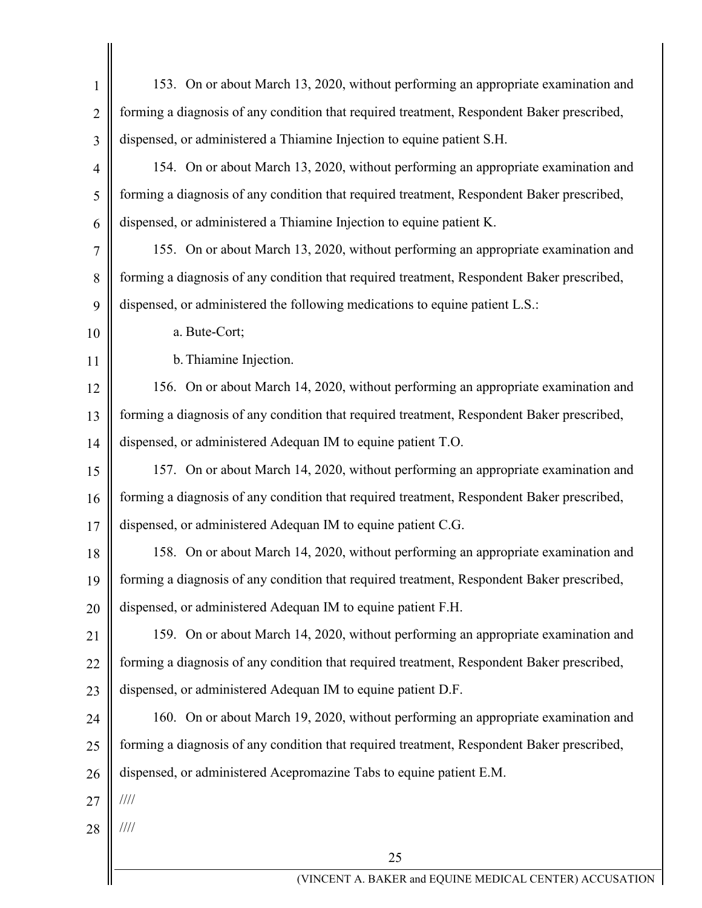153. On or about March 13, 2020, without performing an appropriate examination and forming a diagnosis of any condition that required treatment, Respondent Baker prescribed, dispensed, or administered a Thiamine Injection to equine patient S.H.

154. On or about March 13, 2020, without performing an appropriate examination and forming a diagnosis of any condition that required treatment, Respondent Baker prescribed, dispensed, or administered a Thiamine Injection to equine patient K.

155. On or about March 13, 2020, without performing an appropriate examination and forming a diagnosis of any condition that required treatment, Respondent Baker prescribed, dispensed, or administered the following medications to equine patient L.S.:

a. Bute-Cort;

b. Thiamine Injection.

156. On or about March 14, 2020, without performing an appropriate examination and forming a diagnosis of any condition that required treatment, Respondent Baker prescribed, dispensed, or administered Adequan IM to equine patient T.O.

157. On or about March 14, 2020, without performing an appropriate examination and forming a diagnosis of any condition that required treatment, Respondent Baker prescribed, dispensed, or administered Adequan IM to equine patient C.G.

158. On or about March 14, 2020, without performing an appropriate examination and forming a diagnosis of any condition that required treatment, Respondent Baker prescribed, dispensed, or administered Adequan IM to equine patient F.H.

159. On or about March 14, 2020, without performing an appropriate examination and forming a diagnosis of any condition that required treatment, Respondent Baker prescribed, dispensed, or administered Adequan IM to equine patient D.F.

160. On or about March 19, 2020, without performing an appropriate examination and forming a diagnosis of any condition that required treatment, Respondent Baker prescribed, dispensed, or administered Acepromazine Tabs to equine patient E.M.

////

////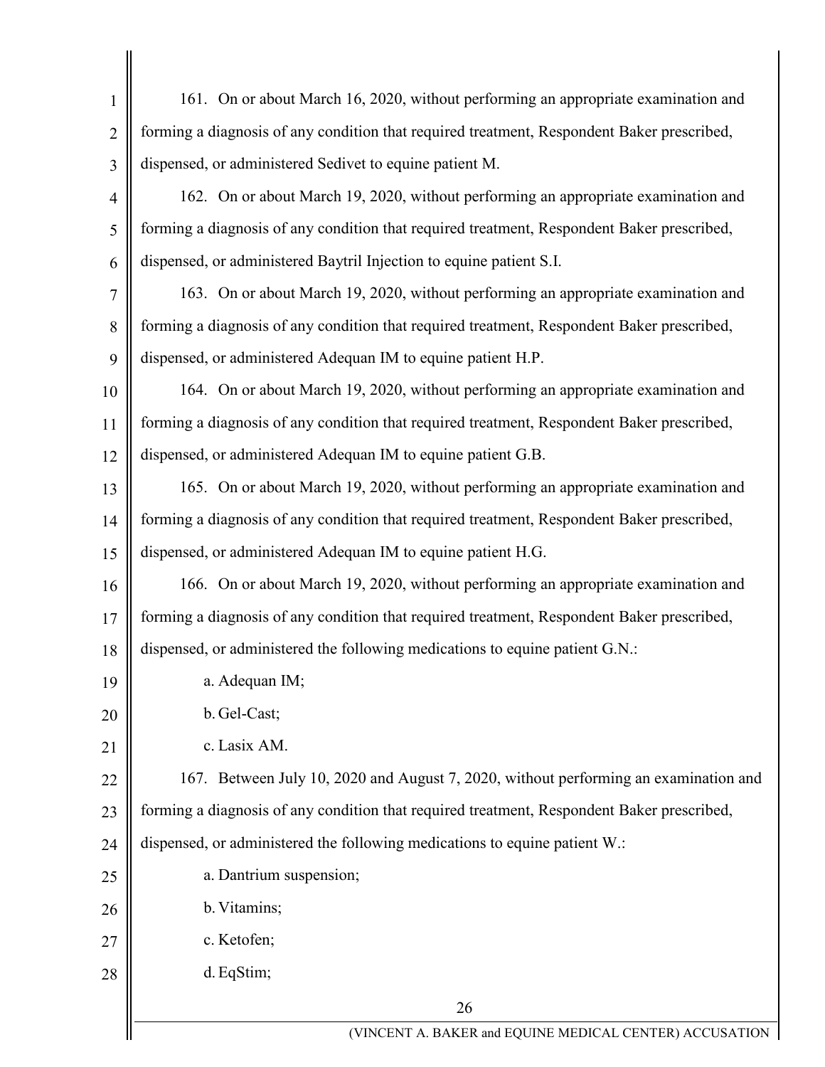161. On or about March 16, 2020, without performing an appropriate examination and forming a diagnosis of any condition that required treatment, Respondent Baker prescribed, dispensed, or administered Sedivet to equine patient M.

162. On or about March 19, 2020, without performing an appropriate examination and forming a diagnosis of any condition that required treatment, Respondent Baker prescribed, dispensed, or administered Baytril Injection to equine patient S.I.

163. On or about March 19, 2020, without performing an appropriate examination and forming a diagnosis of any condition that required treatment, Respondent Baker prescribed, dispensed, or administered Adequan IM to equine patient H.P.

164. On or about March 19, 2020, without performing an appropriate examination and forming a diagnosis of any condition that required treatment, Respondent Baker prescribed, dispensed, or administered Adequan IM to equine patient G.B.

165. On or about March 19, 2020, without performing an appropriate examination and forming a diagnosis of any condition that required treatment, Respondent Baker prescribed, dispensed, or administered Adequan IM to equine patient H.G.

166. On or about March 19, 2020, without performing an appropriate examination and forming a diagnosis of any condition that required treatment, Respondent Baker prescribed, dispensed, or administered the following medications to equine patient G.N.:

a. Adequan IM;

b. Gel-Cast;

c. Lasix AM.

167. Between July 10, 2020 and August 7, 2020, without performing an examination and forming a diagnosis of any condition that required treatment, Respondent Baker prescribed, dispensed, or administered the following medications to equine patient W.:

a. Dantrium suspension;

b. Vitamins;

c. Ketofen;

d. EqStim;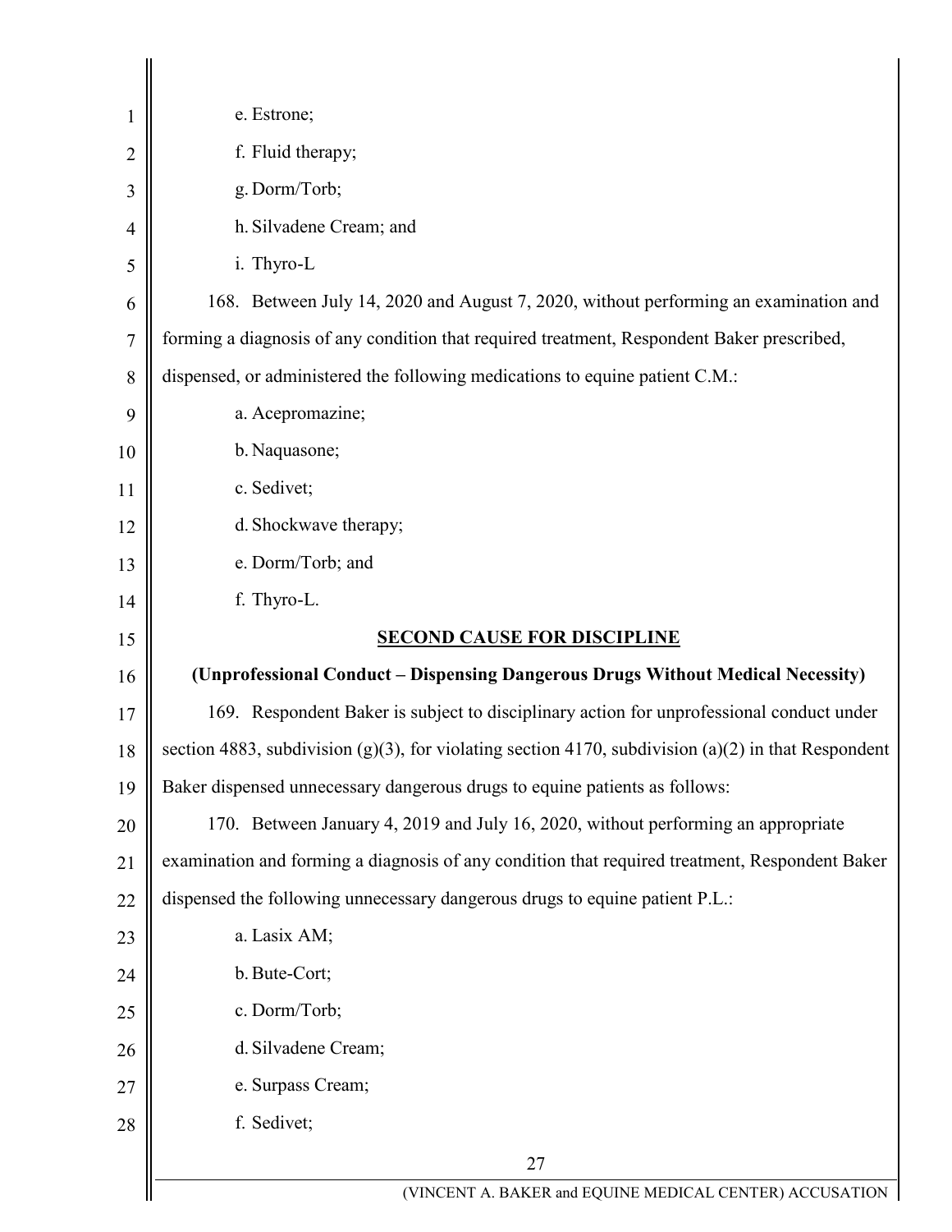e. Estrone;

f. Fluid therapy;

g. Dorm/Torb;

h. Silvadene Cream; and

i. Thyro-L

168. Between July 14, 2020 and August 7, 2020, without performing an examination and forming a diagnosis of any condition that required treatment, Respondent Baker prescribed, dispensed, or administered the following medications to equine patient C.M.:

a. Acepromazine;

b. Naquasone;

c. Sedivet;

d. Shockwave therapy;

e. Dorm/Torb; and

f. Thyro-L.

## SECOND CAUSE FOR DISCIPLINE

**(Unprofessional Conduct – Dispensing Dangerous Drugs Without Medical Necessity)**

169. Respondent Baker is subject to disciplinary action for unprofessional conduct under section 4883, subdivision (g)(3), for violating section 4170, subdivision (a)(2) in that Respondent Baker dispensed unnecessary dangerous drugs to equine patients as follows:

170. Between January 4, 2019 and July 16, 2020, without performing an appropriate examination and forming a diagnosis of any condition that required treatment, Respondent Baker dispensed the following unnecessary dangerous drugs to equine patient P.L.:

a. Lasix AM;

b. Bute-Cort;

c. Dorm/Torb;

d. Silvadene Cream;

e. Surpass Cream;

f. Sedivet;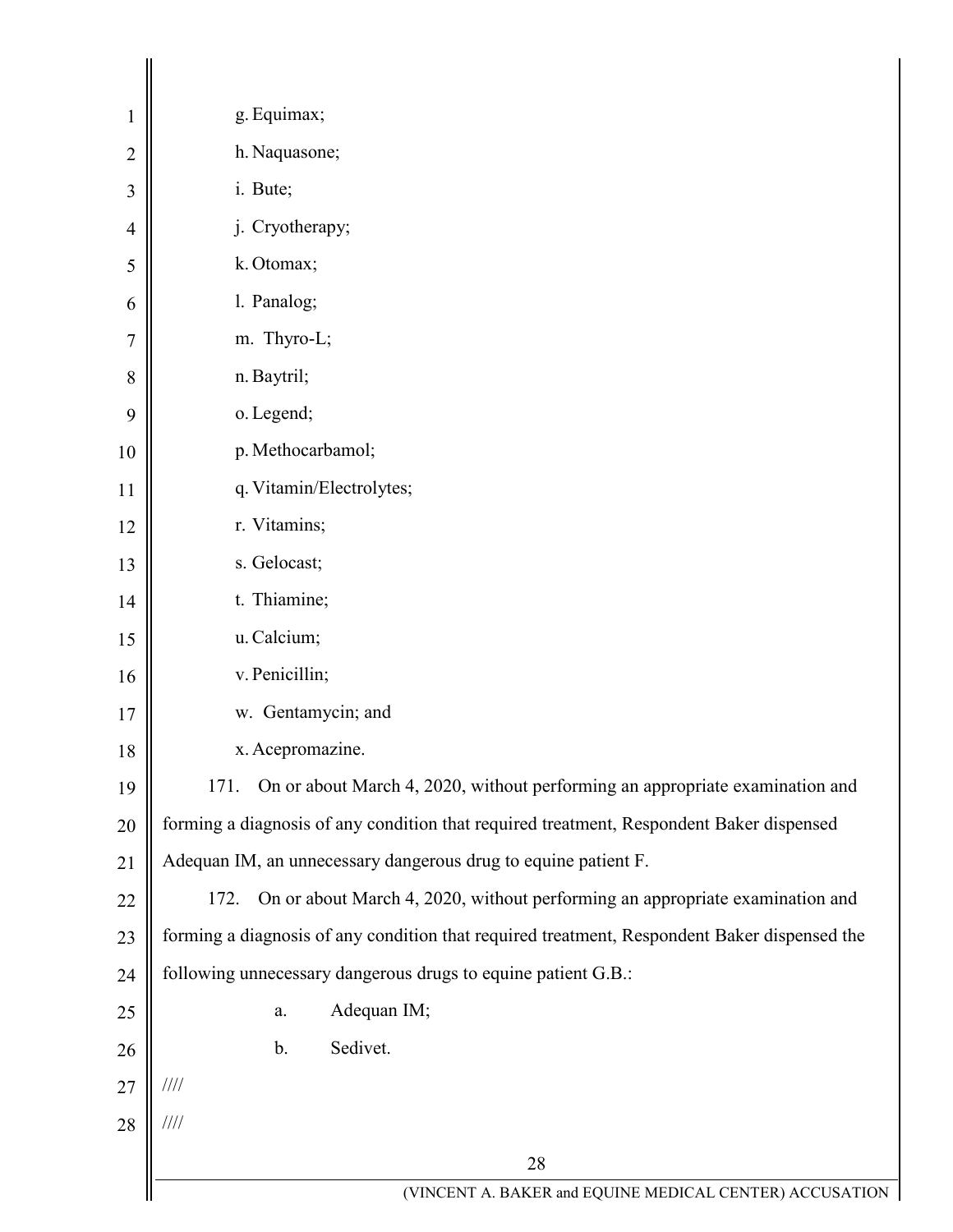g. Equimax;

h. Naquasone;

i. Bute;

j. Cryotherapy;

k. Otomax;

l. Panalog;

m. Thyro-L;

n. Baytril;

o. Legend;

p. Methocarbamol;

q. Vitamin/Electrolytes;

r. Vitamins;

s. Gelocast;

t. Thiamine;

u. Calcium;

v. Penicillin;

w. Gentamycin; and

x. Acepromazine.

171. On or about March 4, 2020, without performing an appropriate examination and forming a diagnosis of any condition that required treatment, Respondent Baker dispensed Adequan IM, an unnecessary dangerous drug to equine patient F.

172. On or about March 4, 2020, without performing an appropriate examination and forming a diagnosis of any condition that required treatment, Respondent Baker dispensed the following unnecessary dangerous drugs to equine patient G.B.:

a. Adequan IM;

b. Sedivet.

////

////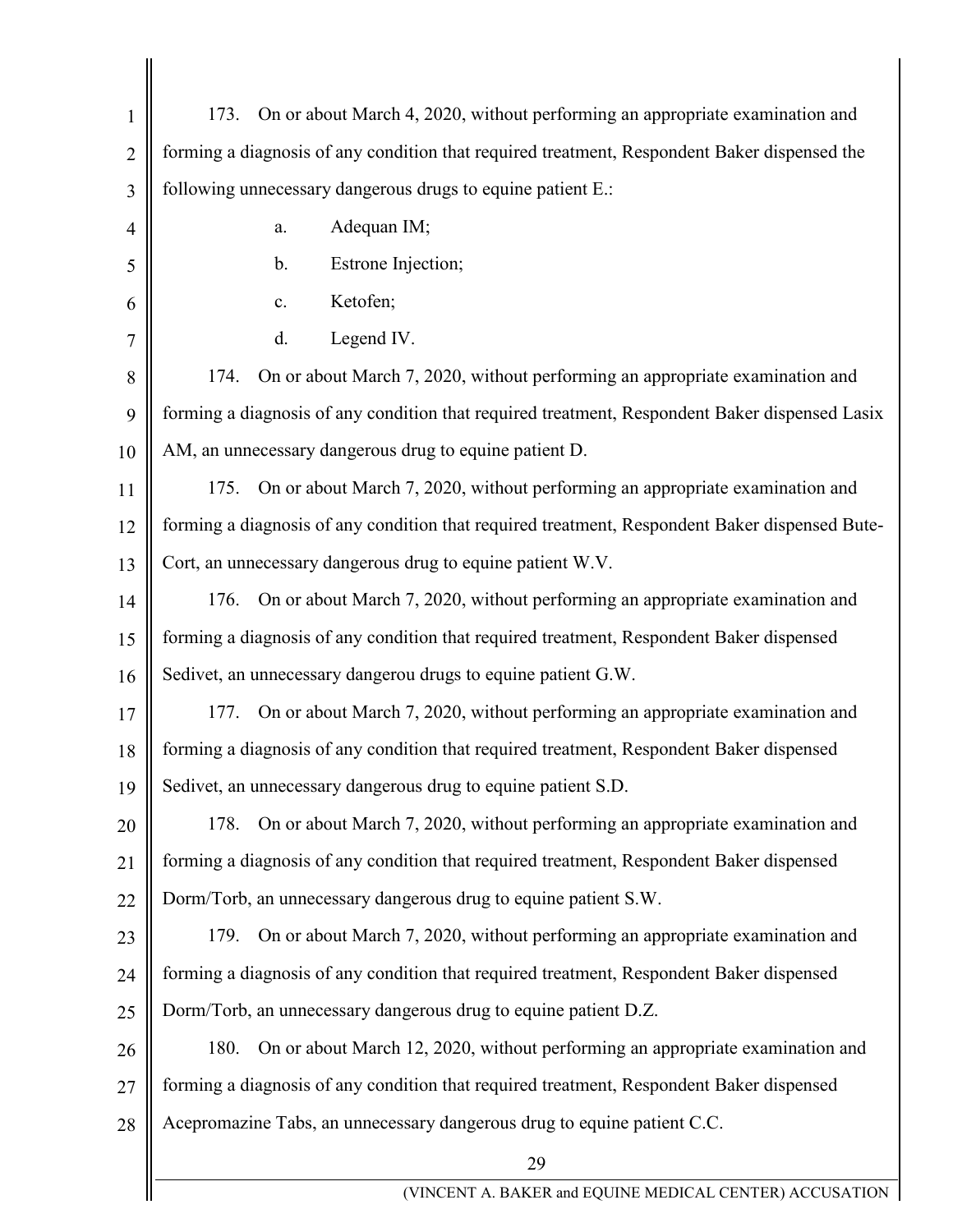173. On or about March 4, 2020, without performing an appropriate examination and forming a diagnosis of any condition that required treatment, Respondent Baker dispensed the following unnecessary dangerous drugs to equine patient E.:

a. Adequan IM;

b. Estrone Injection;

c. Ketofen;

d. Legend IV.

174. On or about March 7, 2020, without performing an appropriate examination and forming a diagnosis of any condition that required treatment, Respondent Baker dispensed Lasix AM, an unnecessary dangerous drug to equine patient D.

175. On or about March 7, 2020, without performing an appropriate examination and forming a diagnosis of any condition that required treatment, Respondent Baker dispensed Bute-Cort, an unnecessary dangerous drug to equine patient W.V.

176. On or about March 7, 2020, without performing an appropriate examination and forming a diagnosis of any condition that required treatment, Respondent Baker dispensed Sedivet, an unnecessary dangerou drugs to equine patient G.W.

177. On or about March 7, 2020, without performing an appropriate examination and forming a diagnosis of any condition that required treatment, Respondent Baker dispensed Sedivet, an unnecessary dangerous drug to equine patient S.D.

178. On or about March 7, 2020, without performing an appropriate examination and forming a diagnosis of any condition that required treatment, Respondent Baker dispensed Dorm/Torb, an unnecessary dangerous drug to equine patient S.W.

179. On or about March 7, 2020, without performing an appropriate examination and forming a diagnosis of any condition that required treatment, Respondent Baker dispensed Dorm/Torb, an unnecessary dangerous drug to equine patient D.Z.

180. On or about March 12, 2020, without performing an appropriate examination and forming a diagnosis of any condition that required treatment, Respondent Baker dispensed Acepromazine Tabs, an unnecessary dangerous drug to equine patient C.C.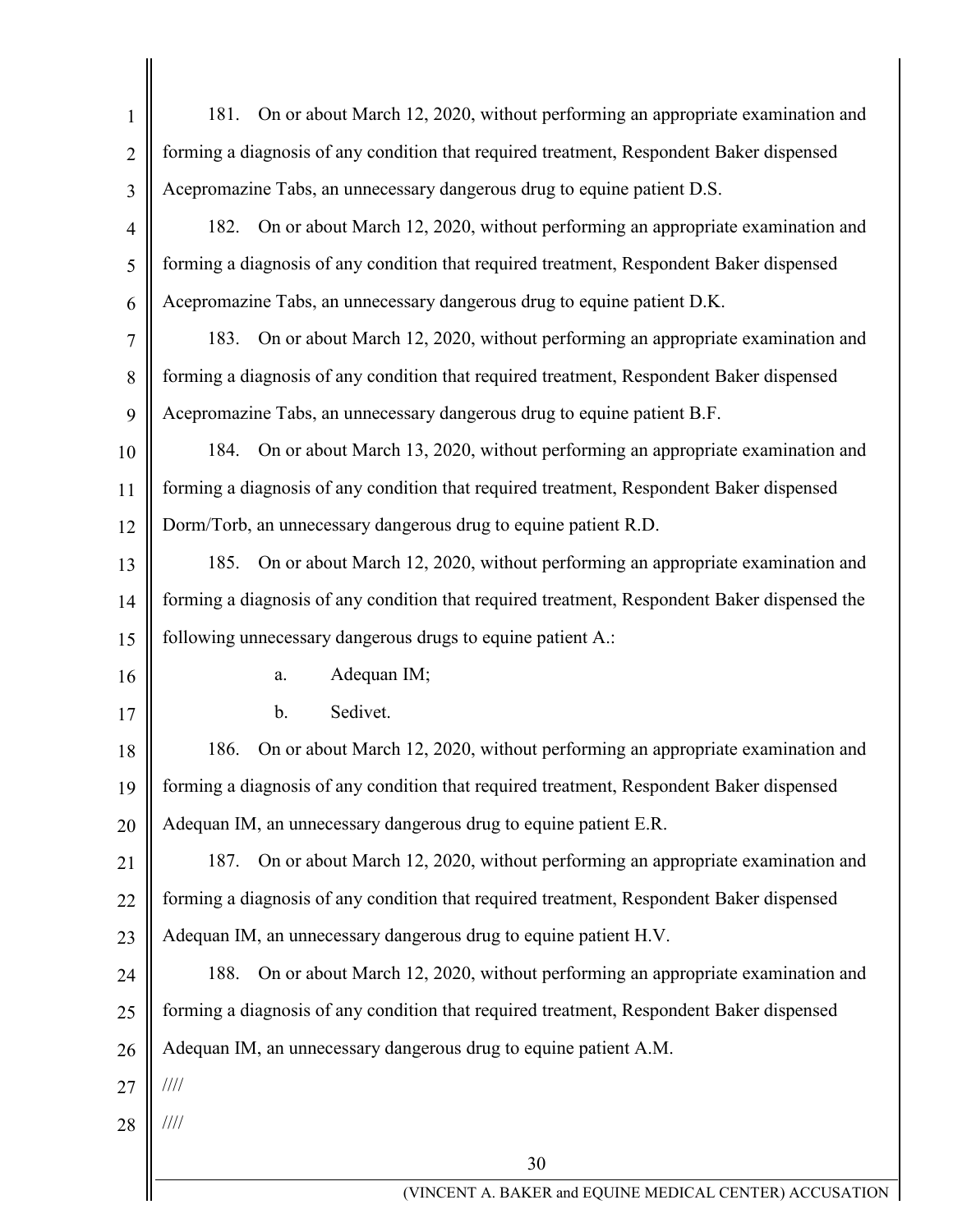181. On or about March 12, 2020, without performing an appropriate examination and forming a diagnosis of any condition that required treatment, Respondent Baker dispensed Acepromazine Tabs, an unnecessary dangerous drug to equine patient D.S.

182. On or about March 12, 2020, without performing an appropriate examination and forming a diagnosis of any condition that required treatment, Respondent Baker dispensed Acepromazine Tabs, an unnecessary dangerous drug to equine patient D.K.

183. On or about March 12, 2020, without performing an appropriate examination and forming a diagnosis of any condition that required treatment, Respondent Baker dispensed Acepromazine Tabs, an unnecessary dangerous drug to equine patient B.F.

184. On or about March 13, 2020, without performing an appropriate examination and forming a diagnosis of any condition that required treatment, Respondent Baker dispensed Dorm/Torb, an unnecessary dangerous drug to equine patient R.D.

185. On or about March 12, 2020, without performing an appropriate examination and forming a diagnosis of any condition that required treatment, Respondent Baker dispensed the following unnecessary dangerous drugs to equine patient A.:

a. Adequan IM;

b. Sedivet.

186. On or about March 12, 2020, without performing an appropriate examination and forming a diagnosis of any condition that required treatment, Respondent Baker dispensed Adequan IM, an unnecessary dangerous drug to equine patient E.R.

187. On or about March 12, 2020, without performing an appropriate examination and forming a diagnosis of any condition that required treatment, Respondent Baker dispensed Adequan IM, an unnecessary dangerous drug to equine patient H.V.

188. On or about March 12, 2020, without performing an appropriate examination and forming a diagnosis of any condition that required treatment, Respondent Baker dispensed Adequan IM, an unnecessary dangerous drug to equine patient A.M.

////

////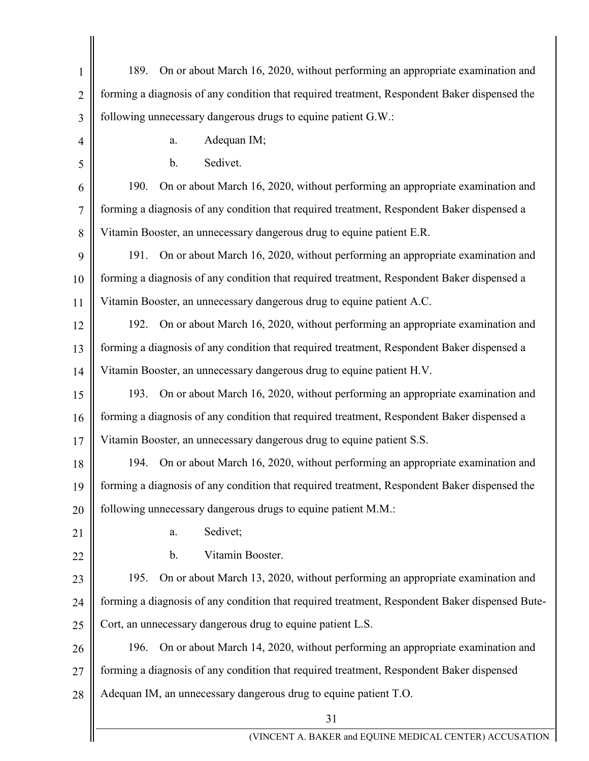189. On or about March 16, 2020, without performing an appropriate examination and forming a diagnosis of any condition that required treatment, Respondent Baker dispensed the following unnecessary dangerous drugs to equine patient G.W.:

a. Adequan IM;

b. Sedivet.

190. On or about March 16, 2020, without performing an appropriate examination and forming a diagnosis of any condition that required treatment, Respondent Baker dispensed a Vitamin Booster, an unnecessary dangerous drug to equine patient E.R.

191. On or about March 16, 2020, without performing an appropriate examination and forming a diagnosis of any condition that required treatment, Respondent Baker dispensed a Vitamin Booster, an unnecessary dangerous drug to equine patient A.C.

192. On or about March 16, 2020, without performing an appropriate examination and forming a diagnosis of any condition that required treatment, Respondent Baker dispensed a Vitamin Booster, an unnecessary dangerous drug to equine patient H.V.

193. On or about March 16, 2020, without performing an appropriate examination and forming a diagnosis of any condition that required treatment, Respondent Baker dispensed a Vitamin Booster, an unnecessary dangerous drug to equine patient S.S.

194. On or about March 16, 2020, without performing an appropriate examination and forming a diagnosis of any condition that required treatment, Respondent Baker dispensed the following unnecessary dangerous drugs to equine patient M.M.:

a. Sedivet;

b. Vitamin Booster.

195. On or about March 13, 2020, without performing an appropriate examination and forming a diagnosis of any condition that required treatment, Respondent Baker dispensed Bute-Cort, an unnecessary dangerous drug to equine patient L.S.

196. On or about March 14, 2020, without performing an appropriate examination and forming a diagnosis of any condition that required treatment, Respondent Baker dispensed Adequan IM, an unnecessary dangerous drug to equine patient T.O.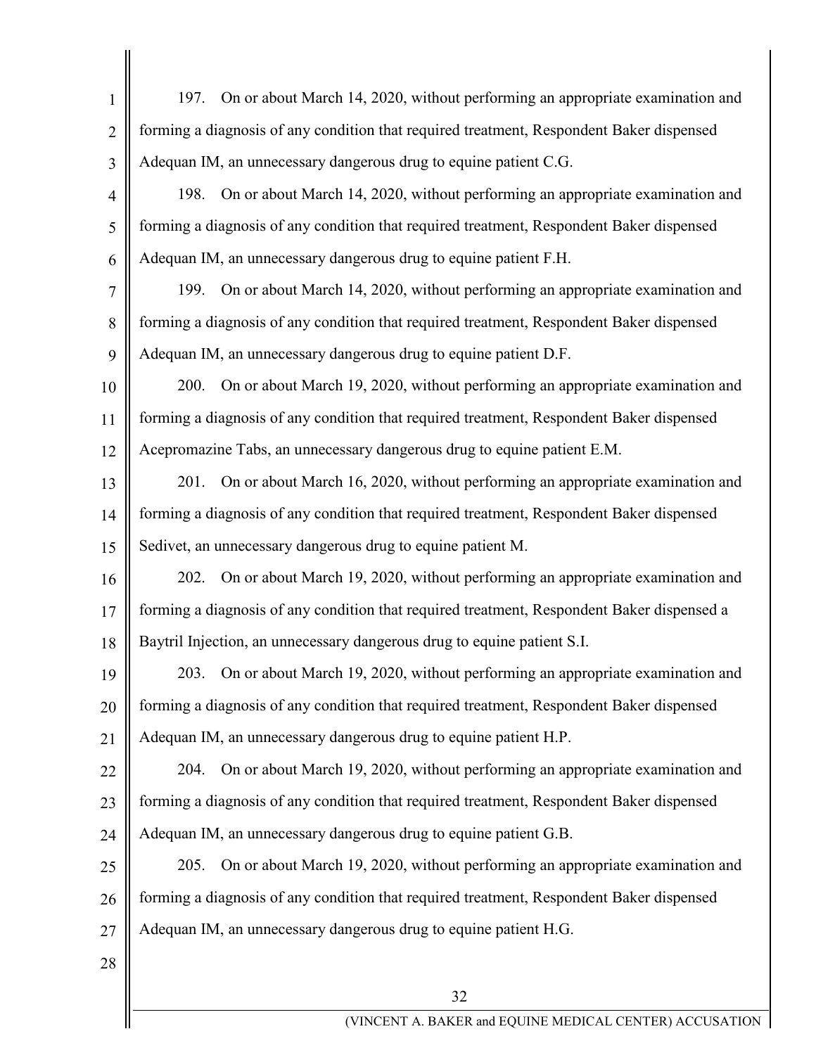197. On or about March 14, 2020, without performing an appropriate examination and forming a diagnosis of any condition that required treatment, Respondent Baker dispensed Adequan IM, an unnecessary dangerous drug to equine patient C.G.

198. On or about March 14, 2020, without performing an appropriate examination and forming a diagnosis of any condition that required treatment, Respondent Baker dispensed Adequan IM, an unnecessary dangerous drug to equine patient F.H.

199. On or about March 14, 2020, without performing an appropriate examination and forming a diagnosis of any condition that required treatment, Respondent Baker dispensed Adequan IM, an unnecessary dangerous drug to equine patient D.F.

200. On or about March 19, 2020, without performing an appropriate examination and forming a diagnosis of any condition that required treatment, Respondent Baker dispensed Acepromazine Tabs, an unnecessary dangerous drug to equine patient E.M.

201. On or about March 16, 2020, without performing an appropriate examination and forming a diagnosis of any condition that required treatment, Respondent Baker dispensed Sedivet, an unnecessary dangerous drug to equine patient M.

202. On or about March 19, 2020, without performing an appropriate examination and forming a diagnosis of any condition that required treatment, Respondent Baker dispensed a Baytril Injection, an unnecessary dangerous drug to equine patient S.I.

203. On or about March 19, 2020, without performing an appropriate examination and forming a diagnosis of any condition that required treatment, Respondent Baker dispensed Adequan IM, an unnecessary dangerous drug to equine patient H.P.

204. On or about March 19, 2020, without performing an appropriate examination and forming a diagnosis of any condition that required treatment, Respondent Baker dispensed Adequan IM, an unnecessary dangerous drug to equine patient G.B.

205. On or about March 19, 2020, without performing an appropriate examination and forming a diagnosis of any condition that required treatment, Respondent Baker dispensed Adequan IM, an unnecessary dangerous drug to equine patient H.G.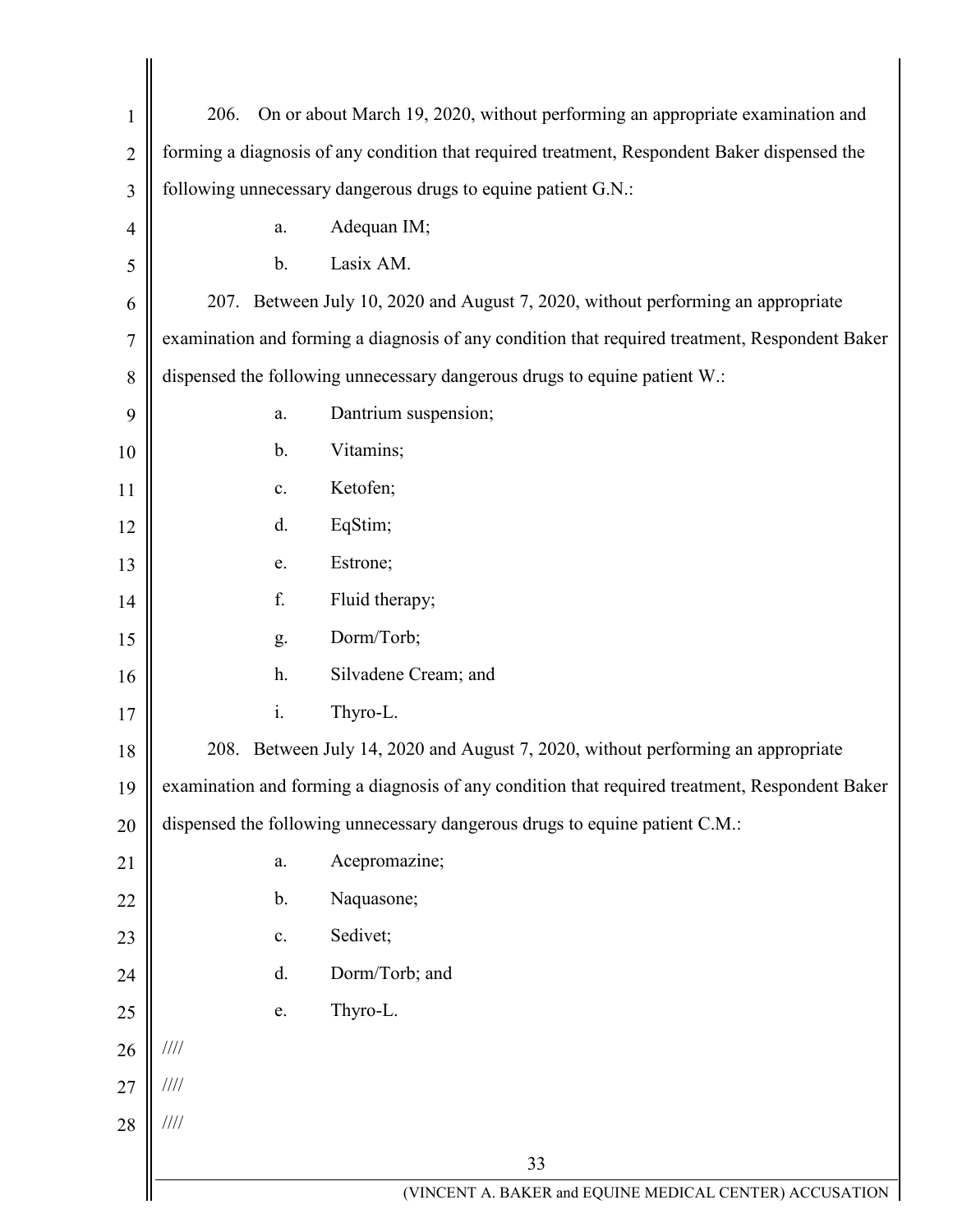206. On or about March 19, 2020, without performing an appropriate examination and forming a diagnosis of any condition that required treatment, Respondent Baker dispensed the following unnecessary dangerous drugs to equine patient G.N.:

a. Adequan IM;

b. Lasix AM.

207. Between July 10, 2020 and August 7, 2020, without performing an appropriate examination and forming a diagnosis of any condition that required treatment, Respondent Baker dispensed the following unnecessary dangerous drugs to equine patient W.:

a. Dantrium suspension;

b. Vitamins;

c. Ketofen;

d. EqStim;

e. Estrone;

f. Fluid therapy;

g. Dorm/Torb;

h. Silvadene Cream; and

i. Thyro-L.

208. Between July 14, 2020 and August 7, 2020, without performing an appropriate examination and forming a diagnosis of any condition that required treatment, Respondent Baker dispensed the following unnecessary dangerous drugs to equine patient C.M.:

a. Acepromazine;

b. Naquasone;

c. Sedivet;

d. Dorm/Torb; and

e. Thyro-L.

////

////

////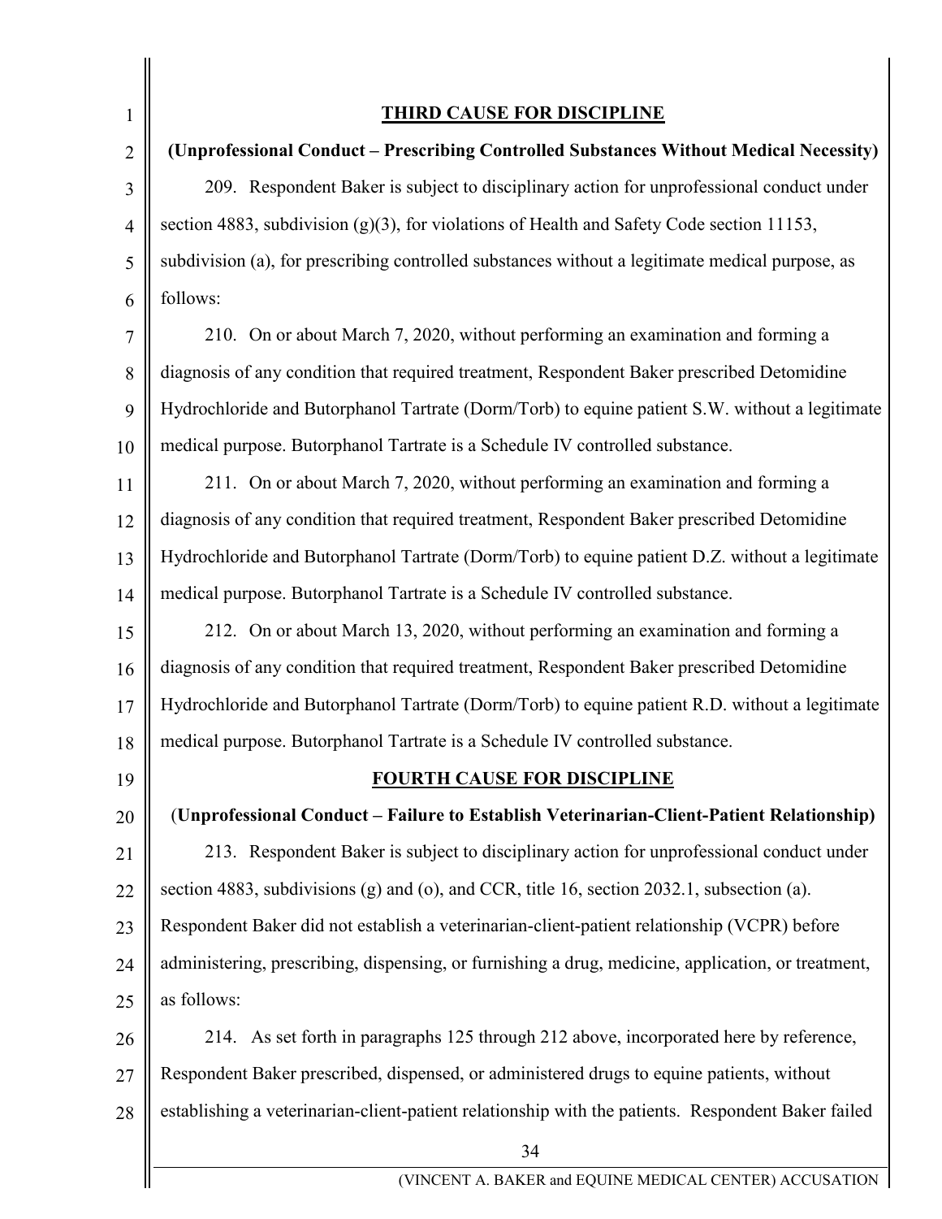## THIRD CAUSE FOR DISCIPLINE

**(Unprofessional Conduct – Prescribing Controlled Substances Without Medical Necessity)**

209. Respondent Baker is subject to disciplinary action for unprofessional conduct under section 4883, subdivision (g)(3), for violations of Health and Safety Code section 11153, subdivision (a), for prescribing controlled substances without a legitimate medical purpose, as follows:

210. On or about March 7, 2020, without performing an examination and forming a diagnosis of any condition that required treatment, Respondent Baker prescribed Detomidine Hydrochloride and Butorphanol Tartrate (Dorm/Torb) to equine patient S.W. without a legitimate medical purpose. Butorphanol Tartrate is a Schedule IV controlled substance.

211. On or about March 7, 2020, without performing an examination and forming a diagnosis of any condition that required treatment, Respondent Baker prescribed Detomidine Hydrochloride and Butorphanol Tartrate (Dorm/Torb) to equine patient D.Z. without a legitimate medical purpose. Butorphanol Tartrate is a Schedule IV controlled substance.

212. On or about March 13, 2020, without performing an examination and forming a diagnosis of any condition that required treatment, Respondent Baker prescribed Detomidine Hydrochloride and Butorphanol Tartrate (Dorm/Torb) to equine patient R.D. without a legitimate medical purpose. Butorphanol Tartrate is a Schedule IV controlled substance.

## FOURTH CAUSE FOR DISCIPLINE

**(Unprofessional Conduct – Failure to Establish Veterinarian-Client-Patient Relationship)**

213. Respondent Baker is subject to disciplinary action for unprofessional conduct under section 4883, subdivisions (g) and (o), and CCR, title 16, section 2032.1, subsection (a). Respondent Baker did not establish a veterinarian-client-patient relationship (VCPR) before administering, prescribing, dispensing, or furnishing a drug, medicine, application, or treatment, as follows:

214. As set forth in paragraphs 125 through 212 above, incorporated here by reference, Respondent Baker prescribed, dispensed, or administered drugs to equine patients, without establishing a veterinarian-client-patient relationship with the patients. Respondent Baker failed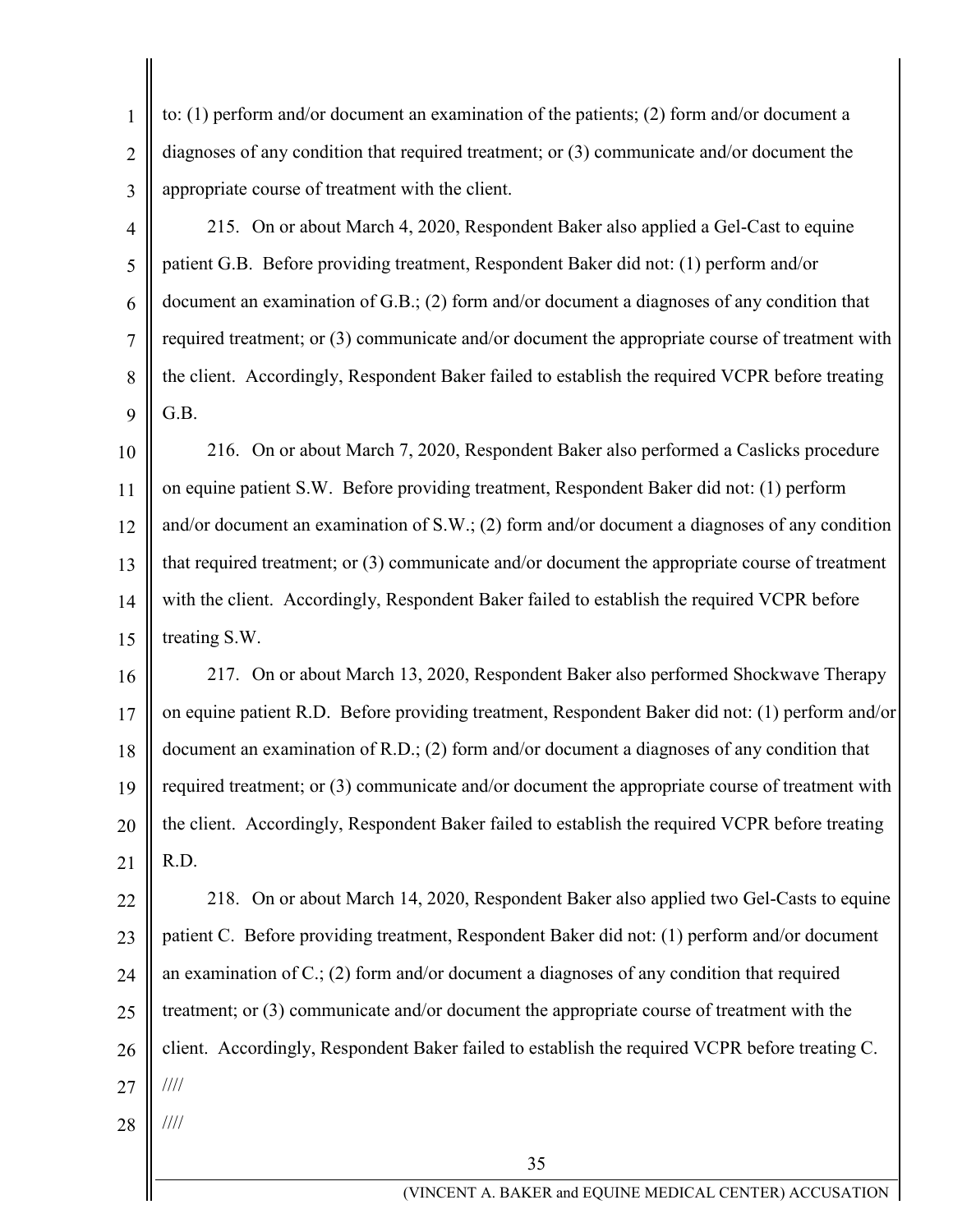to: (1) perform and/or document an examination of the patients; (2) form and/or document a diagnoses of any condition that required treatment; or (3) communicate and/or document the appropriate course of treatment with the client.

215. On or about March 4, 2020, Respondent Baker also applied a Gel-Cast to equine patient G.B. Before providing treatment, Respondent Baker did not: (1) perform and/or document an examination of G.B.; (2) form and/or document a diagnoses of any condition that required treatment; or (3) communicate and/or document the appropriate course of treatment with the client. Accordingly, Respondent Baker failed to establish the required VCPR before treating G.B.

216. On or about March 7, 2020, Respondent Baker also performed a Caslicks procedure on equine patient S.W. Before providing treatment, Respondent Baker did not: (1) perform and/or document an examination of S.W.; (2) form and/or document a diagnoses of any condition that required treatment; or (3) communicate and/or document the appropriate course of treatment with the client. Accordingly, Respondent Baker failed to establish the required VCPR before treating S.W.

217. On or about March 13, 2020, Respondent Baker also performed Shockwave Therapy on equine patient R.D. Before providing treatment, Respondent Baker did not: (1) perform and/or document an examination of R.D.; (2) form and/or document a diagnoses of any condition that required treatment; or (3) communicate and/or document the appropriate course of treatment with the client. Accordingly, Respondent Baker failed to establish the required VCPR before treating R.D.

218. On or about March 14, 2020, Respondent Baker also applied two Gel-Casts to equine patient C. Before providing treatment, Respondent Baker did not: (1) perform and/or document an examination of C.; (2) form and/or document a diagnoses of any condition that required treatment; or (3) communicate and/or document the appropriate course of treatment with the client. Accordingly, Respondent Baker failed to establish the required VCPR before treating C.

////

////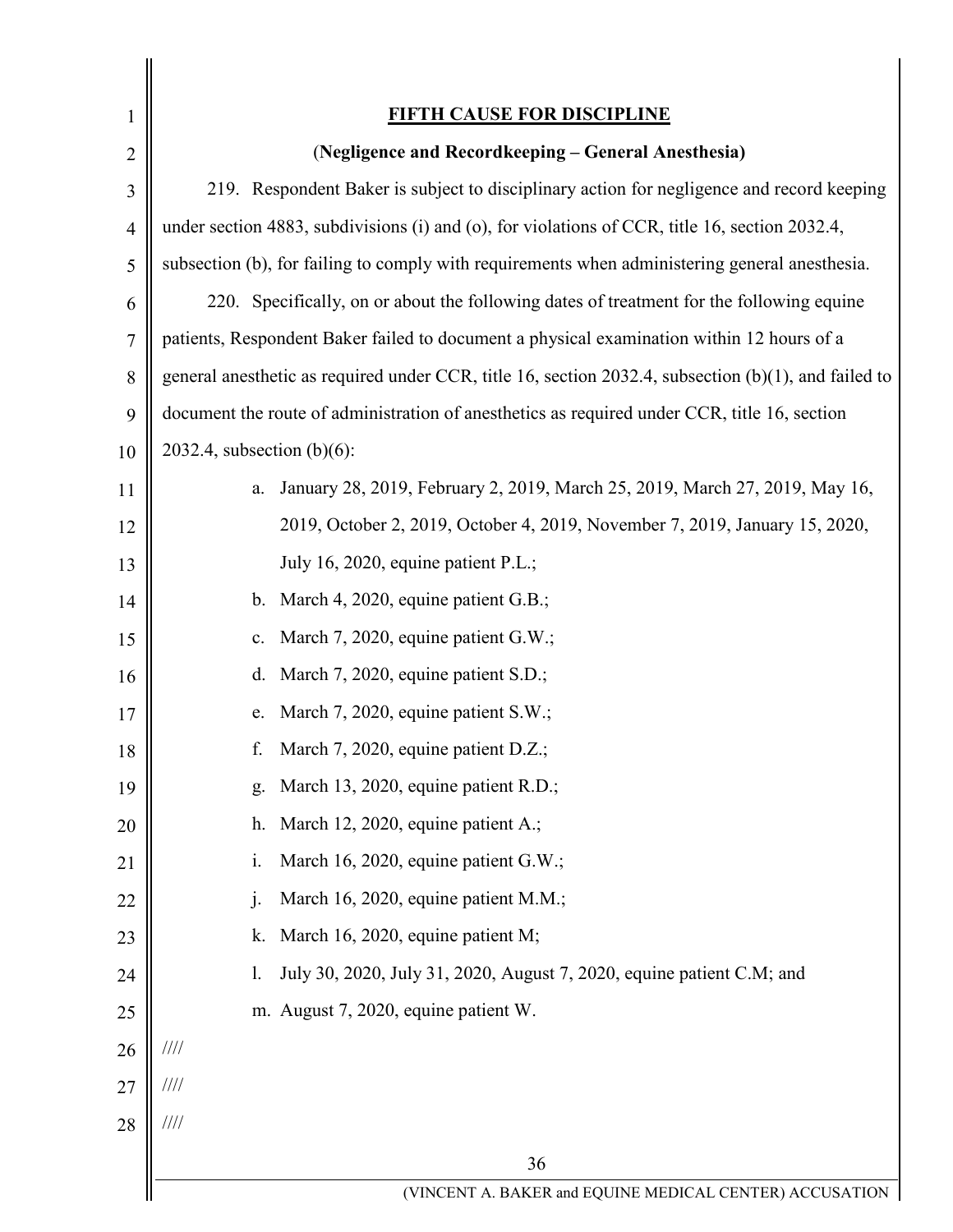**FIFTH CAUSE FOR DISCIPLINE**

**(Negligence and Recordkeeping – General Anesthesia)**

219. Respondent Baker is subject to disciplinary action for negligence and record keeping under section 4883, subdivisions (i) and (o), for violations of CCR, title 16, section 2032.4, subsection (b), for failing to comply with requirements when administering general anesthesia.

220. Specifically, on or about the following dates of treatment for the following equine patients, Respondent Baker failed to document a physical examination within 12 hours of a general anesthetic as required under CCR, title 16, section 2032.4, subsection (b)(1), and failed to document the route of administration of anesthetics as required under CCR, title 16, section 2032.4, subsection (b)(6):

a. January 28, 2019, February 2, 2019, March 25, 2019, March 27, 2019, May 16, 2019, October 2, 2019, October 4, 2019, November 7, 2019, January 15, 2020, July 16, 2020, equine patient P.L.;

b. March 4, 2020, equine patient G.B.;

c. March 7, 2020, equine patient G.W.;

d. March 7, 2020, equine patient S.D.;

e. March 7, 2020, equine patient S.W.;

f. March 7, 2020, equine patient D.Z.;

g. March 13, 2020, equine patient R.D.;

h. March 12, 2020, equine patient A.;

i. March 16, 2020, equine patient G.W.;

j. March 16, 2020, equine patient M.M.;

k. March 16, 2020, equine patient M;

l. July 30, 2020, July 31, 2020, August 7, 2020, equine patient C.M; and

m. August 7, 2020, equine patient W.

////

////

////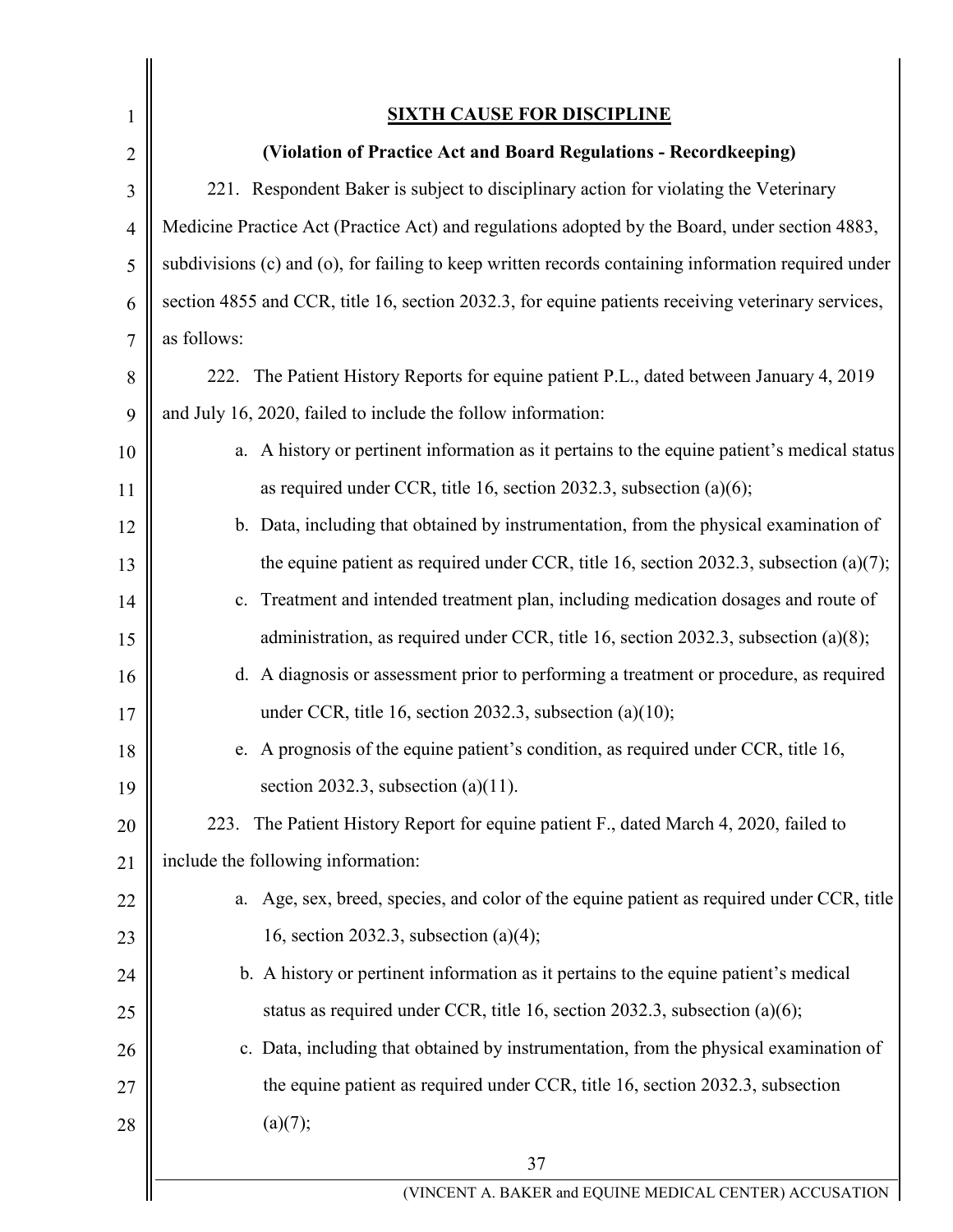## SIXTH CAUSE FOR DISCIPLINE

**(Violation of Practice Act and Board Regulations - Recordkeeping)**

221. Respondent Baker is subject to disciplinary action for violating the Veterinary Medicine Practice Act (Practice Act) and regulations adopted by the Board, under section 4883, subdivisions (c) and (o), for failing to keep written records containing information required under section 4855 and CCR, title 16, section 2032.3, for equine patients receiving veterinary services, as follows:

222. The Patient History Reports for equine patient P.L., dated between January 4, 2019 and July 16, 2020, failed to include the follow information:

a. A history or pertinent information as it pertains to the equine patient's medical status as required under CCR, title 16, section 2032.3, subsection (a)(6);

b. Data, including that obtained by instrumentation, from the physical examination of the equine patient as required under CCR, title 16, section 2032.3, subsection (a)(7);

c. Treatment and intended treatment plan, including medication dosages and route of administration, as required under CCR, title 16, section 2032.3, subsection (a)(8);

d. A diagnosis or assessment prior to performing a treatment or procedure, as required under CCR, title 16, section 2032.3, subsection (a)(10);

e. A prognosis of the equine patient's condition, as required under CCR, title 16, section 2032.3, subsection (a)(11).

223. The Patient History Report for equine patient F., dated March 4, 2020, failed to include the following information:

a. Age, sex, breed, species, and color of the equine patient as required under CCR, title 16, section 2032.3, subsection (a)(4);

b. A history or pertinent information as it pertains to the equine patient's medical status as required under CCR, title 16, section 2032.3, subsection (a)(6);

c. Data, including that obtained by instrumentation, from the physical examination of the equine patient as required under CCR, title 16, section 2032.3, subsection (a)(7);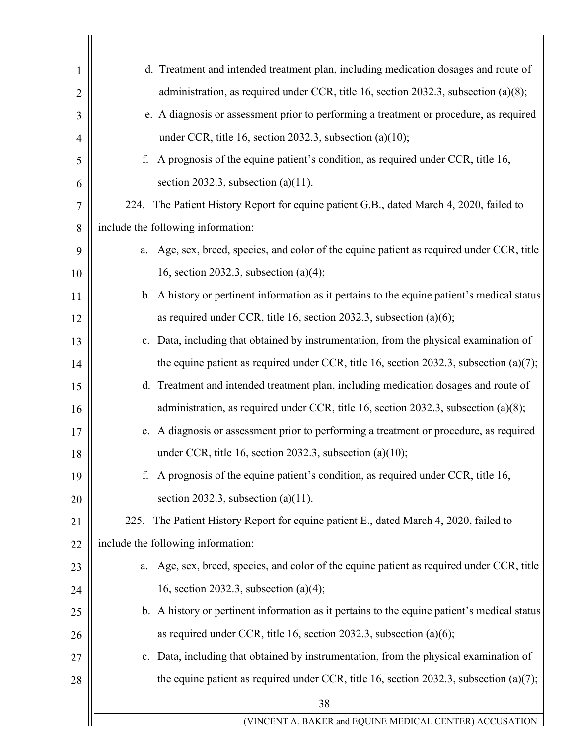d. Treatment and intended treatment plan, including medication dosages and route of administration, as required under CCR, title 16, section 2032.3, subsection (a)(8);

e. A diagnosis or assessment prior to performing a treatment or procedure, as required under CCR, title 16, section 2032.3, subsection (a)(10);

f. A prognosis of the equine patient's condition, as required under CCR, title 16, section 2032.3, subsection (a)(11).

224. The Patient History Report for equine patient G.B., dated March 4, 2020, failed to include the following information:

a. Age, sex, breed, species, and color of the equine patient as required under CCR, title 16, section 2032.3, subsection (a)(4);

b. A history or pertinent information as it pertains to the equine patient's medical status as required under CCR, title 16, section 2032.3, subsection (a)(6);

c. Data, including that obtained by instrumentation, from the physical examination of the equine patient as required under CCR, title 16, section 2032.3, subsection (a)(7);

d. Treatment and intended treatment plan, including medication dosages and route of administration, as required under CCR, title 16, section 2032.3, subsection (a)(8);

e. A diagnosis or assessment prior to performing a treatment or procedure, as required under CCR, title 16, section 2032.3, subsection (a)(10);

f. A prognosis of the equine patient's condition, as required under CCR, title 16, section 2032.3, subsection (a)(11).

225. The Patient History Report for equine patient E., dated March 4, 2020, failed to include the following information:

a. Age, sex, breed, species, and color of the equine patient as required under CCR, title 16, section 2032.3, subsection (a)(4);

b. A history or pertinent information as it pertains to the equine patient's medical status as required under CCR, title 16, section 2032.3, subsection (a)(6);

c. Data, including that obtained by instrumentation, from the physical examination of the equine patient as required under CCR, title 16, section 2032.3, subsection (a)(7);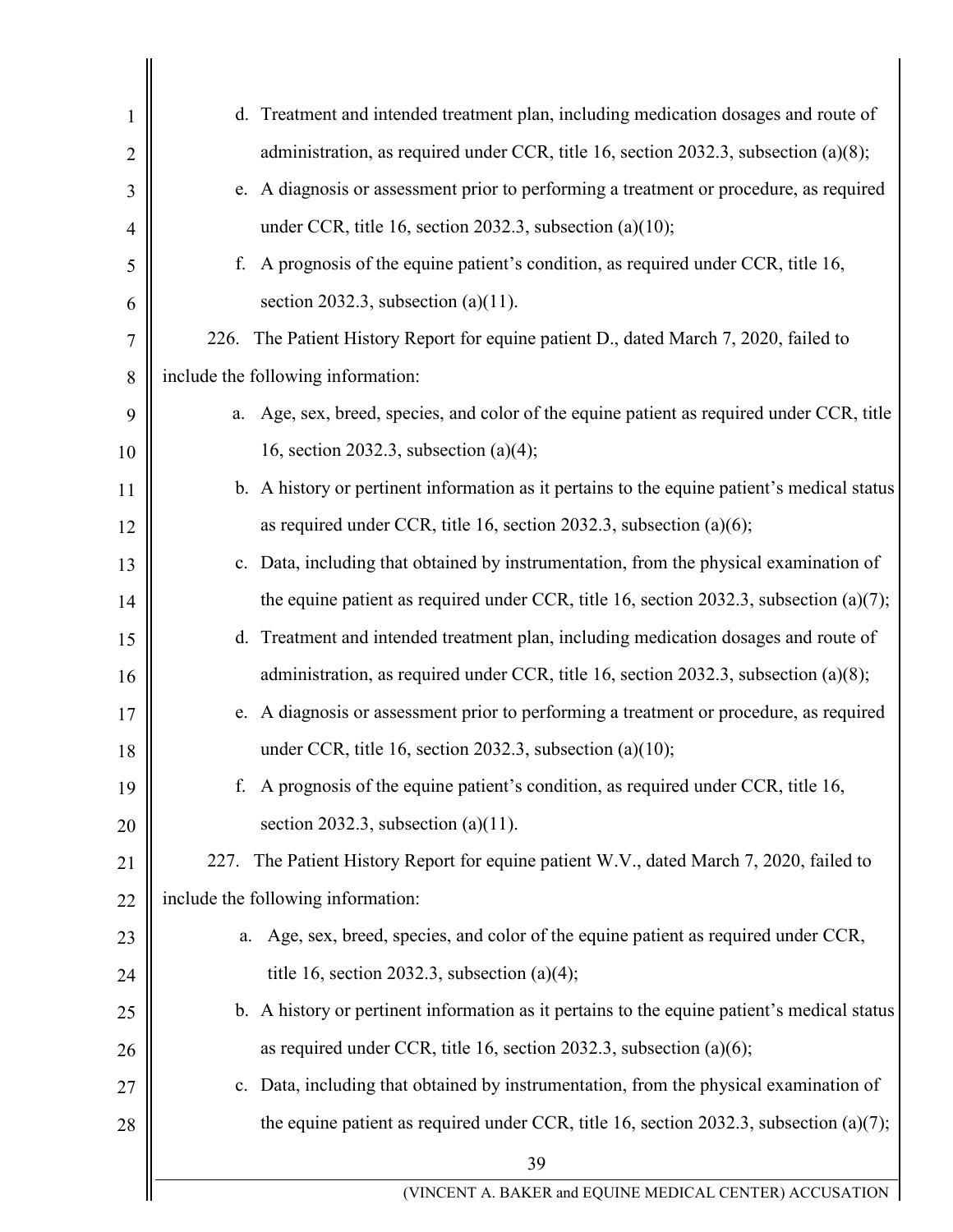d. Treatment and intended treatment plan, including medication dosages and route of administration, as required under CCR, title 16, section 2032.3, subsection (a)(8);

e. A diagnosis or assessment prior to performing a treatment or procedure, as required under CCR, title 16, section 2032.3, subsection (a)(10);

f. A prognosis of the equine patient's condition, as required under CCR, title 16, section 2032.3, subsection (a)(11).

226. The Patient History Report for equine patient D., dated March 7, 2020, failed to include the following information:

a. Age, sex, breed, species, and color of the equine patient as required under CCR, title 16, section 2032.3, subsection (a)(4);

b. A history or pertinent information as it pertains to the equine patient's medical status as required under CCR, title 16, section 2032.3, subsection (a)(6);

c. Data, including that obtained by instrumentation, from the physical examination of the equine patient as required under CCR, title 16, section 2032.3, subsection (a)(7);

d. Treatment and intended treatment plan, including medication dosages and route of administration, as required under CCR, title 16, section 2032.3, subsection (a)(8);

e. A diagnosis or assessment prior to performing a treatment or procedure, as required under CCR, title 16, section 2032.3, subsection (a)(10);

f. A prognosis of the equine patient's condition, as required under CCR, title 16, section 2032.3, subsection (a)(11).

227. The Patient History Report for equine patient W.V., dated March 7, 2020, failed to include the following information:

a. Age, sex, breed, species, and color of the equine patient as required under CCR, title 16, section 2032.3, subsection (a)(4);

b. A history or pertinent information as it pertains to the equine patient's medical status as required under CCR, title 16, section 2032.3, subsection (a)(6);

c. Data, including that obtained by instrumentation, from the physical examination of the equine patient as required under CCR, title 16, section 2032.3, subsection (a)(7);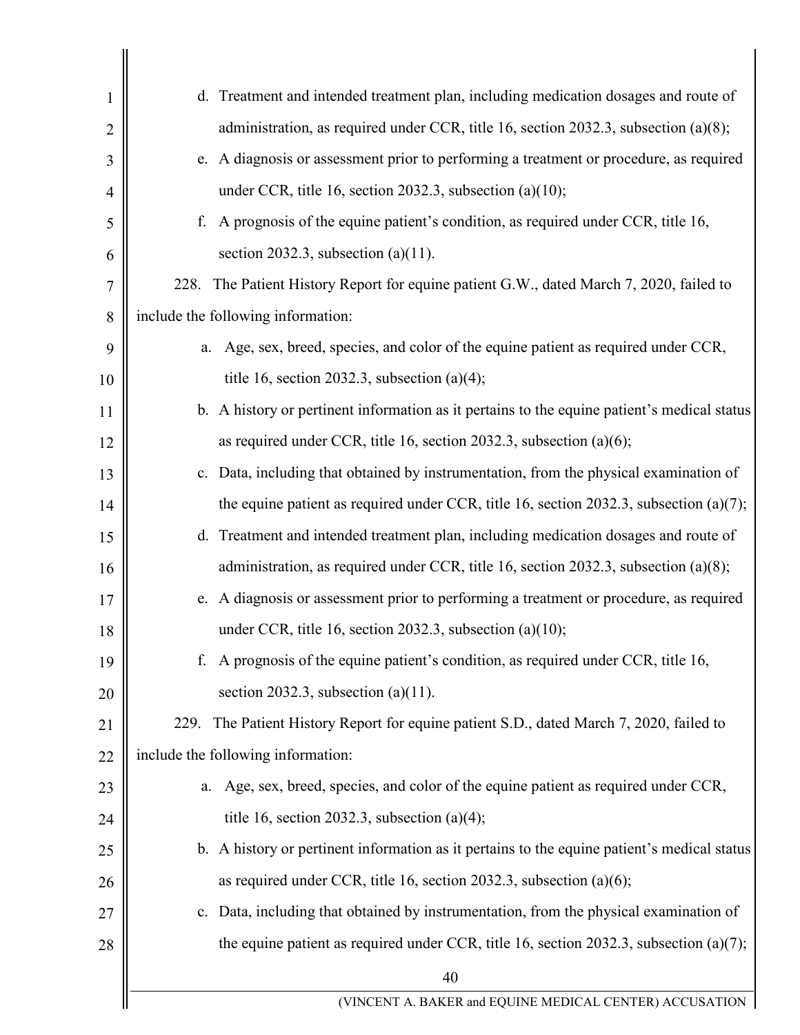d. Treatment and intended treatment plan, including medication dosages and route of administration, as required under CCR, title 16, section 2032.3, subsection (a)(8);

e. A diagnosis or assessment prior to performing a treatment or procedure, as required under CCR, title 16, section 2032.3, subsection (a)(10);

f. A prognosis of the equine patient's condition, as required under CCR, title 16, section 2032.3, subsection (a)(11).

228. The Patient History Report for equine patient G.W., dated March 7, 2020, failed to include the following information:

a. Age, sex, breed, species, and color of the equine patient as required under CCR, title 16, section 2032.3, subsection (a)(4);

b. A history or pertinent information as it pertains to the equine patient's medical status as required under CCR, title 16, section 2032.3, subsection (a)(6);

c. Data, including that obtained by instrumentation, from the physical examination of the equine patient as required under CCR, title 16, section 2032.3, subsection (a)(7);

d. Treatment and intended treatment plan, including medication dosages and route of administration, as required under CCR, title 16, section 2032.3, subsection (a)(8);

e. A diagnosis or assessment prior to performing a treatment or procedure, as required under CCR, title 16, section 2032.3, subsection (a)(10);

f. A prognosis of the equine patient's condition, as required under CCR, title 16, section 2032.3, subsection (a)(11).

229. The Patient History Report for equine patient S.D., dated March 7, 2020, failed to include the following information:

a. Age, sex, breed, species, and color of the equine patient as required under CCR, title 16, section 2032.3, subsection (a)(4);

b. A history or pertinent information as it pertains to the equine patient's medical status as required under CCR, title 16, section 2032.3, subsection (a)(6);

c. Data, including that obtained by instrumentation, from the physical examination of the equine patient as required under CCR, title 16, section 2032.3, subsection (a)(7);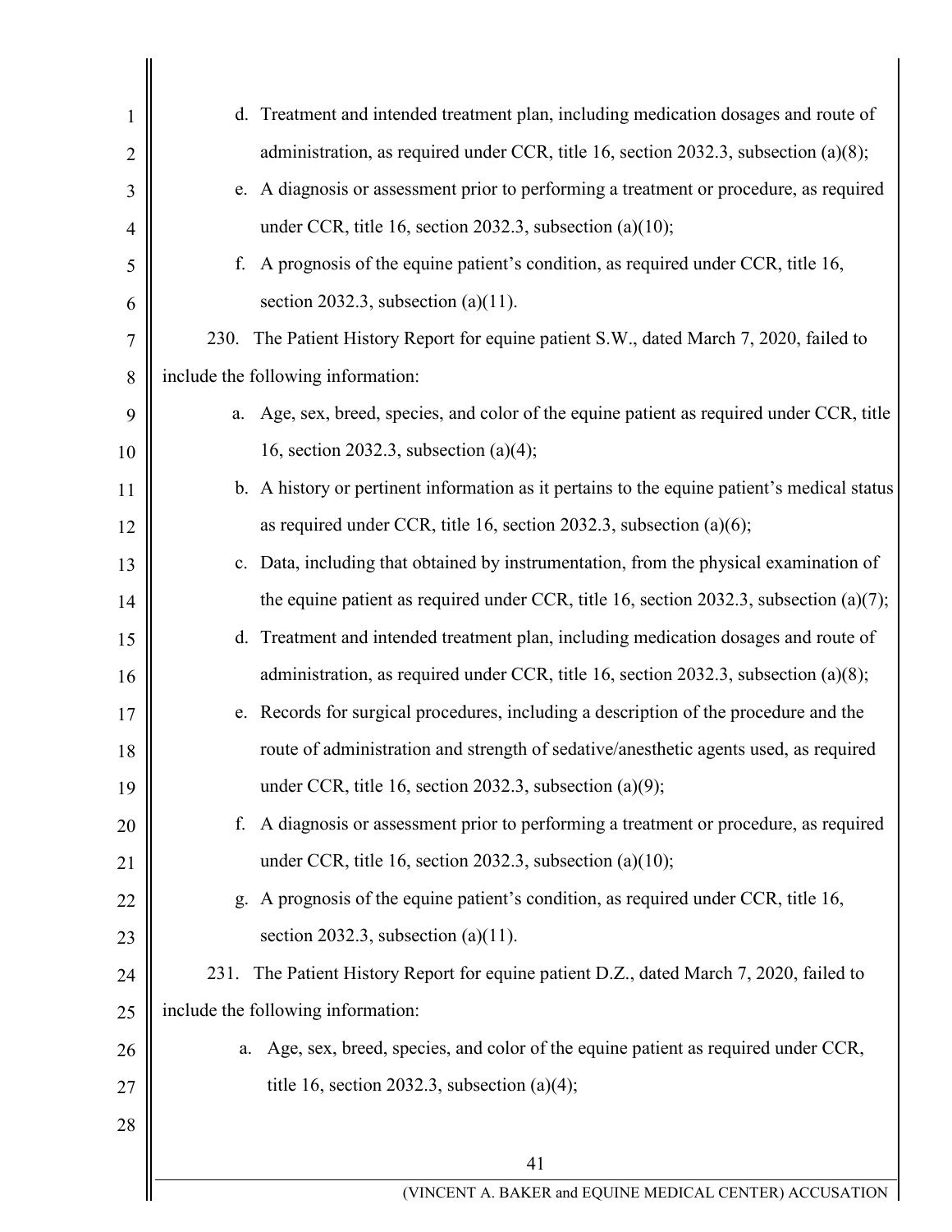d. Treatment and intended treatment plan, including medication dosages and route of administration, as required under CCR, title 16, section 2032.3, subsection (a)(8);

e. A diagnosis or assessment prior to performing a treatment or procedure, as required under CCR, title 16, section 2032.3, subsection (a)(10);

f. A prognosis of the equine patient's condition, as required under CCR, title 16, section 2032.3, subsection (a)(11).

230. The Patient History Report for equine patient S.W., dated March 7, 2020, failed to include the following information:

a. Age, sex, breed, species, and color of the equine patient as required under CCR, title 16, section 2032.3, subsection (a)(4);

b. A history or pertinent information as it pertains to the equine patient's medical status as required under CCR, title 16, section 2032.3, subsection (a)(6);

c. Data, including that obtained by instrumentation, from the physical examination of the equine patient as required under CCR, title 16, section 2032.3, subsection (a)(7);

d. Treatment and intended treatment plan, including medication dosages and route of administration, as required under CCR, title 16, section 2032.3, subsection (a)(8);

e. Records for surgical procedures, including a description of the procedure and the route of administration and strength of sedative/anesthetic agents used, as required under CCR, title 16, section 2032.3, subsection (a)(9);

f. A diagnosis or assessment prior to performing a treatment or procedure, as required under CCR, title 16, section 2032.3, subsection (a)(10);

g. A prognosis of the equine patient's condition, as required under CCR, title 16, section 2032.3, subsection (a)(11).

231. The Patient History Report for equine patient D.Z., dated March 7, 2020, failed to include the following information:

a. Age, sex, breed, species, and color of the equine patient as required under CCR, title 16, section 2032.3, subsection (a)(4);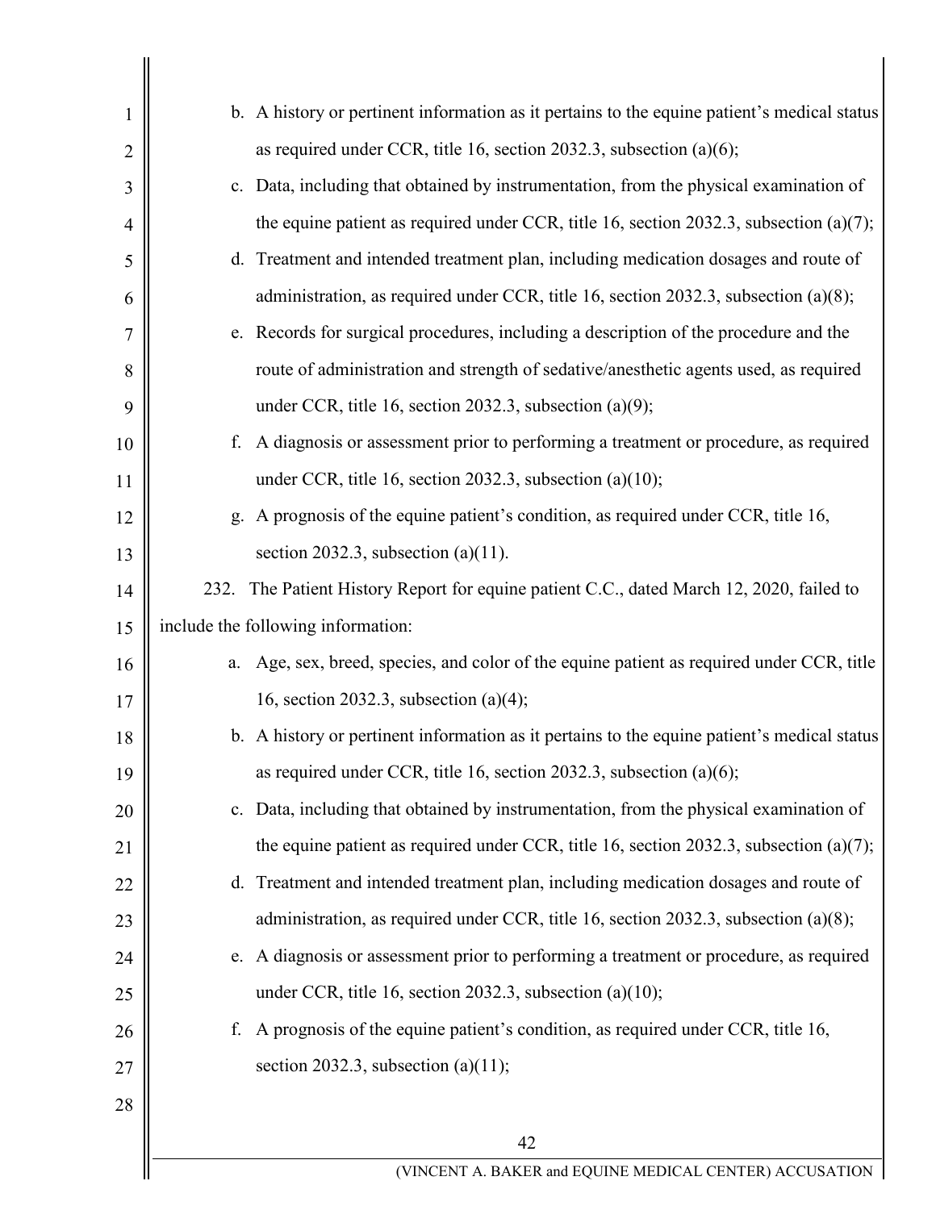b. A history or pertinent information as it pertains to the equine patient's medical status as required under CCR, title 16, section 2032.3, subsection (a)(6);

c. Data, including that obtained by instrumentation, from the physical examination of the equine patient as required under CCR, title 16, section 2032.3, subsection (a)(7);

d. Treatment and intended treatment plan, including medication dosages and route of administration, as required under CCR, title 16, section 2032.3, subsection (a)(8);

e. Records for surgical procedures, including a description of the procedure and the route of administration and strength of sedative/anesthetic agents used, as required under CCR, title 16, section 2032.3, subsection (a)(9);

f. A diagnosis or assessment prior to performing a treatment or procedure, as required under CCR, title 16, section 2032.3, subsection (a)(10);

g. A prognosis of the equine patient's condition, as required under CCR, title 16, section 2032.3, subsection (a)(11).

232. The Patient History Report for equine patient C.C., dated March 12, 2020, failed to include the following information:

a. Age, sex, breed, species, and color of the equine patient as required under CCR, title 16, section 2032.3, subsection (a)(4);

b. A history or pertinent information as it pertains to the equine patient's medical status as required under CCR, title 16, section 2032.3, subsection (a)(6);

c. Data, including that obtained by instrumentation, from the physical examination of the equine patient as required under CCR, title 16, section 2032.3, subsection (a)(7);

d. Treatment and intended treatment plan, including medication dosages and route of administration, as required under CCR, title 16, section 2032.3, subsection (a)(8);

e. A diagnosis or assessment prior to performing a treatment or procedure, as required under CCR, title 16, section 2032.3, subsection (a)(10);

f. A prognosis of the equine patient's condition, as required under CCR, title 16, section 2032.3, subsection (a)(11);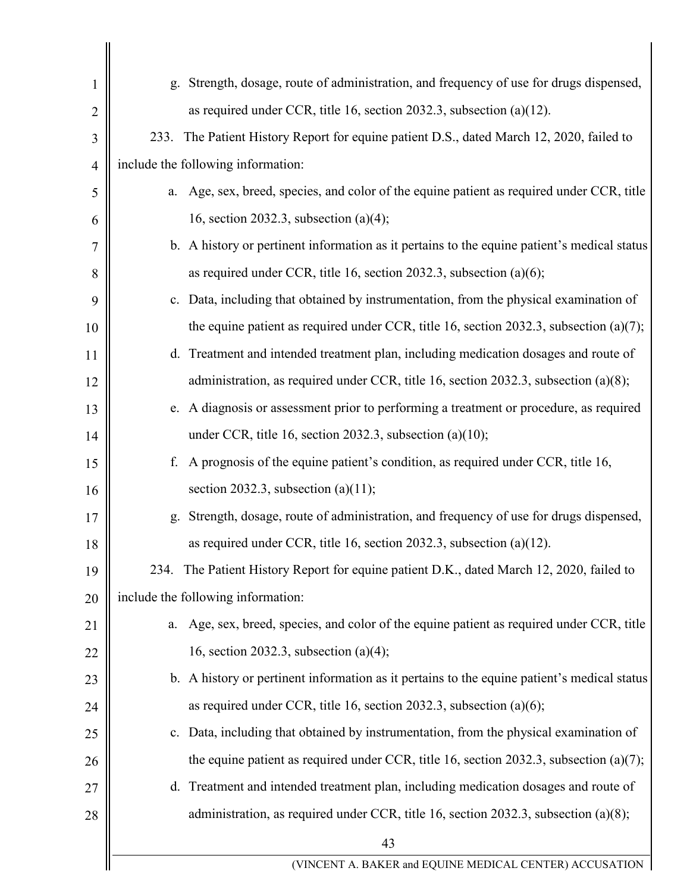g. Strength, dosage, route of administration, and frequency of use for drugs dispensed, as required under CCR, title 16, section 2032.3, subsection (a)(12).

233. The Patient History Report for equine patient D.S., dated March 12, 2020, failed to include the following information:

a. Age, sex, breed, species, and color of the equine patient as required under CCR, title 16, section 2032.3, subsection (a)(4);

b. A history or pertinent information as it pertains to the equine patient's medical status as required under CCR, title 16, section 2032.3, subsection (a)(6);

c. Data, including that obtained by instrumentation, from the physical examination of the equine patient as required under CCR, title 16, section 2032.3, subsection (a)(7);

d. Treatment and intended treatment plan, including medication dosages and route of administration, as required under CCR, title 16, section 2032.3, subsection (a)(8);

e. A diagnosis or assessment prior to performing a treatment or procedure, as required under CCR, title 16, section 2032.3, subsection (a)(10);

f. A prognosis of the equine patient's condition, as required under CCR, title 16, section 2032.3, subsection (a)(11);

g. Strength, dosage, route of administration, and frequency of use for drugs dispensed, as required under CCR, title 16, section 2032.3, subsection (a)(12).

234. The Patient History Report for equine patient D.K., dated March 12, 2020, failed to include the following information:

a. Age, sex, breed, species, and color of the equine patient as required under CCR, title 16, section 2032.3, subsection (a)(4);

b. A history or pertinent information as it pertains to the equine patient's medical status as required under CCR, title 16, section 2032.3, subsection (a)(6);

c. Data, including that obtained by instrumentation, from the physical examination of the equine patient as required under CCR, title 16, section 2032.3, subsection (a)(7);

d. Treatment and intended treatment plan, including medication dosages and route of administration, as required under CCR, title 16, section 2032.3, subsection (a)(8);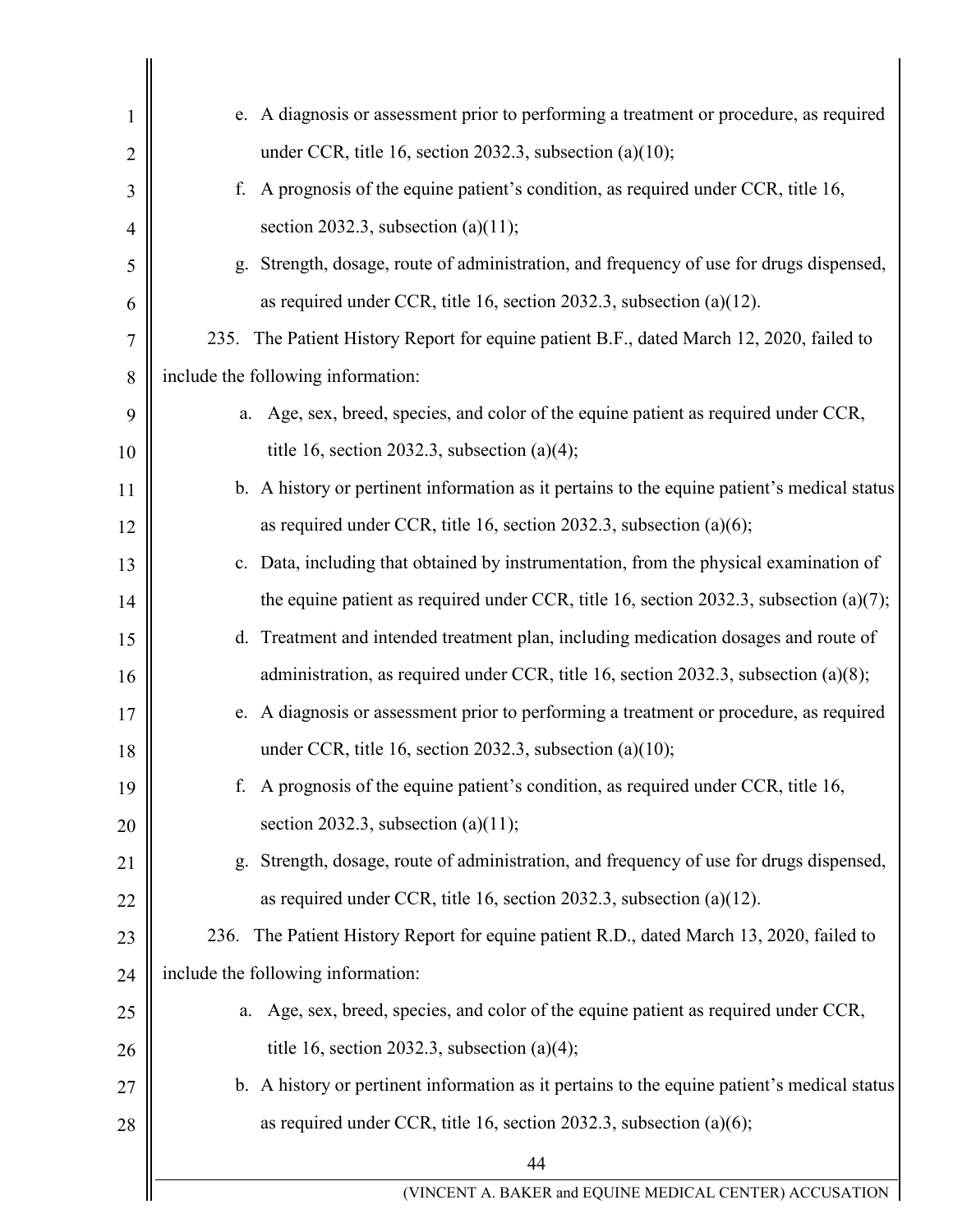e. A diagnosis or assessment prior to performing a treatment or procedure, as required under CCR, title 16, section 2032.3, subsection (a)(10);

f. A prognosis of the equine patient's condition, as required under CCR, title 16, section 2032.3, subsection (a)(11);

g. Strength, dosage, route of administration, and frequency of use for drugs dispensed, as required under CCR, title 16, section 2032.3, subsection (a)(12).

235. The Patient History Report for equine patient B.F., dated March 12, 2020, failed to include the following information:

a. Age, sex, breed, species, and color of the equine patient as required under CCR, title 16, section 2032.3, subsection (a)(4);

b. A history or pertinent information as it pertains to the equine patient's medical status as required under CCR, title 16, section 2032.3, subsection (a)(6);

c. Data, including that obtained by instrumentation, from the physical examination of the equine patient as required under CCR, title 16, section 2032.3, subsection (a)(7);

d. Treatment and intended treatment plan, including medication dosages and route of administration, as required under CCR, title 16, section 2032.3, subsection (a)(8);

e. A diagnosis or assessment prior to performing a treatment or procedure, as required under CCR, title 16, section 2032.3, subsection (a)(10);

f. A prognosis of the equine patient's condition, as required under CCR, title 16, section 2032.3, subsection (a)(11);

g. Strength, dosage, route of administration, and frequency of use for drugs dispensed, as required under CCR, title 16, section 2032.3, subsection (a)(12).

236. The Patient History Report for equine patient R.D., dated March 13, 2020, failed to include the following information:

a. Age, sex, breed, species, and color of the equine patient as required under CCR, title 16, section 2032.3, subsection (a)(4);

b. A history or pertinent information as it pertains to the equine patient's medical status as required under CCR, title 16, section 2032.3, subsection (a)(6);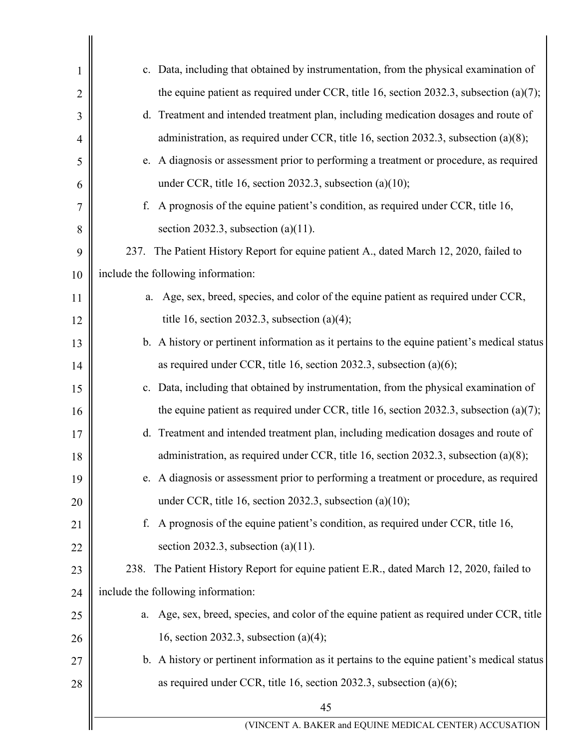c. Data, including that obtained by instrumentation, from the physical examination of the equine patient as required under CCR, title 16, section 2032.3, subsection (a)(7);

d. Treatment and intended treatment plan, including medication dosages and route of administration, as required under CCR, title 16, section 2032.3, subsection (a)(8);

e. A diagnosis or assessment prior to performing a treatment or procedure, as required under CCR, title 16, section 2032.3, subsection (a)(10);

f. A prognosis of the equine patient's condition, as required under CCR, title 16, section 2032.3, subsection (a)(11).

237. The Patient History Report for equine patient A., dated March 12, 2020, failed to include the following information:

a. Age, sex, breed, species, and color of the equine patient as required under CCR, title 16, section 2032.3, subsection (a)(4);

b. A history or pertinent information as it pertains to the equine patient's medical status as required under CCR, title 16, section 2032.3, subsection (a)(6);

c. Data, including that obtained by instrumentation, from the physical examination of the equine patient as required under CCR, title 16, section 2032.3, subsection (a)(7);

d. Treatment and intended treatment plan, including medication dosages and route of administration, as required under CCR, title 16, section 2032.3, subsection (a)(8);

e. A diagnosis or assessment prior to performing a treatment or procedure, as required under CCR, title 16, section 2032.3, subsection (a)(10);

f. A prognosis of the equine patient's condition, as required under CCR, title 16, section 2032.3, subsection (a)(11).

238. The Patient History Report for equine patient E.R., dated March 12, 2020, failed to include the following information:

a. Age, sex, breed, species, and color of the equine patient as required under CCR, title 16, section 2032.3, subsection (a)(4);

b. A history or pertinent information as it pertains to the equine patient's medical status as required under CCR, title 16, section 2032.3, subsection (a)(6);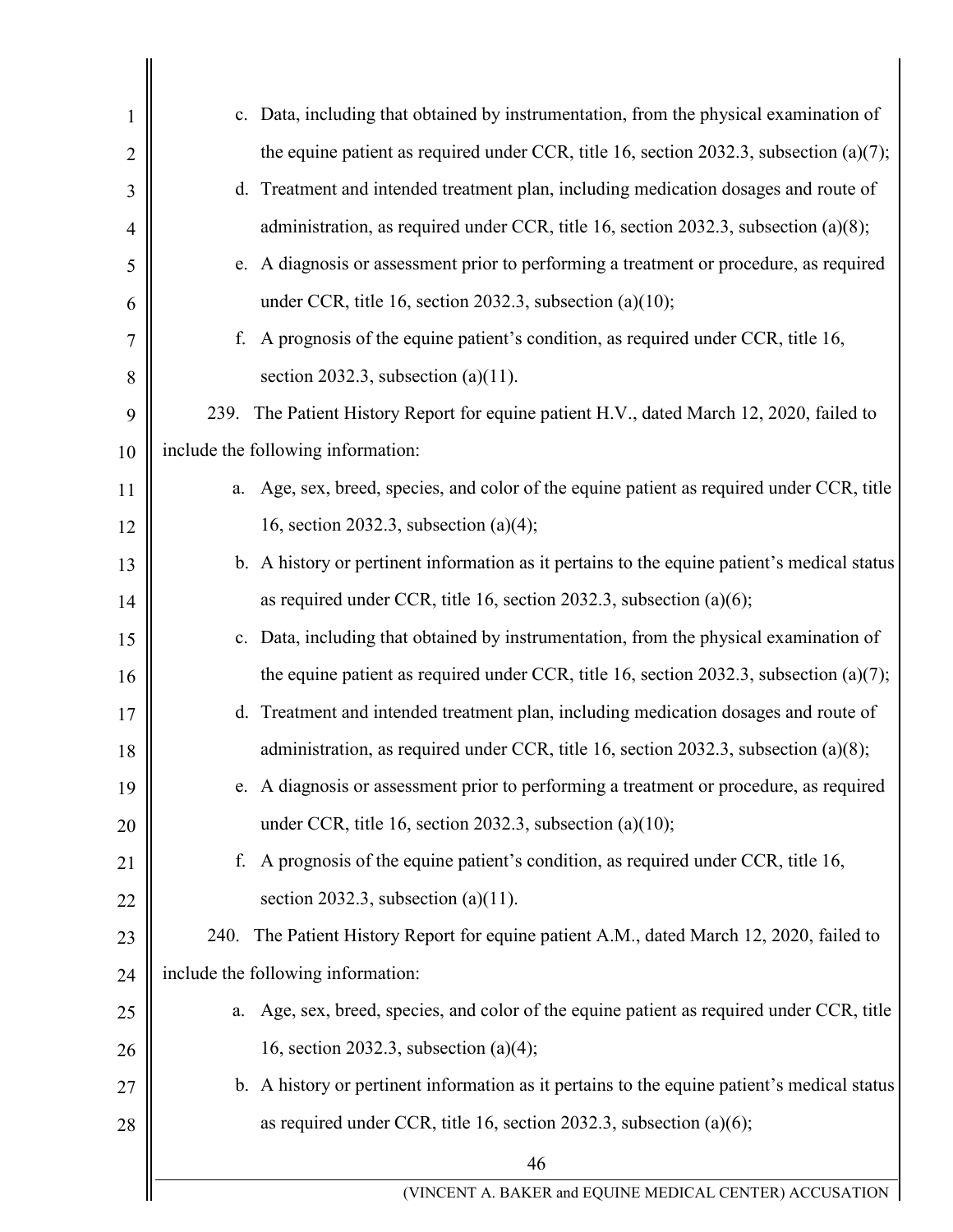c. Data, including that obtained by instrumentation, from the physical examination of the equine patient as required under CCR, title 16, section 2032.3, subsection (a)(7);

d. Treatment and intended treatment plan, including medication dosages and route of administration, as required under CCR, title 16, section 2032.3, subsection (a)(8);

e. A diagnosis or assessment prior to performing a treatment or procedure, as required under CCR, title 16, section 2032.3, subsection (a)(10);

f. A prognosis of the equine patient's condition, as required under CCR, title 16, section 2032.3, subsection (a)(11).

239. The Patient History Report for equine patient H.V., dated March 12, 2020, failed to include the following information:

a. Age, sex, breed, species, and color of the equine patient as required under CCR, title 16, section 2032.3, subsection (a)(4);

b. A history or pertinent information as it pertains to the equine patient's medical status as required under CCR, title 16, section 2032.3, subsection (a)(6);

c. Data, including that obtained by instrumentation, from the physical examination of the equine patient as required under CCR, title 16, section 2032.3, subsection (a)(7);

d. Treatment and intended treatment plan, including medication dosages and route of administration, as required under CCR, title 16, section 2032.3, subsection (a)(8);

e. A diagnosis or assessment prior to performing a treatment or procedure, as required under CCR, title 16, section 2032.3, subsection (a)(10);

f. A prognosis of the equine patient's condition, as required under CCR, title 16, section 2032.3, subsection (a)(11).

240. The Patient History Report for equine patient A.M., dated March 12, 2020, failed to include the following information:

a. Age, sex, breed, species, and color of the equine patient as required under CCR, title 16, section 2032.3, subsection (a)(4);

b. A history or pertinent information as it pertains to the equine patient's medical status as required under CCR, title 16, section 2032.3, subsection (a)(6);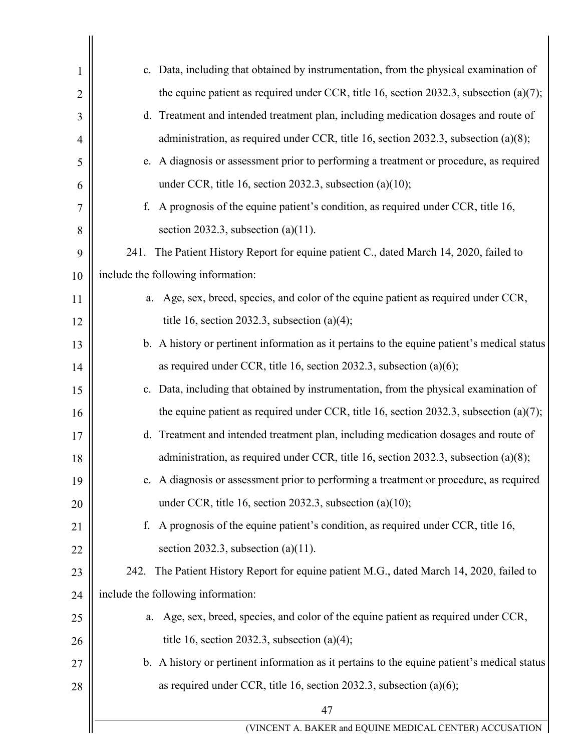c. Data, including that obtained by instrumentation, from the physical examination of the equine patient as required under CCR, title 16, section 2032.3, subsection (a)(7);

d. Treatment and intended treatment plan, including medication dosages and route of administration, as required under CCR, title 16, section 2032.3, subsection (a)(8);

e. A diagnosis or assessment prior to performing a treatment or procedure, as required under CCR, title 16, section 2032.3, subsection (a)(10);

f. A prognosis of the equine patient's condition, as required under CCR, title 16, section 2032.3, subsection (a)(11).

241. The Patient History Report for equine patient C., dated March 14, 2020, failed to include the following information:

a. Age, sex, breed, species, and color of the equine patient as required under CCR, title 16, section 2032.3, subsection (a)(4);

b. A history or pertinent information as it pertains to the equine patient's medical status as required under CCR, title 16, section 2032.3, subsection (a)(6);

c. Data, including that obtained by instrumentation, from the physical examination of the equine patient as required under CCR, title 16, section 2032.3, subsection (a)(7);

d. Treatment and intended treatment plan, including medication dosages and route of administration, as required under CCR, title 16, section 2032.3, subsection (a)(8);

e. A diagnosis or assessment prior to performing a treatment or procedure, as required under CCR, title 16, section 2032.3, subsection (a)(10);

f. A prognosis of the equine patient's condition, as required under CCR, title 16, section 2032.3, subsection (a)(11).

242. The Patient History Report for equine patient M.G., dated March 14, 2020, failed to include the following information:

a. Age, sex, breed, species, and color of the equine patient as required under CCR, title 16, section 2032.3, subsection (a)(4);

b. A history or pertinent information as it pertains to the equine patient's medical status as required under CCR, title 16, section 2032.3, subsection (a)(6);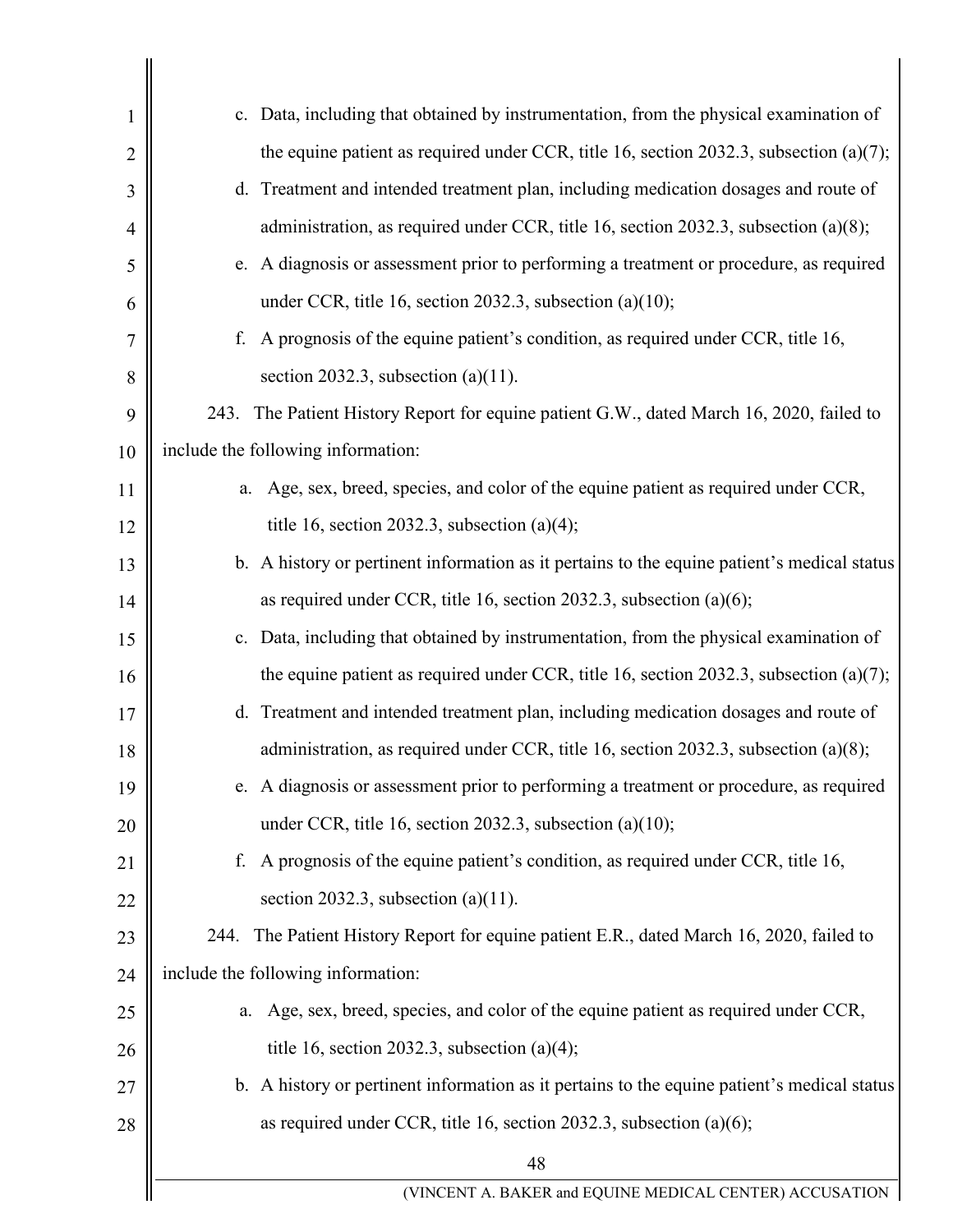c. Data, including that obtained by instrumentation, from the physical examination of the equine patient as required under CCR, title 16, section 2032.3, subsection (a)(7);

d. Treatment and intended treatment plan, including medication dosages and route of administration, as required under CCR, title 16, section 2032.3, subsection (a)(8);

e. A diagnosis or assessment prior to performing a treatment or procedure, as required under CCR, title 16, section 2032.3, subsection (a)(10);

f. A prognosis of the equine patient's condition, as required under CCR, title 16, section 2032.3, subsection (a)(11).

243. The Patient History Report for equine patient G.W., dated March 16, 2020, failed to include the following information:

a. Age, sex, breed, species, and color of the equine patient as required under CCR, title 16, section 2032.3, subsection (a)(4);

b. A history or pertinent information as it pertains to the equine patient's medical status as required under CCR, title 16, section 2032.3, subsection (a)(6);

c. Data, including that obtained by instrumentation, from the physical examination of the equine patient as required under CCR, title 16, section 2032.3, subsection (a)(7);

d. Treatment and intended treatment plan, including medication dosages and route of administration, as required under CCR, title 16, section 2032.3, subsection (a)(8);

e. A diagnosis or assessment prior to performing a treatment or procedure, as required under CCR, title 16, section 2032.3, subsection (a)(10);

f. A prognosis of the equine patient's condition, as required under CCR, title 16, section 2032.3, subsection (a)(11).

244. The Patient History Report for equine patient E.R., dated March 16, 2020, failed to include the following information:

a. Age, sex, breed, species, and color of the equine patient as required under CCR, title 16, section 2032.3, subsection (a)(4);

b. A history or pertinent information as it pertains to the equine patient's medical status as required under CCR, title 16, section 2032.3, subsection (a)(6);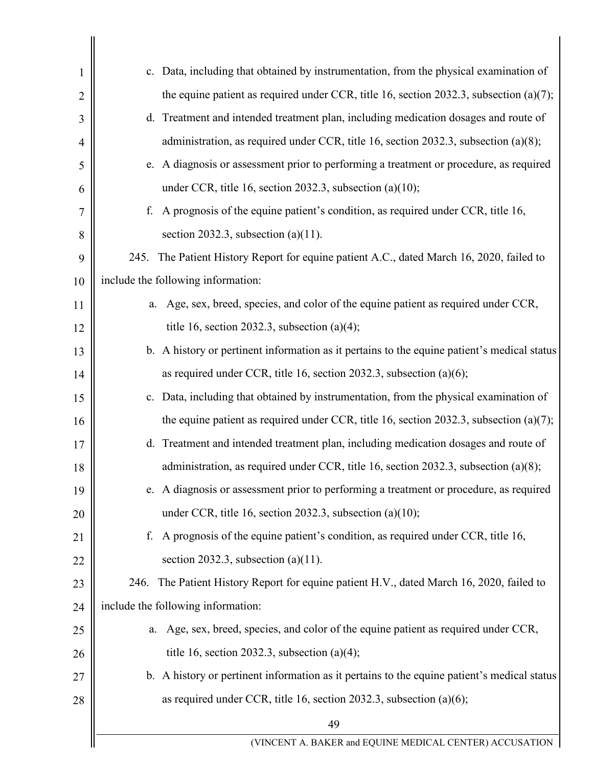c. Data, including that obtained by instrumentation, from the physical examination of the equine patient as required under CCR, title 16, section 2032.3, subsection (a)(7);

d. Treatment and intended treatment plan, including medication dosages and route of administration, as required under CCR, title 16, section 2032.3, subsection (a)(8);

e. A diagnosis or assessment prior to performing a treatment or procedure, as required under CCR, title 16, section 2032.3, subsection (a)(10);

f. A prognosis of the equine patient's condition, as required under CCR, title 16, section 2032.3, subsection (a)(11).

245. The Patient History Report for equine patient A.C., dated March 16, 2020, failed to include the following information:

a. Age, sex, breed, species, and color of the equine patient as required under CCR, title 16, section 2032.3, subsection (a)(4);

b. A history or pertinent information as it pertains to the equine patient's medical status as required under CCR, title 16, section 2032.3, subsection (a)(6);

c. Data, including that obtained by instrumentation, from the physical examination of the equine patient as required under CCR, title 16, section 2032.3, subsection (a)(7);

d. Treatment and intended treatment plan, including medication dosages and route of administration, as required under CCR, title 16, section 2032.3, subsection (a)(8);

e. A diagnosis or assessment prior to performing a treatment or procedure, as required under CCR, title 16, section 2032.3, subsection (a)(10);

f. A prognosis of the equine patient's condition, as required under CCR, title 16, section 2032.3, subsection (a)(11).

246. The Patient History Report for equine patient H.V., dated March 16, 2020, failed to include the following information:

a. Age, sex, breed, species, and color of the equine patient as required under CCR, title 16, section 2032.3, subsection (a)(4);

b. A history or pertinent information as it pertains to the equine patient's medical status as required under CCR, title 16, section 2032.3, subsection (a)(6);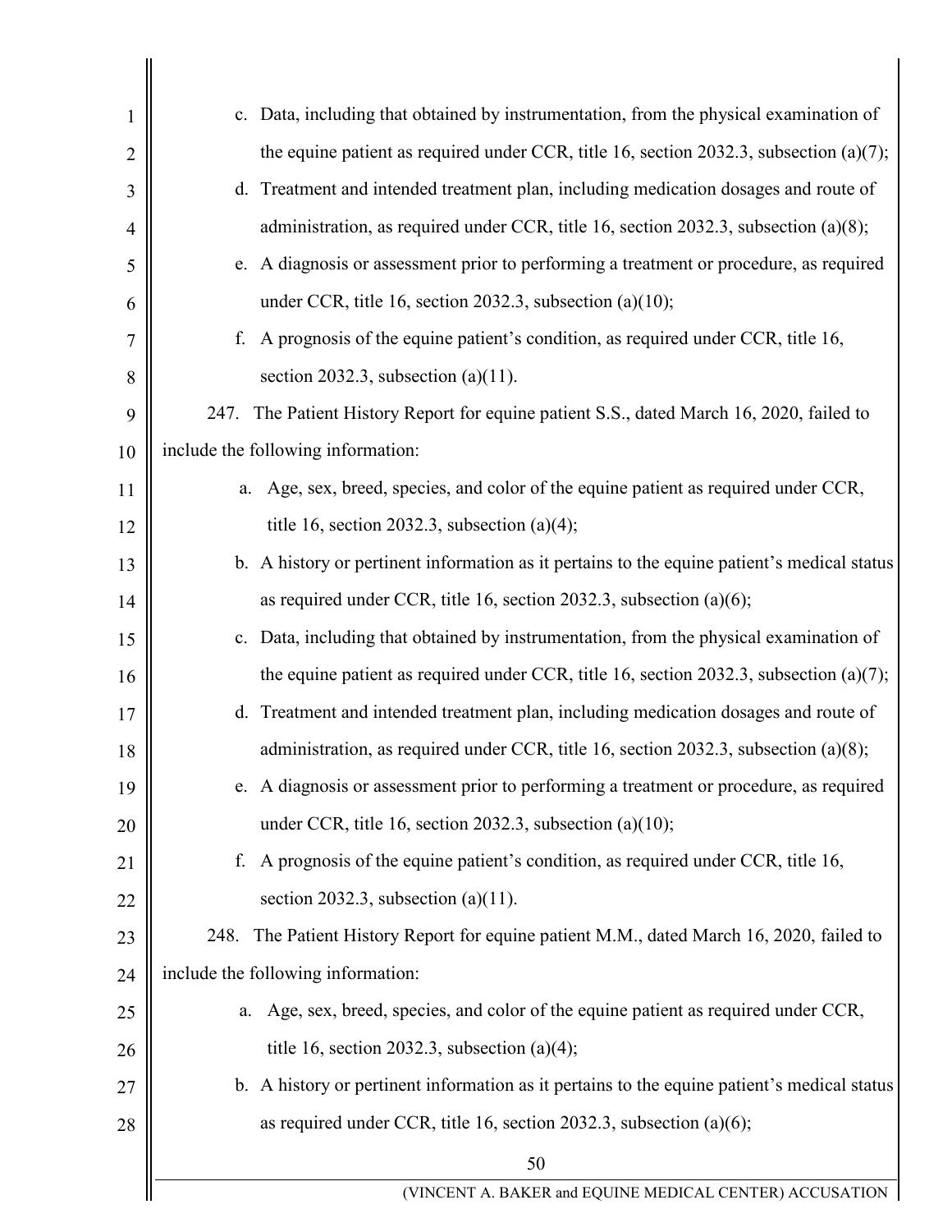c. Data, including that obtained by instrumentation, from the physical examination of the equine patient as required under CCR, title 16, section 2032.3, subsection (a)(7);

d. Treatment and intended treatment plan, including medication dosages and route of administration, as required under CCR, title 16, section 2032.3, subsection (a)(8);

e. A diagnosis or assessment prior to performing a treatment or procedure, as required under CCR, title 16, section 2032.3, subsection (a)(10);

f. A prognosis of the equine patient's condition, as required under CCR, title 16, section 2032.3, subsection (a)(11).

247. The Patient History Report for equine patient S.S., dated March 16, 2020, failed to include the following information:

a. Age, sex, breed, species, and color of the equine patient as required under CCR, title 16, section 2032.3, subsection (a)(4);

b. A history or pertinent information as it pertains to the equine patient's medical status as required under CCR, title 16, section 2032.3, subsection (a)(6);

c. Data, including that obtained by instrumentation, from the physical examination of the equine patient as required under CCR, title 16, section 2032.3, subsection (a)(7);

d. Treatment and intended treatment plan, including medication dosages and route of administration, as required under CCR, title 16, section 2032.3, subsection (a)(8);

e. A diagnosis or assessment prior to performing a treatment or procedure, as required under CCR, title 16, section 2032.3, subsection (a)(10);

f. A prognosis of the equine patient's condition, as required under CCR, title 16, section 2032.3, subsection (a)(11).

248. The Patient History Report for equine patient M.M., dated March 16, 2020, failed to include the following information:

a. Age, sex, breed, species, and color of the equine patient as required under CCR, title 16, section 2032.3, subsection (a)(4);

b. A history or pertinent information as it pertains to the equine patient's medical status as required under CCR, title 16, section 2032.3, subsection (a)(6);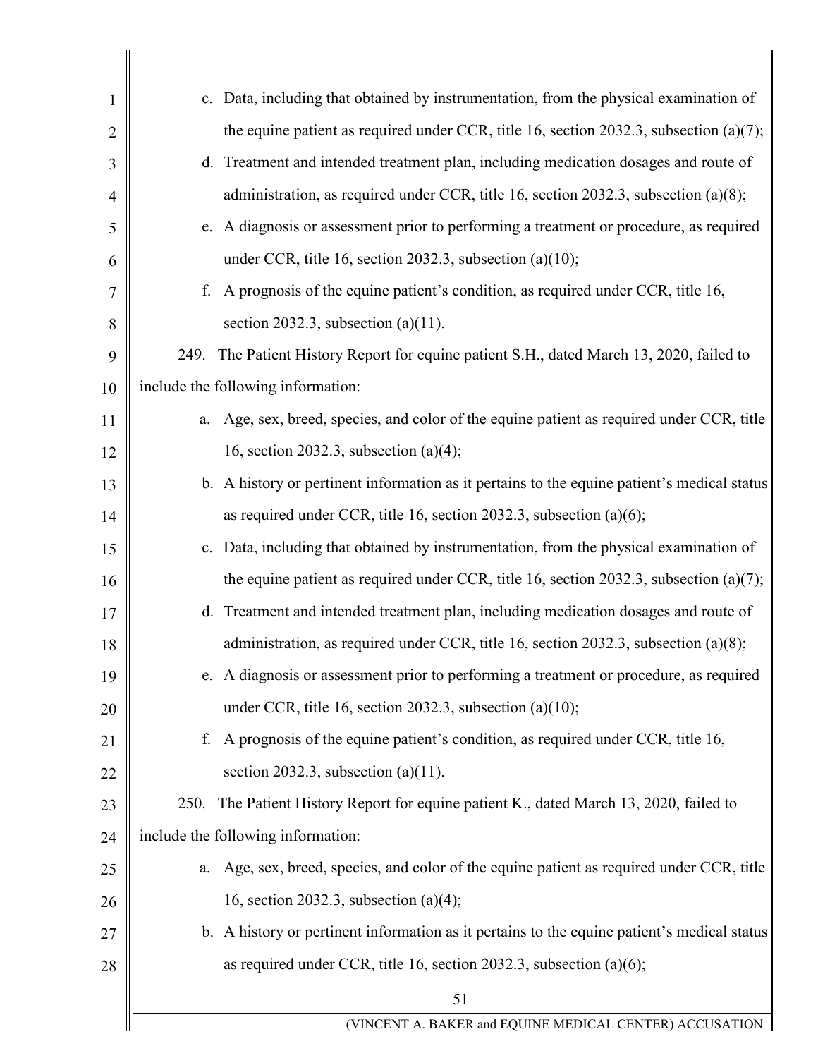c. Data, including that obtained by instrumentation, from the physical examination of the equine patient as required under CCR, title 16, section 2032.3, subsection (a)(7);

d. Treatment and intended treatment plan, including medication dosages and route of administration, as required under CCR, title 16, section 2032.3, subsection (a)(8);

e. A diagnosis or assessment prior to performing a treatment or procedure, as required under CCR, title 16, section 2032.3, subsection (a)(10);

f. A prognosis of the equine patient's condition, as required under CCR, title 16, section 2032.3, subsection (a)(11).

249. The Patient History Report for equine patient S.H., dated March 13, 2020, failed to include the following information:

a. Age, sex, breed, species, and color of the equine patient as required under CCR, title 16, section 2032.3, subsection (a)(4);

b. A history or pertinent information as it pertains to the equine patient's medical status as required under CCR, title 16, section 2032.3, subsection (a)(6);

c. Data, including that obtained by instrumentation, from the physical examination of the equine patient as required under CCR, title 16, section 2032.3, subsection (a)(7);

d. Treatment and intended treatment plan, including medication dosages and route of administration, as required under CCR, title 16, section 2032.3, subsection (a)(8);

e. A diagnosis or assessment prior to performing a treatment or procedure, as required under CCR, title 16, section 2032.3, subsection (a)(10);

f. A prognosis of the equine patient's condition, as required under CCR, title 16, section 2032.3, subsection (a)(11).

250. The Patient History Report for equine patient K., dated March 13, 2020, failed to include the following information:

a. Age, sex, breed, species, and color of the equine patient as required under CCR, title 16, section 2032.3, subsection (a)(4);

b. A history or pertinent information as it pertains to the equine patient's medical status as required under CCR, title 16, section 2032.3, subsection (a)(6);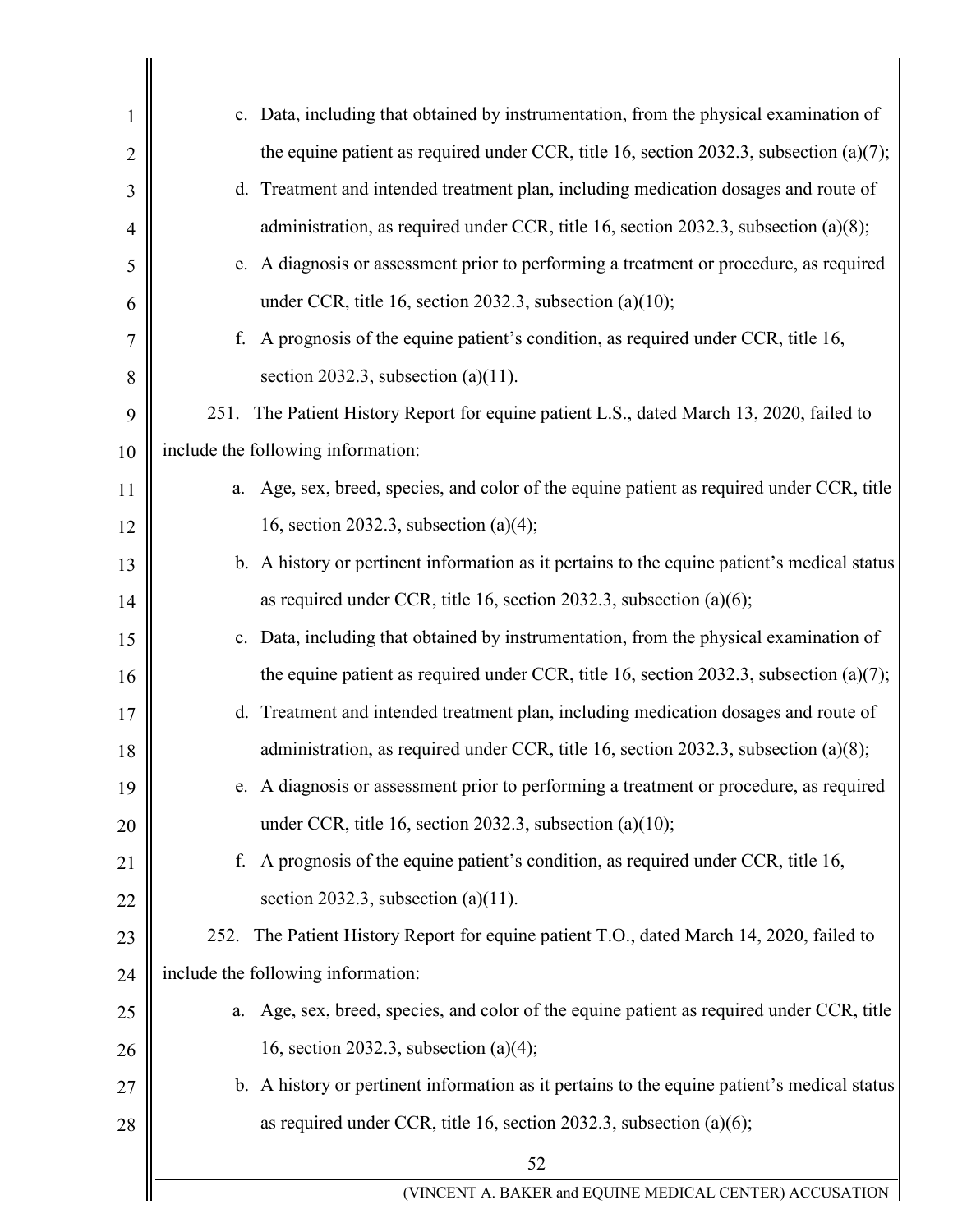c. Data, including that obtained by instrumentation, from the physical examination of the equine patient as required under CCR, title 16, section 2032.3, subsection (a)(7);

d. Treatment and intended treatment plan, including medication dosages and route of administration, as required under CCR, title 16, section 2032.3, subsection (a)(8);

e. A diagnosis or assessment prior to performing a treatment or procedure, as required under CCR, title 16, section 2032.3, subsection (a)(10);

f. A prognosis of the equine patient's condition, as required under CCR, title 16, section 2032.3, subsection (a)(11).

251. The Patient History Report for equine patient L.S., dated March 13, 2020, failed to include the following information:

a. Age, sex, breed, species, and color of the equine patient as required under CCR, title 16, section 2032.3, subsection (a)(4);

b. A history or pertinent information as it pertains to the equine patient's medical status as required under CCR, title 16, section 2032.3, subsection (a)(6);

c. Data, including that obtained by instrumentation, from the physical examination of the equine patient as required under CCR, title 16, section 2032.3, subsection (a)(7);

d. Treatment and intended treatment plan, including medication dosages and route of administration, as required under CCR, title 16, section 2032.3, subsection (a)(8);

e. A diagnosis or assessment prior to performing a treatment or procedure, as required under CCR, title 16, section 2032.3, subsection (a)(10);

f. A prognosis of the equine patient's condition, as required under CCR, title 16, section 2032.3, subsection (a)(11).

252. The Patient History Report for equine patient T.O., dated March 14, 2020, failed to include the following information:

a. Age, sex, breed, species, and color of the equine patient as required under CCR, title 16, section 2032.3, subsection (a)(4);

b. A history or pertinent information as it pertains to the equine patient's medical status as required under CCR, title 16, section 2032.3, subsection (a)(6);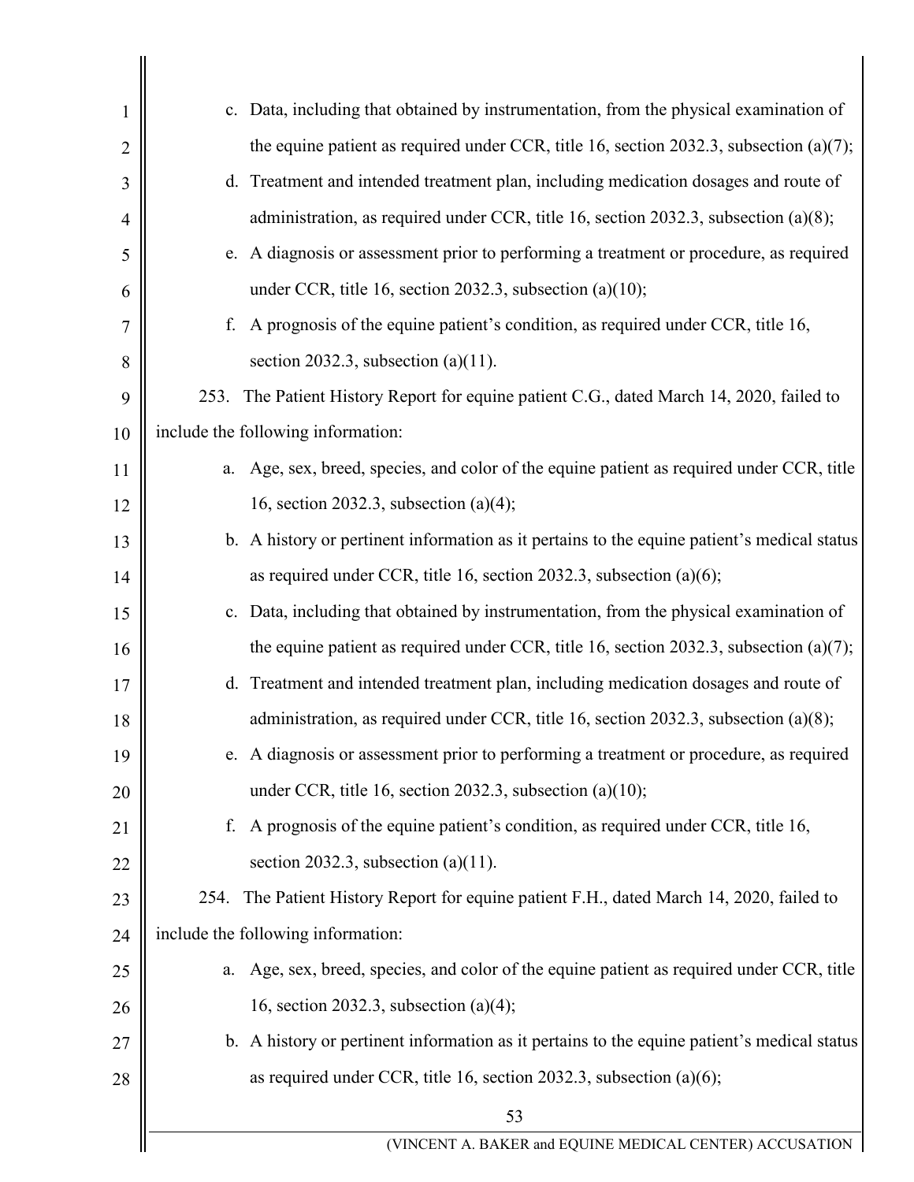c. Data, including that obtained by instrumentation, from the physical examination of the equine patient as required under CCR, title 16, section 2032.3, subsection (a)(7);

d. Treatment and intended treatment plan, including medication dosages and route of administration, as required under CCR, title 16, section 2032.3, subsection (a)(8);

e. A diagnosis or assessment prior to performing a treatment or procedure, as required under CCR, title 16, section 2032.3, subsection (a)(10);

f. A prognosis of the equine patient's condition, as required under CCR, title 16, section 2032.3, subsection (a)(11).

253. The Patient History Report for equine patient C.G., dated March 14, 2020, failed to include the following information:

a. Age, sex, breed, species, and color of the equine patient as required under CCR, title 16, section 2032.3, subsection (a)(4);

b. A history or pertinent information as it pertains to the equine patient's medical status as required under CCR, title 16, section 2032.3, subsection (a)(6);

c. Data, including that obtained by instrumentation, from the physical examination of the equine patient as required under CCR, title 16, section 2032.3, subsection (a)(7);

d. Treatment and intended treatment plan, including medication dosages and route of administration, as required under CCR, title 16, section 2032.3, subsection (a)(8);

e. A diagnosis or assessment prior to performing a treatment or procedure, as required under CCR, title 16, section 2032.3, subsection (a)(10);

f. A prognosis of the equine patient's condition, as required under CCR, title 16, section 2032.3, subsection (a)(11).

254. The Patient History Report for equine patient F.H., dated March 14, 2020, failed to include the following information:

a. Age, sex, breed, species, and color of the equine patient as required under CCR, title 16, section 2032.3, subsection (a)(4);

b. A history or pertinent information as it pertains to the equine patient's medical status as required under CCR, title 16, section 2032.3, subsection (a)(6);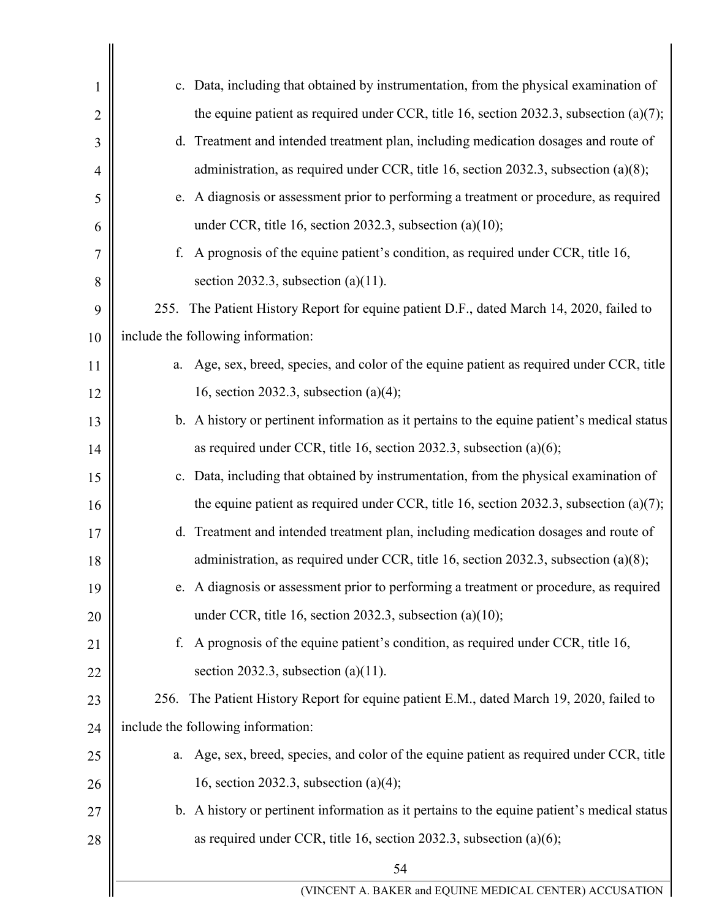c. Data, including that obtained by instrumentation, from the physical examination of the equine patient as required under CCR, title 16, section 2032.3, subsection (a)(7);

d. Treatment and intended treatment plan, including medication dosages and route of administration, as required under CCR, title 16, section 2032.3, subsection (a)(8);

e. A diagnosis or assessment prior to performing a treatment or procedure, as required under CCR, title 16, section 2032.3, subsection (a)(10);

f. A prognosis of the equine patient's condition, as required under CCR, title 16, section 2032.3, subsection (a)(11).

255. The Patient History Report for equine patient D.F., dated March 14, 2020, failed to include the following information:

a. Age, sex, breed, species, and color of the equine patient as required under CCR, title 16, section 2032.3, subsection (a)(4);

b. A history or pertinent information as it pertains to the equine patient's medical status as required under CCR, title 16, section 2032.3, subsection (a)(6);

c. Data, including that obtained by instrumentation, from the physical examination of the equine patient as required under CCR, title 16, section 2032.3, subsection (a)(7);

d. Treatment and intended treatment plan, including medication dosages and route of administration, as required under CCR, title 16, section 2032.3, subsection (a)(8);

e. A diagnosis or assessment prior to performing a treatment or procedure, as required under CCR, title 16, section 2032.3, subsection (a)(10);

f. A prognosis of the equine patient's condition, as required under CCR, title 16, section 2032.3, subsection (a)(11).

256. The Patient History Report for equine patient E.M., dated March 19, 2020, failed to include the following information:

a. Age, sex, breed, species, and color of the equine patient as required under CCR, title 16, section 2032.3, subsection (a)(4);

b. A history or pertinent information as it pertains to the equine patient's medical status as required under CCR, title 16, section 2032.3, subsection (a)(6);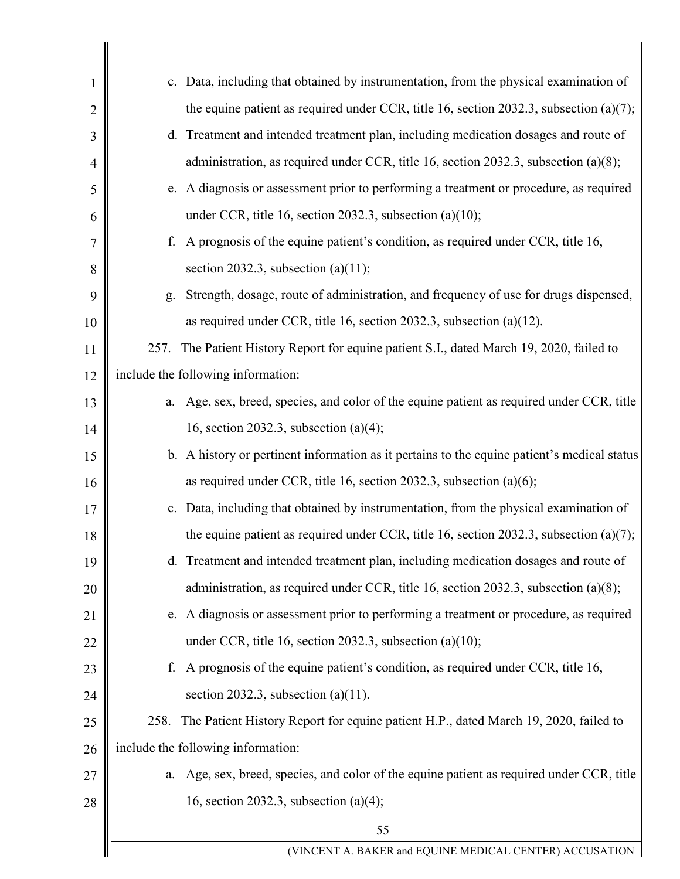c. Data, including that obtained by instrumentation, from the physical examination of the equine patient as required under CCR, title 16, section 2032.3, subsection (a)(7);

d. Treatment and intended treatment plan, including medication dosages and route of administration, as required under CCR, title 16, section 2032.3, subsection (a)(8);

e. A diagnosis or assessment prior to performing a treatment or procedure, as required under CCR, title 16, section 2032.3, subsection (a)(10);

f. A prognosis of the equine patient's condition, as required under CCR, title 16, section 2032.3, subsection (a)(11);

g. Strength, dosage, route of administration, and frequency of use for drugs dispensed, as required under CCR, title 16, section 2032.3, subsection (a)(12).

257. The Patient History Report for equine patient S.I., dated March 19, 2020, failed to include the following information:

a. Age, sex, breed, species, and color of the equine patient as required under CCR, title 16, section 2032.3, subsection (a)(4);

b. A history or pertinent information as it pertains to the equine patient's medical status as required under CCR, title 16, section 2032.3, subsection (a)(6);

c. Data, including that obtained by instrumentation, from the physical examination of the equine patient as required under CCR, title 16, section 2032.3, subsection (a)(7);

d. Treatment and intended treatment plan, including medication dosages and route of administration, as required under CCR, title 16, section 2032.3, subsection (a)(8);

e. A diagnosis or assessment prior to performing a treatment or procedure, as required under CCR, title 16, section 2032.3, subsection (a)(10);

f. A prognosis of the equine patient's condition, as required under CCR, title 16, section 2032.3, subsection (a)(11).

258. The Patient History Report for equine patient H.P., dated March 19, 2020, failed to include the following information:

a. Age, sex, breed, species, and color of the equine patient as required under CCR, title 16, section 2032.3, subsection (a)(4);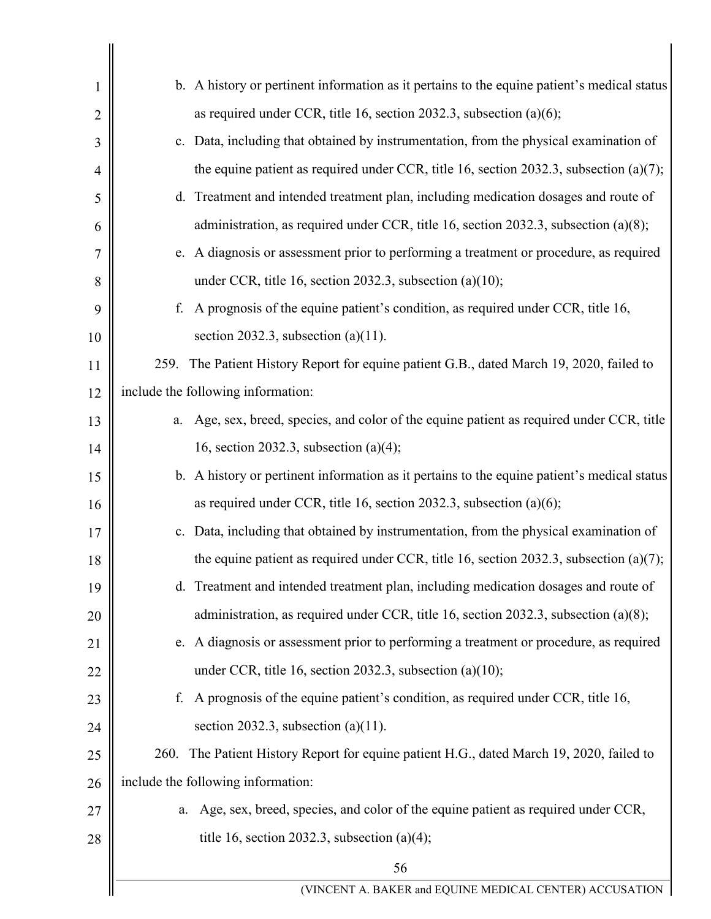b. A history or pertinent information as it pertains to the equine patient's medical status as required under CCR, title 16, section 2032.3, subsection (a)(6);

c. Data, including that obtained by instrumentation, from the physical examination of the equine patient as required under CCR, title 16, section 2032.3, subsection (a)(7);

d. Treatment and intended treatment plan, including medication dosages and route of administration, as required under CCR, title 16, section 2032.3, subsection (a)(8);

e. A diagnosis or assessment prior to performing a treatment or procedure, as required under CCR, title 16, section 2032.3, subsection (a)(10);

f. A prognosis of the equine patient's condition, as required under CCR, title 16, section 2032.3, subsection (a)(11).

259. The Patient History Report for equine patient G.B., dated March 19, 2020, failed to include the following information:

a. Age, sex, breed, species, and color of the equine patient as required under CCR, title 16, section 2032.3, subsection (a)(4);

b. A history or pertinent information as it pertains to the equine patient's medical status as required under CCR, title 16, section 2032.3, subsection (a)(6);

c. Data, including that obtained by instrumentation, from the physical examination of the equine patient as required under CCR, title 16, section 2032.3, subsection (a)(7);

d. Treatment and intended treatment plan, including medication dosages and route of administration, as required under CCR, title 16, section 2032.3, subsection (a)(8);

e. A diagnosis or assessment prior to performing a treatment or procedure, as required under CCR, title 16, section 2032.3, subsection (a)(10);

f. A prognosis of the equine patient's condition, as required under CCR, title 16, section 2032.3, subsection (a)(11).

260. The Patient History Report for equine patient H.G., dated March 19, 2020, failed to include the following information:

a. Age, sex, breed, species, and color of the equine patient as required under CCR, title 16, section 2032.3, subsection (a)(4);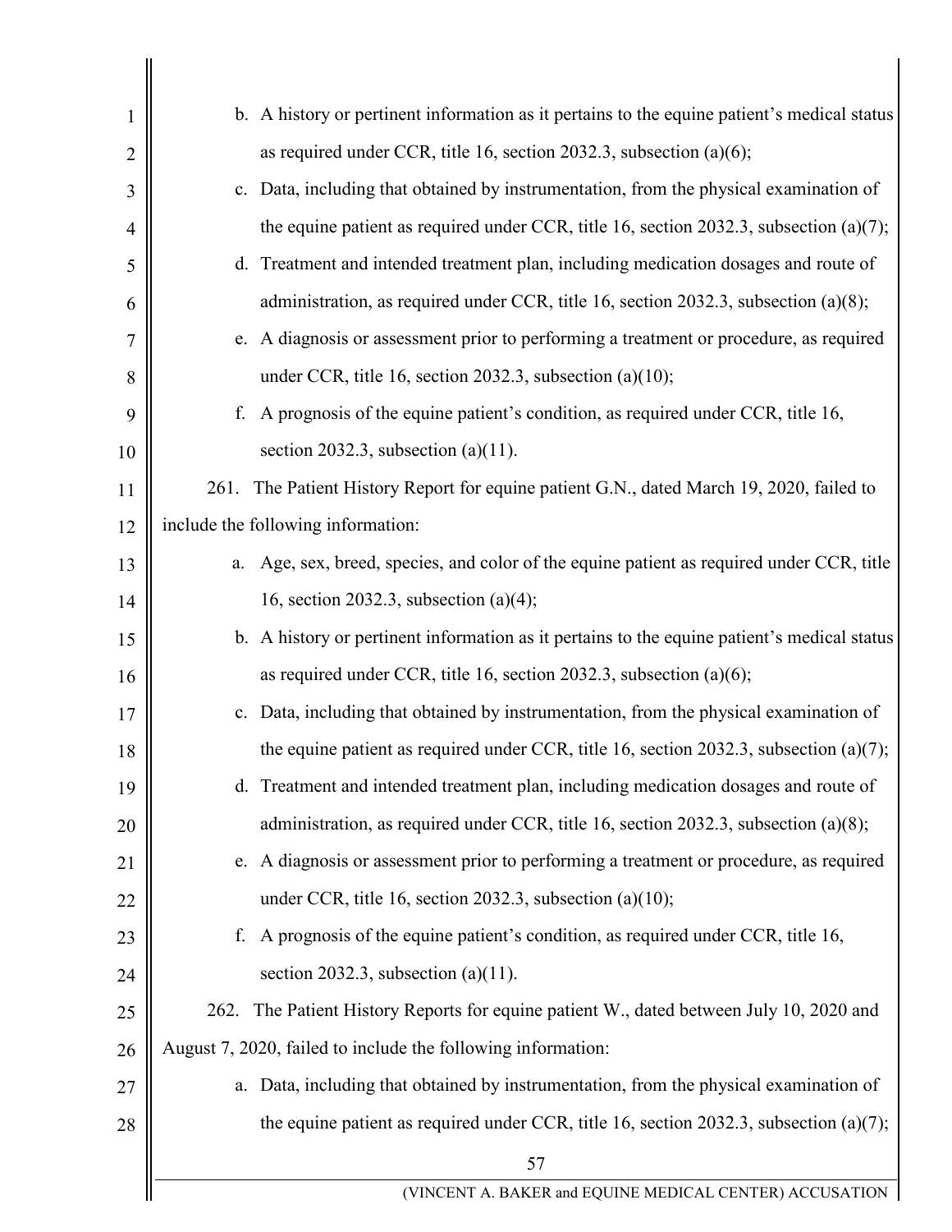b. A history or pertinent information as it pertains to the equine patient's medical status as required under CCR, title 16, section 2032.3, subsection (a)(6);

c. Data, including that obtained by instrumentation, from the physical examination of the equine patient as required under CCR, title 16, section 2032.3, subsection (a)(7);

d. Treatment and intended treatment plan, including medication dosages and route of administration, as required under CCR, title 16, section 2032.3, subsection (a)(8);

e. A diagnosis or assessment prior to performing a treatment or procedure, as required under CCR, title 16, section 2032.3, subsection (a)(10);

f. A prognosis of the equine patient's condition, as required under CCR, title 16, section 2032.3, subsection (a)(11).

261. The Patient History Report for equine patient G.N., dated March 19, 2020, failed to include the following information:

a. Age, sex, breed, species, and color of the equine patient as required under CCR, title 16, section 2032.3, subsection (a)(4);

b. A history or pertinent information as it pertains to the equine patient's medical status as required under CCR, title 16, section 2032.3, subsection (a)(6);

c. Data, including that obtained by instrumentation, from the physical examination of the equine patient as required under CCR, title 16, section 2032.3, subsection (a)(7);

d. Treatment and intended treatment plan, including medication dosages and route of administration, as required under CCR, title 16, section 2032.3, subsection (a)(8);

e. A diagnosis or assessment prior to performing a treatment or procedure, as required under CCR, title 16, section 2032.3, subsection (a)(10);

f. A prognosis of the equine patient's condition, as required under CCR, title 16, section 2032.3, subsection (a)(11).

262. The Patient History Reports for equine patient W., dated between July 10, 2020 and August 7, 2020, failed to include the following information:

a. Data, including that obtained by instrumentation, from the physical examination of the equine patient as required under CCR, title 16, section 2032.3, subsection (a)(7);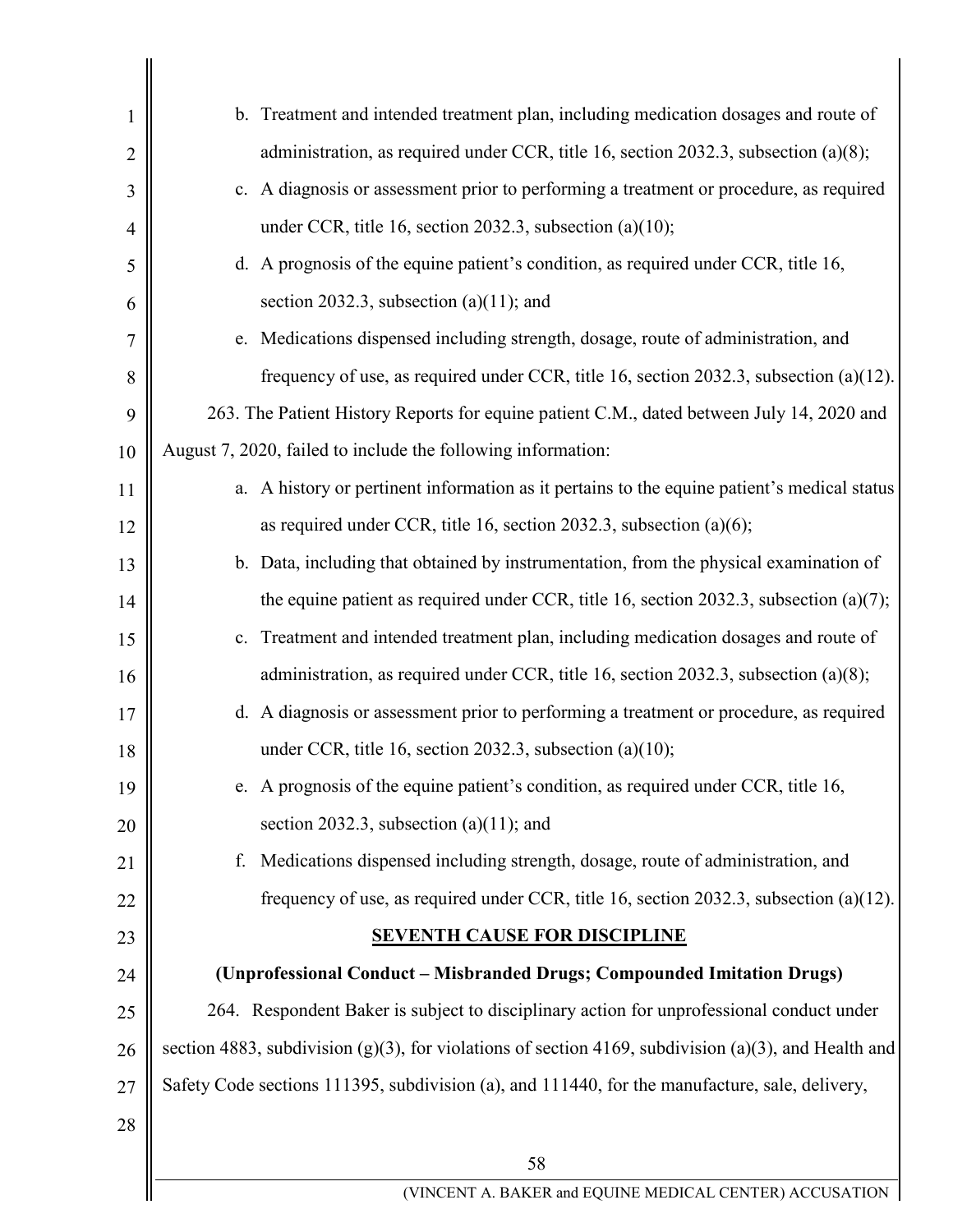b. Treatment and intended treatment plan, including medication dosages and route of administration, as required under CCR, title 16, section 2032.3, subsection (a)(8);

c. A diagnosis or assessment prior to performing a treatment or procedure, as required under CCR, title 16, section 2032.3, subsection (a)(10);

d. A prognosis of the equine patient's condition, as required under CCR, title 16, section 2032.3, subsection (a)(11); and

e. Medications dispensed including strength, dosage, route of administration, and frequency of use, as required under CCR, title 16, section 2032.3, subsection (a)(12).

263. The Patient History Reports for equine patient C.M., dated between July 14, 2020 and August 7, 2020, failed to include the following information:

a. A history or pertinent information as it pertains to the equine patient's medical status as required under CCR, title 16, section 2032.3, subsection (a)(6);

b. Data, including that obtained by instrumentation, from the physical examination of the equine patient as required under CCR, title 16, section 2032.3, subsection (a)(7);

c. Treatment and intended treatment plan, including medication dosages and route of administration, as required under CCR, title 16, section 2032.3, subsection (a)(8);

d. A diagnosis or assessment prior to performing a treatment or procedure, as required under CCR, title 16, section 2032.3, subsection (a)(10);

e. A prognosis of the equine patient's condition, as required under CCR, title 16, section 2032.3, subsection (a)(11); and

f. Medications dispensed including strength, dosage, route of administration, and frequency of use, as required under CCR, title 16, section 2032.3, subsection (a)(12).

## SEVENTH CAUSE FOR DISCIPLINE

**(Unprofessional Conduct – Misbranded Drugs; Compounded Imitation Drugs)**

264. Respondent Baker is subject to disciplinary action for unprofessional conduct under section 4883, subdivision (g)(3), for violations of section 4169, subdivision (a)(3), and Health and Safety Code sections 111395, subdivision (a), and 111440, for the manufacture, sale, delivery,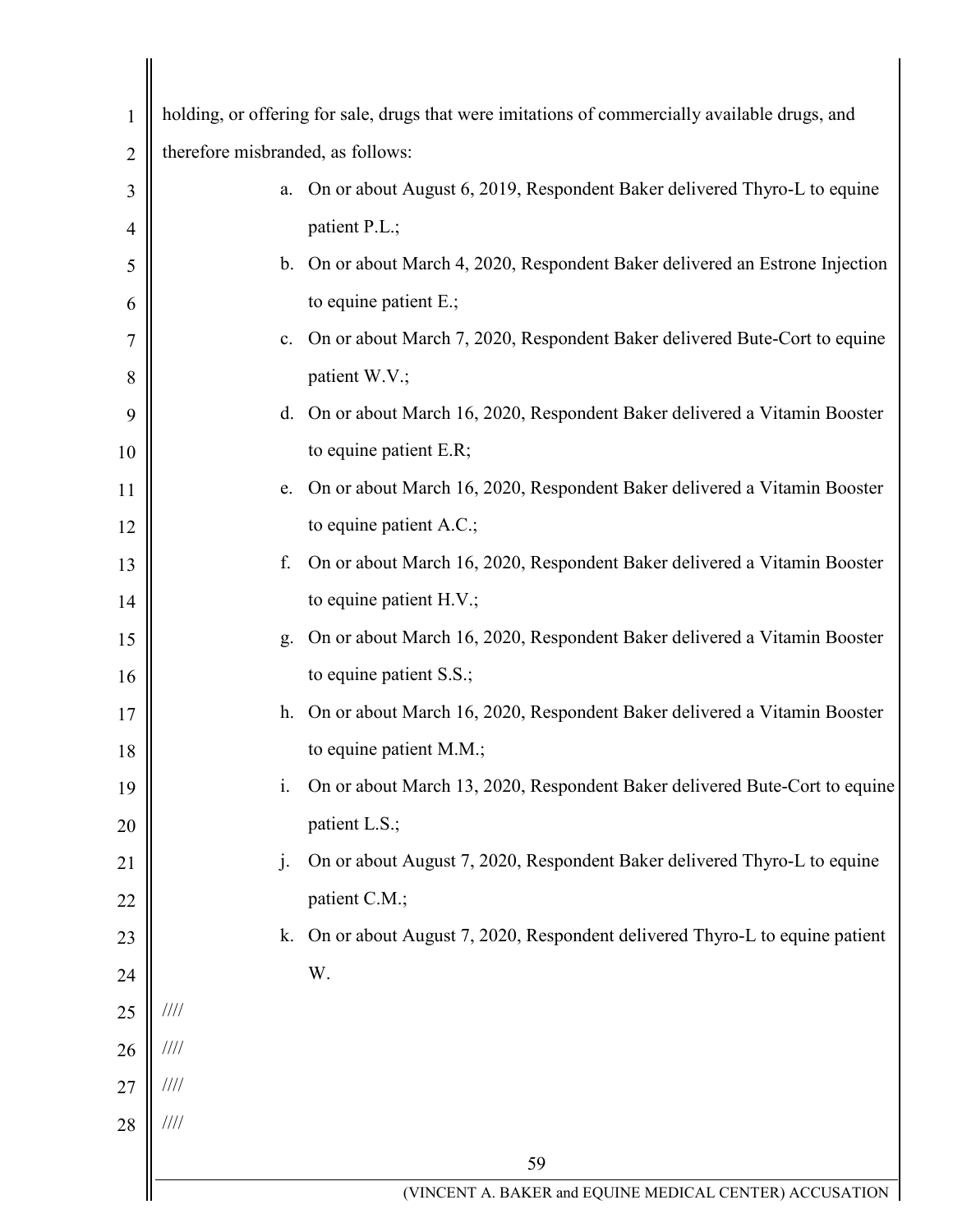holding, or offering for sale, drugs that were imitations of commercially available drugs, and therefore misbranded, as follows:

a. On or about August 6, 2019, Respondent Baker delivered Thyro-L to equine patient P.L.;

b. On or about March 4, 2020, Respondent Baker delivered an Estrone Injection to equine patient E.;

c. On or about March 7, 2020, Respondent Baker delivered Bute-Cort to equine patient W.V.;

d. On or about March 16, 2020, Respondent Baker delivered a Vitamin Booster to equine patient E.R;

e. On or about March 16, 2020, Respondent Baker delivered a Vitamin Booster to equine patient A.C.;

f. On or about March 16, 2020, Respondent Baker delivered a Vitamin Booster to equine patient H.V.;

g. On or about March 16, 2020, Respondent Baker delivered a Vitamin Booster to equine patient S.S.;

h. On or about March 16, 2020, Respondent Baker delivered a Vitamin Booster to equine patient M.M.;

i. On or about March 13, 2020, Respondent Baker delivered Bute-Cort to equine patient L.S.;

j. On or about August 7, 2020, Respondent Baker delivered Thyro-L to equine patient C.M.;

k. On or about August 7, 2020, Respondent delivered Thyro-L to equine patient W.

////

////

////

////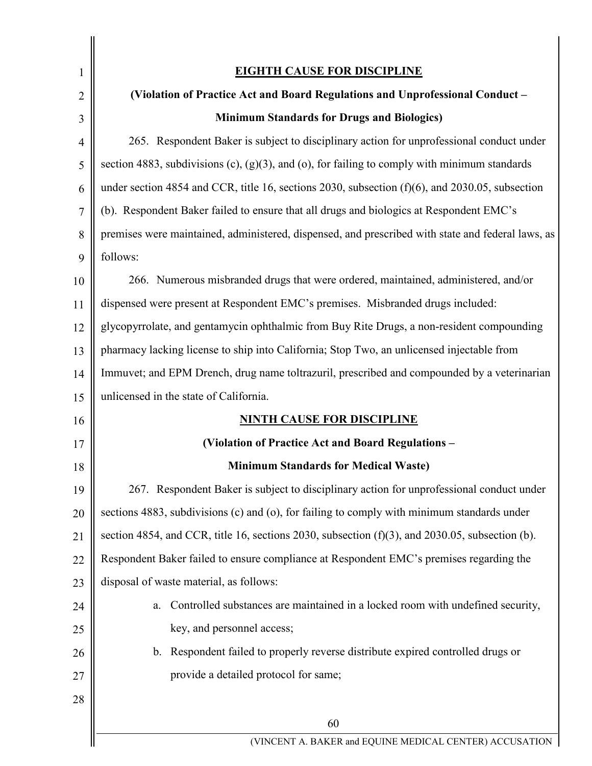## EIGHTH CAUSE FOR DISCIPLINE

### (Violation of Practice Act and Board Regulations and Unprofessional Conduct – Minimum Standards for Drugs and Biologics)

265. Respondent Baker is subject to disciplinary action for unprofessional conduct under section 4883, subdivisions (c), (g)(3), and (o), for failing to comply with minimum standards under section 4854 and CCR, title 16, sections 2030, subsection (f)(6), and 2030.05, subsection (b). Respondent Baker failed to ensure that all drugs and biologics at Respondent EMC's premises were maintained, administered, dispensed, and prescribed with state and federal laws, as follows:

266. Numerous misbranded drugs that were ordered, maintained, administered, and/or dispensed were present at Respondent EMC's premises. Misbranded drugs included: glycopyrrolate, and gentamycin ophthalmic from Buy Rite Drugs, a non-resident compounding pharmacy lacking license to ship into California; Stop Two, an unlicensed injectable from Immuvet; and EPM Drench, drug name toltrazuril, prescribed and compounded by a veterinarian unlicensed in the state of California.

## NINTH CAUSE FOR DISCIPLINE

### (Violation of Practice Act and Board Regulations – Minimum Standards for Medical Waste)

267. Respondent Baker is subject to disciplinary action for unprofessional conduct under sections 4883, subdivisions (c) and (o), for failing to comply with minimum standards under section 4854, and CCR, title 16, sections 2030, subsection (f)(3), and 2030.05, subsection (b). Respondent Baker failed to ensure compliance at Respondent EMC's premises regarding the disposal of waste material, as follows:

a. Controlled substances are maintained in a locked room with undefined security, key, and personnel access;

b. Respondent failed to properly reverse distribute expired controlled drugs or provide a detailed protocol for same;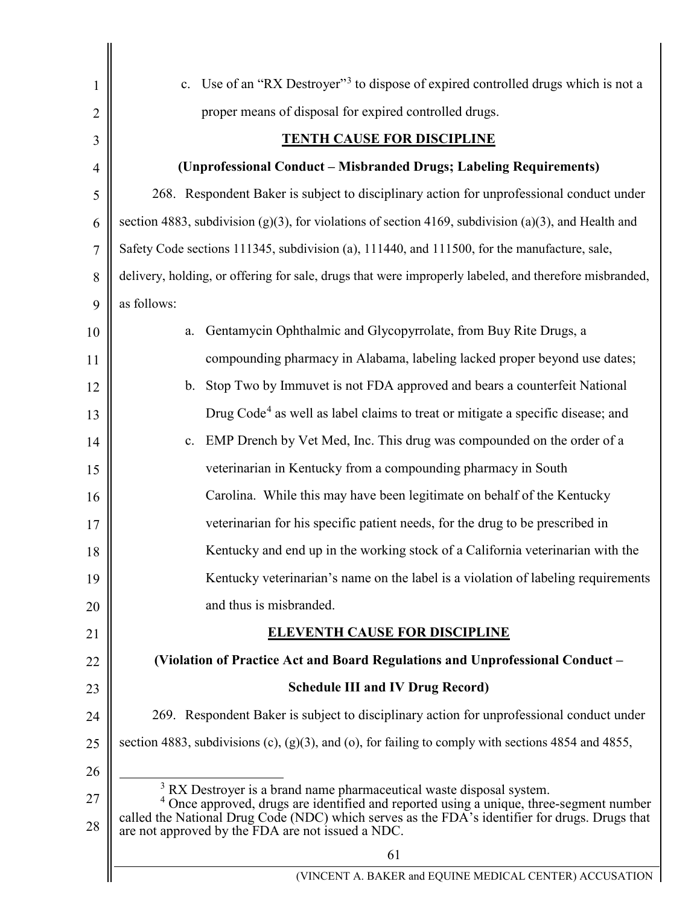c. Use of an "RX Destroyer"[3] to dispose of expired controlled drugs which is not a proper means of disposal for expired controlled drugs.

**TENTH CAUSE FOR DISCIPLINE**

**(Unprofessional Conduct – Misbranded Drugs; Labeling Requirements)**

268. Respondent Baker is subject to disciplinary action for unprofessional conduct under section 4883, subdivision (g)(3), for violations of section 4169, subdivision (a)(3), and Health and Safety Code sections 111345, subdivision (a), 111440, and 111500, for the manufacture, sale, delivery, holding, or offering for sale, drugs that were improperly labeled, and therefore misbranded, as follows:

a. Gentamycin Ophthalmic and Glycopyrrolate, from Buy Rite Drugs, a compounding pharmacy in Alabama, labeling lacked proper beyond use dates;

b. Stop Two by Immuvet is not FDA approved and bears a counterfeit National Drug Code[4] as well as label claims to treat or mitigate a specific disease; and

c. EMP Drench by Vet Med, Inc. This drug was compounded on the order of a veterinarian in Kentucky from a compounding pharmacy in South Carolina. While this may have been legitimate on behalf of the Kentucky veterinarian for his specific patient needs, for the drug to be prescribed in Kentucky and end up in the working stock of a California veterinarian with the Kentucky veterinarian's name on the label is a violation of labeling requirements and thus is misbranded.

**ELEVENTH CAUSE FOR DISCIPLINE**

**(Violation of Practice Act and Board Regulations and Unprofessional Conduct – Schedule III and IV Drug Record)**

269. Respondent Baker is subject to disciplinary action for unprofessional conduct under section 4883, subdivisions (c), (g)(3), and (o), for failing to comply with sections 4854 and 4855,

[3] RX Destroyer is a brand name pharmaceutical waste disposal system.

[4] Once approved, drugs are identified and reported using a unique, three-segment number called the National Drug Code (NDC) which serves as the FDA's identifier for drugs. Drugs that are not approved by the FDA are not issued a NDC.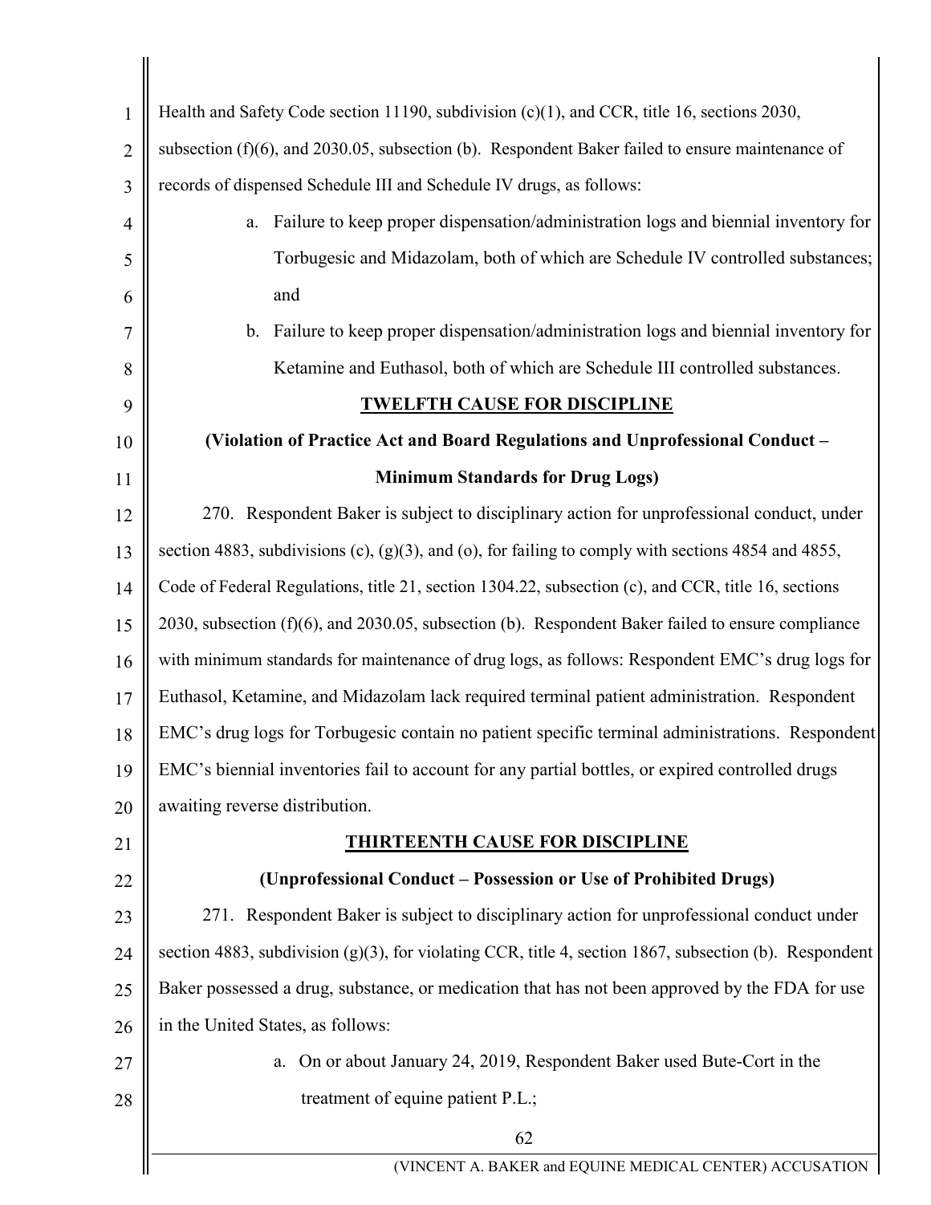Health and Safety Code section 11190, subdivision (c)(1), and CCR, title 16, sections 2030, subsection (f)(6), and 2030.05, subsection (b). Respondent Baker failed to ensure maintenance of records of dispensed Schedule III and Schedule IV drugs, as follows:

a. Failure to keep proper dispensation/administration logs and biennial inventory for Torbugesic and Midazolam, both of which are Schedule IV controlled substances; and

b. Failure to keep proper dispensation/administration logs and biennial inventory for Ketamine and Euthasol, both of which are Schedule III controlled substances.

## TWELFTH CAUSE FOR DISCIPLINE

**(Violation of Practice Act and Board Regulations and Unprofessional Conduct – Minimum Standards for Drug Logs)**

270. Respondent Baker is subject to disciplinary action for unprofessional conduct, under section 4883, subdivisions (c), (g)(3), and (o), for failing to comply with sections 4854 and 4855, Code of Federal Regulations, title 21, section 1304.22, subsection (c), and CCR, title 16, sections 2030, subsection (f)(6), and 2030.05, subsection (b). Respondent Baker failed to ensure compliance with minimum standards for maintenance of drug logs, as follows: Respondent EMC's drug logs for Euthasol, Ketamine, and Midazolam lack required terminal patient administration. Respondent EMC's drug logs for Torbugesic contain no patient specific terminal administrations. Respondent EMC's biennial inventories fail to account for any partial bottles, or expired controlled drugs awaiting reverse distribution.

## THIRTEENTH CAUSE FOR DISCIPLINE

**(Unprofessional Conduct – Possession or Use of Prohibited Drugs)**

271. Respondent Baker is subject to disciplinary action for unprofessional conduct under section 4883, subdivision (g)(3), for violating CCR, title 4, section 1867, subsection (b). Respondent Baker possessed a drug, substance, or medication that has not been approved by the FDA for use in the United States, as follows:

a. On or about January 24, 2019, Respondent Baker used Bute-Cort in the treatment of equine patient P.L.;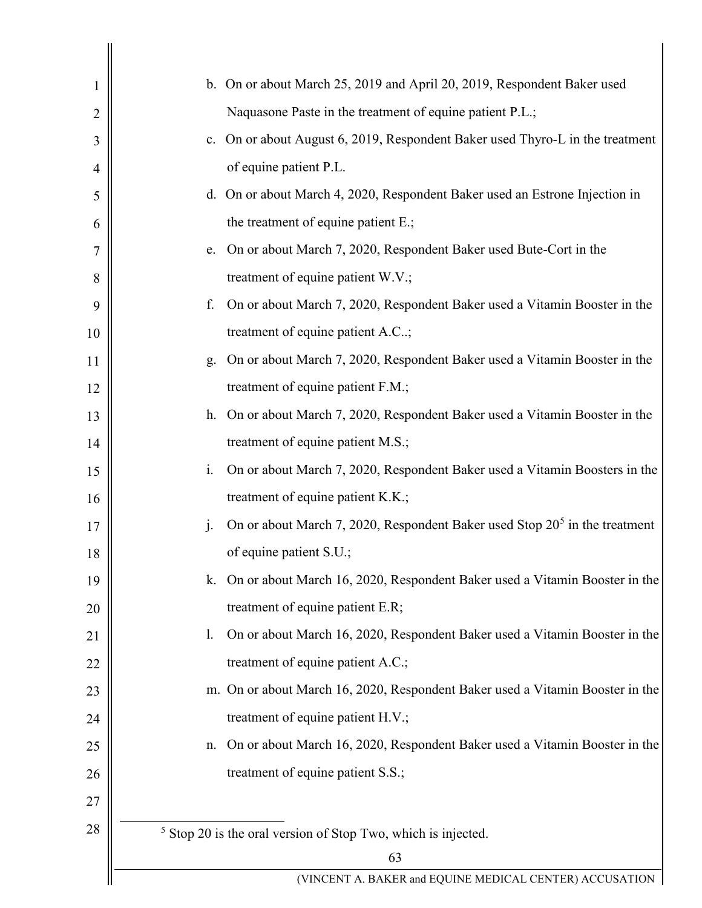b. On or about March 25, 2019 and April 20, 2019, Respondent Baker used Naquasone Paste in the treatment of equine patient P.L.;

c. On or about August 6, 2019, Respondent Baker used Thyro-L in the treatment of equine patient P.L.

d. On or about March 4, 2020, Respondent Baker used an Estrone Injection in the treatment of equine patient E.;

e. On or about March 7, 2020, Respondent Baker used Bute-Cort in the treatment of equine patient W.V.;

f. On or about March 7, 2020, Respondent Baker used a Vitamin Booster in the treatment of equine patient A.C..;

g. On or about March 7, 2020, Respondent Baker used a Vitamin Booster in the treatment of equine patient F.M.;

h. On or about March 7, 2020, Respondent Baker used a Vitamin Booster in the treatment of equine patient M.S.;

i. On or about March 7, 2020, Respondent Baker used a Vitamin Boosters in the treatment of equine patient K.K.;

j. On or about March 7, 2020, Respondent Baker used Stop 20[5] in the treatment of equine patient S.U.;

k. On or about March 16, 2020, Respondent Baker used a Vitamin Booster in the treatment of equine patient E.R;

l. On or about March 16, 2020, Respondent Baker used a Vitamin Booster in the treatment of equine patient A.C.;

m. On or about March 16, 2020, Respondent Baker used a Vitamin Booster in the treatment of equine patient H.V.;

n. On or about March 16, 2020, Respondent Baker used a Vitamin Booster in the treatment of equine patient S.S.;

---

[5] Stop 20 is the oral version of Stop Two, which is injected.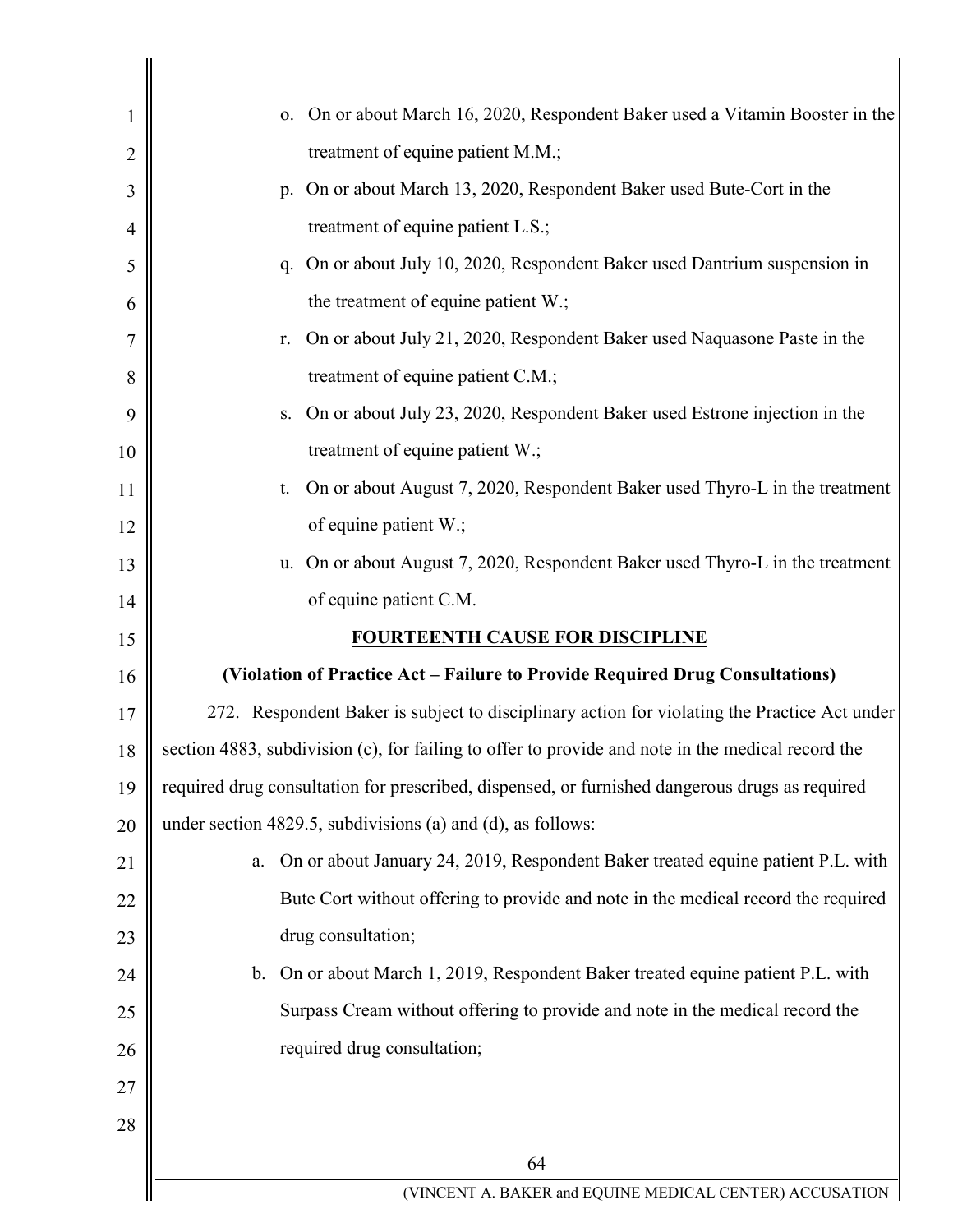o. On or about March 16, 2020, Respondent Baker used a Vitamin Booster in the treatment of equine patient M.M.;

p. On or about March 13, 2020, Respondent Baker used Bute-Cort in the treatment of equine patient L.S.;

q. On or about July 10, 2020, Respondent Baker used Dantrium suspension in the treatment of equine patient W.;

r. On or about July 21, 2020, Respondent Baker used Naquasone Paste in the treatment of equine patient C.M.;

s. On or about July 23, 2020, Respondent Baker used Estrone injection in the treatment of equine patient W.;

t. On or about August 7, 2020, Respondent Baker used Thyro-L in the treatment of equine patient W.;

u. On or about August 7, 2020, Respondent Baker used Thyro-L in the treatment of equine patient C.M.

**FOURTEENTH CAUSE FOR DISCIPLINE**

**(Violation of Practice Act – Failure to Provide Required Drug Consultations)**

272. Respondent Baker is subject to disciplinary action for violating the Practice Act under section 4883, subdivision (c), for failing to offer to provide and note in the medical record the required drug consultation for prescribed, dispensed, or furnished dangerous drugs as required under section 4829.5, subdivisions (a) and (d), as follows:

a. On or about January 24, 2019, Respondent Baker treated equine patient P.L. with Bute Cort without offering to provide and note in the medical record the required drug consultation;

b. On or about March 1, 2019, Respondent Baker treated equine patient P.L. with Surpass Cream without offering to provide and note in the medical record the required drug consultation;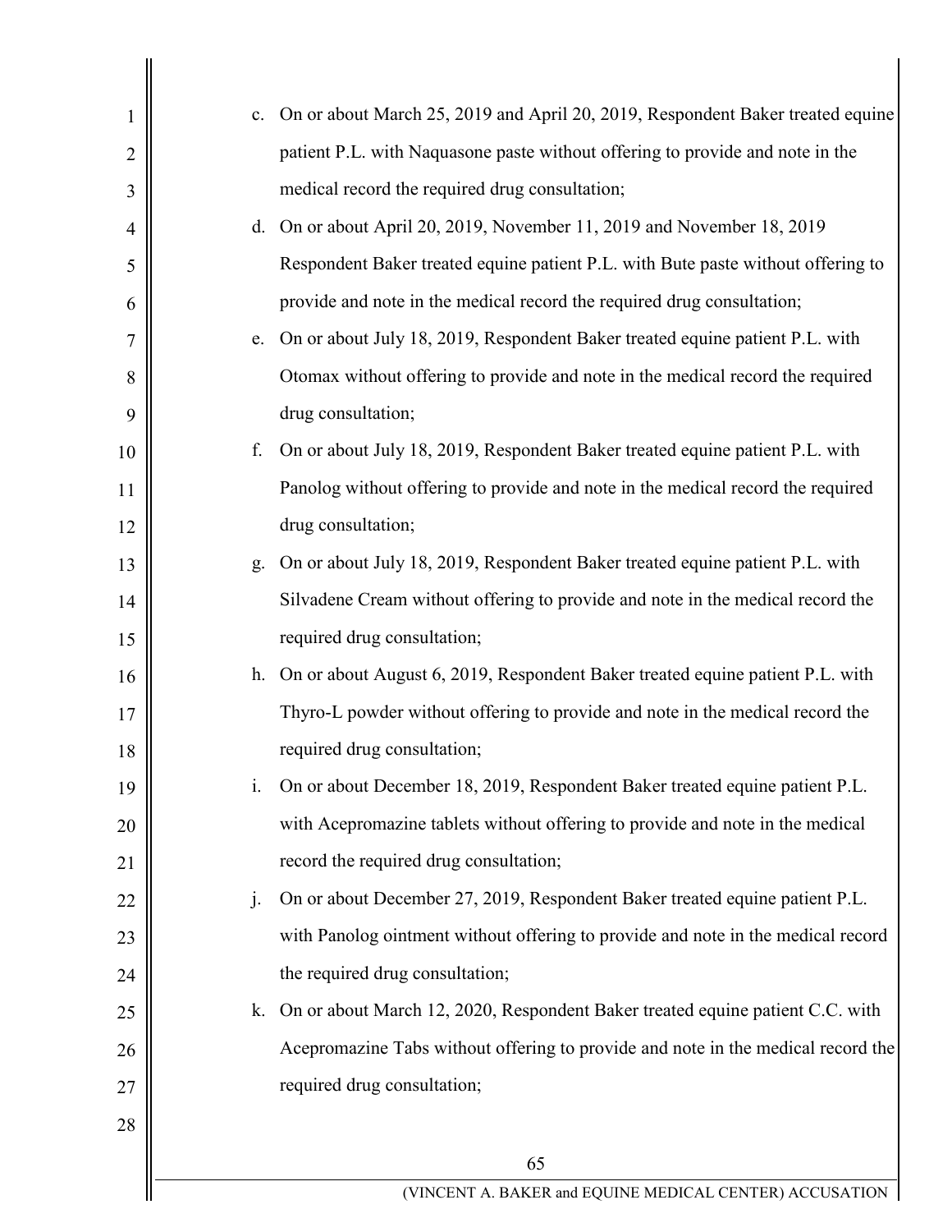c. On or about March 25, 2019 and April 20, 2019, Respondent Baker treated equine patient P.L. with Naquasone paste without offering to provide and note in the medical record the required drug consultation;

d. On or about April 20, 2019, November 11, 2019 and November 18, 2019 Respondent Baker treated equine patient P.L. with Bute paste without offering to provide and note in the medical record the required drug consultation;

e. On or about July 18, 2019, Respondent Baker treated equine patient P.L. with Otomax without offering to provide and note in the medical record the required drug consultation;

f. On or about July 18, 2019, Respondent Baker treated equine patient P.L. with Panolog without offering to provide and note in the medical record the required drug consultation;

g. On or about July 18, 2019, Respondent Baker treated equine patient P.L. with Silvadene Cream without offering to provide and note in the medical record the required drug consultation;

h. On or about August 6, 2019, Respondent Baker treated equine patient P.L. with Thyro-L powder without offering to provide and note in the medical record the required drug consultation;

i. On or about December 18, 2019, Respondent Baker treated equine patient P.L. with Acepromazine tablets without offering to provide and note in the medical record the required drug consultation;

j. On or about December 27, 2019, Respondent Baker treated equine patient P.L. with Panolog ointment without offering to provide and note in the medical record the required drug consultation;

k. On or about March 12, 2020, Respondent Baker treated equine patient C.C. with Acepromazine Tabs without offering to provide and note in the medical record the required drug consultation;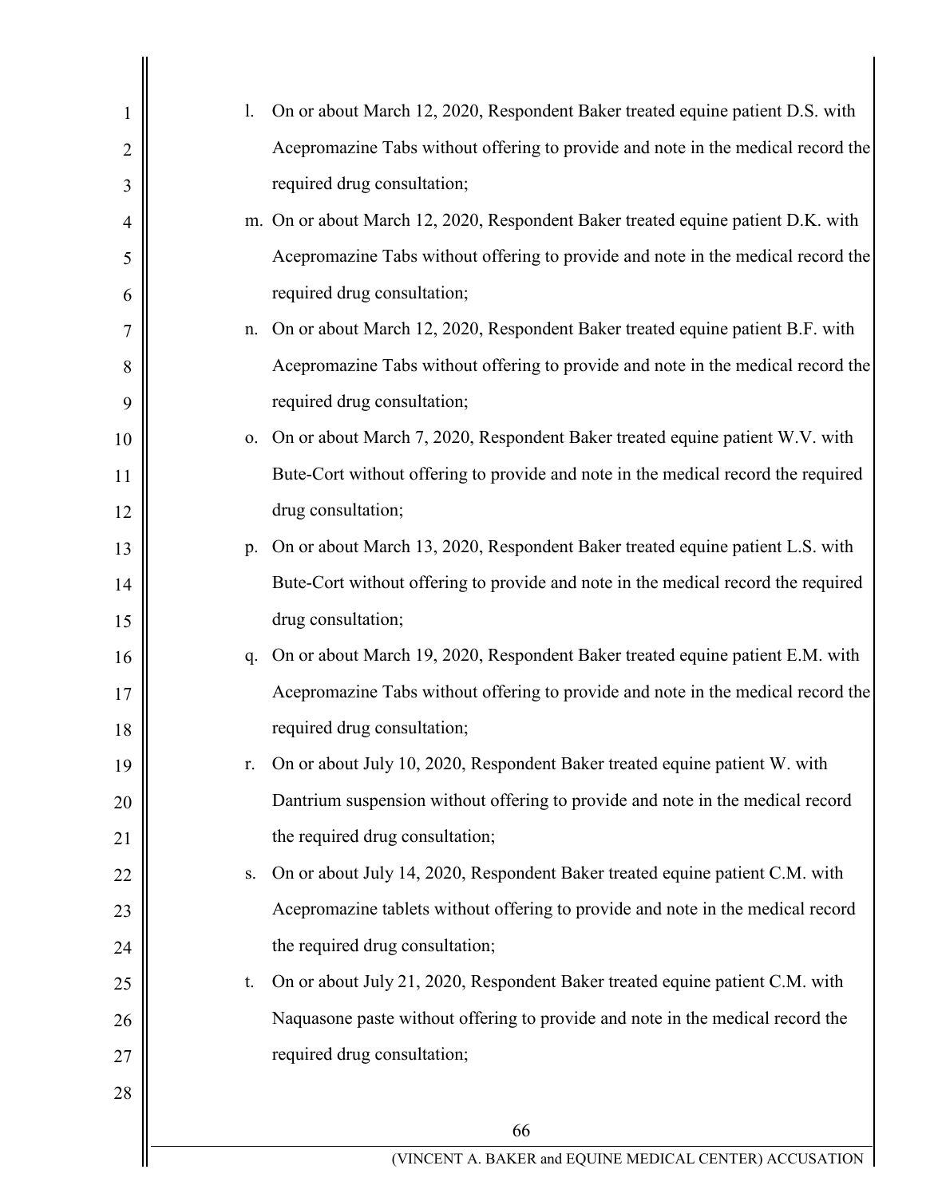l. On or about March 12, 2020, Respondent Baker treated equine patient D.S. with Acepromazine Tabs without offering to provide and note in the medical record the required drug consultation;

m. On or about March 12, 2020, Respondent Baker treated equine patient D.K. with Acepromazine Tabs without offering to provide and note in the medical record the required drug consultation;

n. On or about March 12, 2020, Respondent Baker treated equine patient B.F. with Acepromazine Tabs without offering to provide and note in the medical record the required drug consultation;

o. On or about March 7, 2020, Respondent Baker treated equine patient W.V. with Bute-Cort without offering to provide and note in the medical record the required drug consultation;

p. On or about March 13, 2020, Respondent Baker treated equine patient L.S. with Bute-Cort without offering to provide and note in the medical record the required drug consultation;

q. On or about March 19, 2020, Respondent Baker treated equine patient E.M. with Acepromazine Tabs without offering to provide and note in the medical record the required drug consultation;

r. On or about July 10, 2020, Respondent Baker treated equine patient W. with Dantrium suspension without offering to provide and note in the medical record the required drug consultation;

s. On or about July 14, 2020, Respondent Baker treated equine patient C.M. with Acepromazine tablets without offering to provide and note in the medical record the required drug consultation;

t. On or about July 21, 2020, Respondent Baker treated equine patient C.M. with Naquasone paste without offering to provide and note in the medical record the required drug consultation;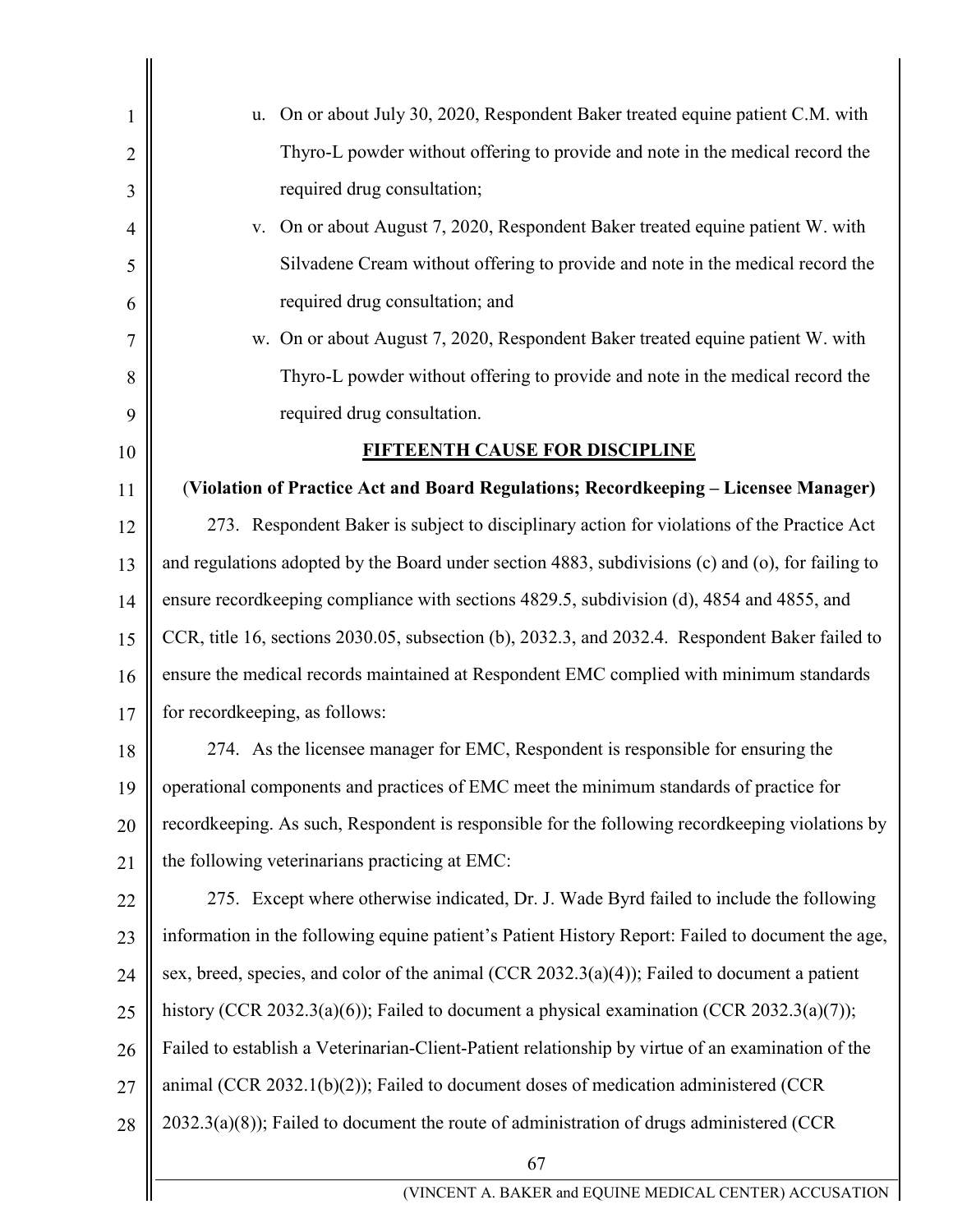u. On or about July 30, 2020, Respondent Baker treated equine patient C.M. with Thyro-L powder without offering to provide and note in the medical record the required drug consultation;

v. On or about August 7, 2020, Respondent Baker treated equine patient W. with Silvadene Cream without offering to provide and note in the medical record the required drug consultation; and

w. On or about August 7, 2020, Respondent Baker treated equine patient W. with Thyro-L powder without offering to provide and note in the medical record the required drug consultation.

## FIFTEENTH CAUSE FOR DISCIPLINE

**(Violation of Practice Act and Board Regulations; Recordkeeping – Licensee Manager)**

273. Respondent Baker is subject to disciplinary action for violations of the Practice Act and regulations adopted by the Board under section 4883, subdivisions (c) and (o), for failing to ensure recordkeeping compliance with sections 4829.5, subdivision (d), 4854 and 4855, and CCR, title 16, sections 2030.05, subsection (b), 2032.3, and 2032.4. Respondent Baker failed to ensure the medical records maintained at Respondent EMC complied with minimum standards for recordkeeping, as follows:

274. As the licensee manager for EMC, Respondent is responsible for ensuring the operational components and practices of EMC meet the minimum standards of practice for recordkeeping. As such, Respondent is responsible for the following recordkeeping violations by the following veterinarians practicing at EMC:

275. Except where otherwise indicated, Dr. J. Wade Byrd failed to include the following information in the following equine patient's Patient History Report: Failed to document the age, sex, breed, species, and color of the animal (CCR 2032.3(a)(4)); Failed to document a patient history (CCR 2032.3(a)(6)); Failed to document a physical examination (CCR 2032.3(a)(7)); Failed to establish a Veterinarian-Client-Patient relationship by virtue of an examination of the animal (CCR 2032.1(b)(2)); Failed to document doses of medication administered (CCR 2032.3(a)(8)); Failed to document the route of administration of drugs administered (CCR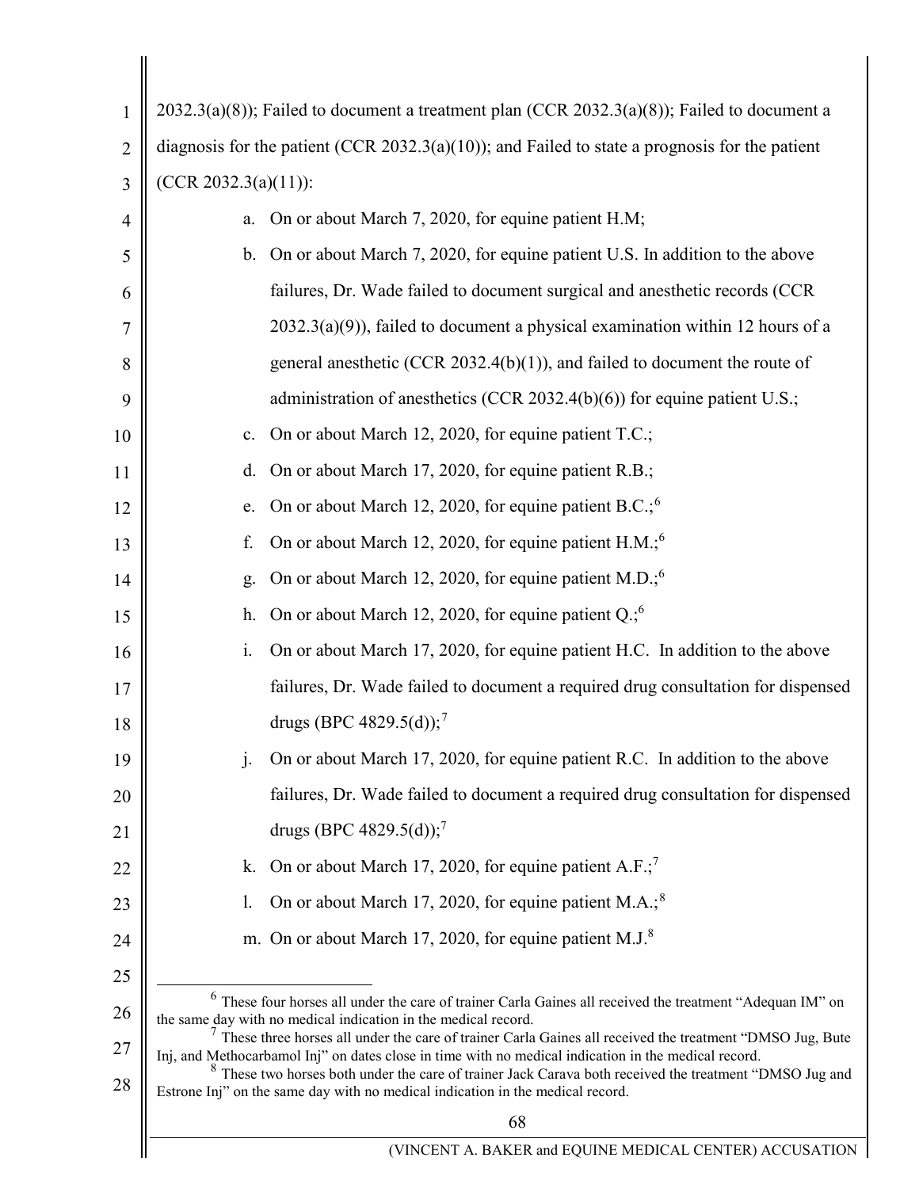2032.3(a)(8)); Failed to document a treatment plan (CCR 2032.3(a)(8)); Failed to document a diagnosis for the patient (CCR 2032.3(a)(10)); and Failed to state a prognosis for the patient (CCR 2032.3(a)(11)):

a. On or about March 7, 2020, for equine patient H.M;

b. On or about March 7, 2020, for equine patient U.S. In addition to the above failures, Dr. Wade failed to document surgical and anesthetic records (CCR 2032.3(a)(9)), failed to document a physical examination within 12 hours of a general anesthetic (CCR 2032.4(b)(1)), and failed to document the route of administration of anesthetics (CCR 2032.4(b)(6)) for equine patient U.S.;

c. On or about March 12, 2020, for equine patient T.C.;

d. On or about March 17, 2020, for equine patient R.B.;

e. On or about March 12, 2020, for equine patient B.C.;[6]

f. On or about March 12, 2020, for equine patient H.M.;[6]

g. On or about March 12, 2020, for equine patient M.D.;[6]

h. On or about March 12, 2020, for equine patient Q.;[6]

i. On or about March 17, 2020, for equine patient H.C. In addition to the above failures, Dr. Wade failed to document a required drug consultation for dispensed drugs (BPC 4829.5(d));[7]

j. On or about March 17, 2020, for equine patient R.C. In addition to the above failures, Dr. Wade failed to document a required drug consultation for dispensed drugs (BPC 4829.5(d));[7]

k. On or about March 17, 2020, for equine patient A.F.;[7]

l. On or about March 17, 2020, for equine patient M.A.;[8]

m. On or about March 17, 2020, for equine patient M.J.[8]

---

[6] These four horses all under the care of trainer Carla Gaines all received the treatment "Adequan IM" on the same day with no medical indication in the medical record.

[7] These three horses all under the care of trainer Carla Gaines all received the treatment "DMSO Jug, Bute Inj, and Methocarbamol Inj" on dates close in time with no medical indication in the medical record.

[8] These two horses both under the care of trainer Jack Carava both received the treatment "DMSO Jug and Estrone Inj" on the same day with no medical indication in the medical record.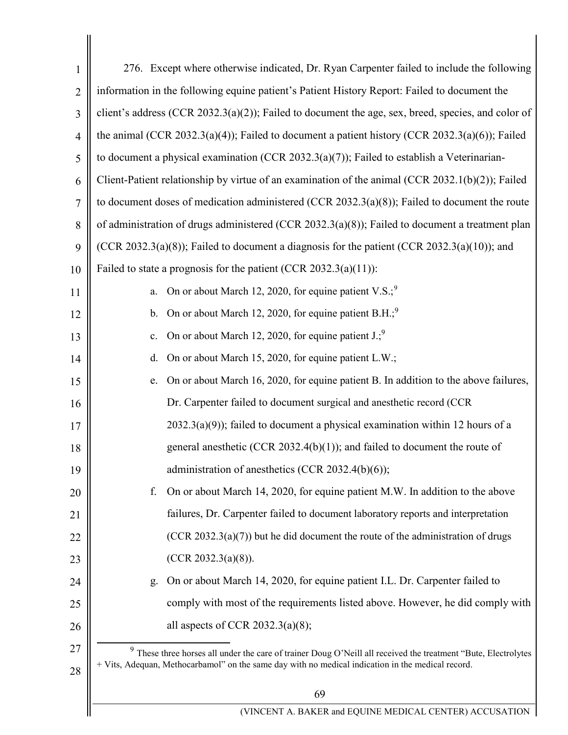276. Except where otherwise indicated, Dr. Ryan Carpenter failed to include the following information in the following equine patient's Patient History Report: Failed to document the client's address (CCR 2032.3(a)(2)); Failed to document the age, sex, breed, species, and color of the animal (CCR 2032.3(a)(4)); Failed to document a patient history (CCR 2032.3(a)(6)); Failed to document a physical examination (CCR 2032.3(a)(7)); Failed to establish a Veterinarian-Client-Patient relationship by virtue of an examination of the animal (CCR 2032.1(b)(2)); Failed to document doses of medication administered (CCR 2032.3(a)(8)); Failed to document the route of administration of drugs administered (CCR 2032.3(a)(8)); Failed to document a treatment plan (CCR 2032.3(a)(8)); Failed to document a diagnosis for the patient (CCR 2032.3(a)(10)); and Failed to state a prognosis for the patient (CCR 2032.3(a)(11)):

a. On or about March 12, 2020, for equine patient V.S.;[9]

b. On or about March 12, 2020, for equine patient B.H.;[9]

c. On or about March 12, 2020, for equine patient J.;[9]

d. On or about March 15, 2020, for equine patient L.W.;

e. On or about March 16, 2020, for equine patient B. In addition to the above failures, Dr. Carpenter failed to document surgical and anesthetic record (CCR 2032.3(a)(9)); failed to document a physical examination within 12 hours of a general anesthetic (CCR 2032.4(b)(1)); and failed to document the route of administration of anesthetics (CCR 2032.4(b)(6));

f. On or about March 14, 2020, for equine patient M.W. In addition to the above failures, Dr. Carpenter failed to document laboratory reports and interpretation (CCR 2032.3(a)(7)) but he did document the route of the administration of drugs (CCR 2032.3(a)(8)).

g. On or about March 14, 2020, for equine patient I.L. Dr. Carpenter failed to comply with most of the requirements listed above. However, he did comply with all aspects of CCR 2032.3(a)(8);

---

[9] These three horses all under the care of trainer Doug O'Neill all received the treatment "Bute, Electrolytes + Vits, Adequan, Methocarbamol" on the same day with no medical indication in the medical record.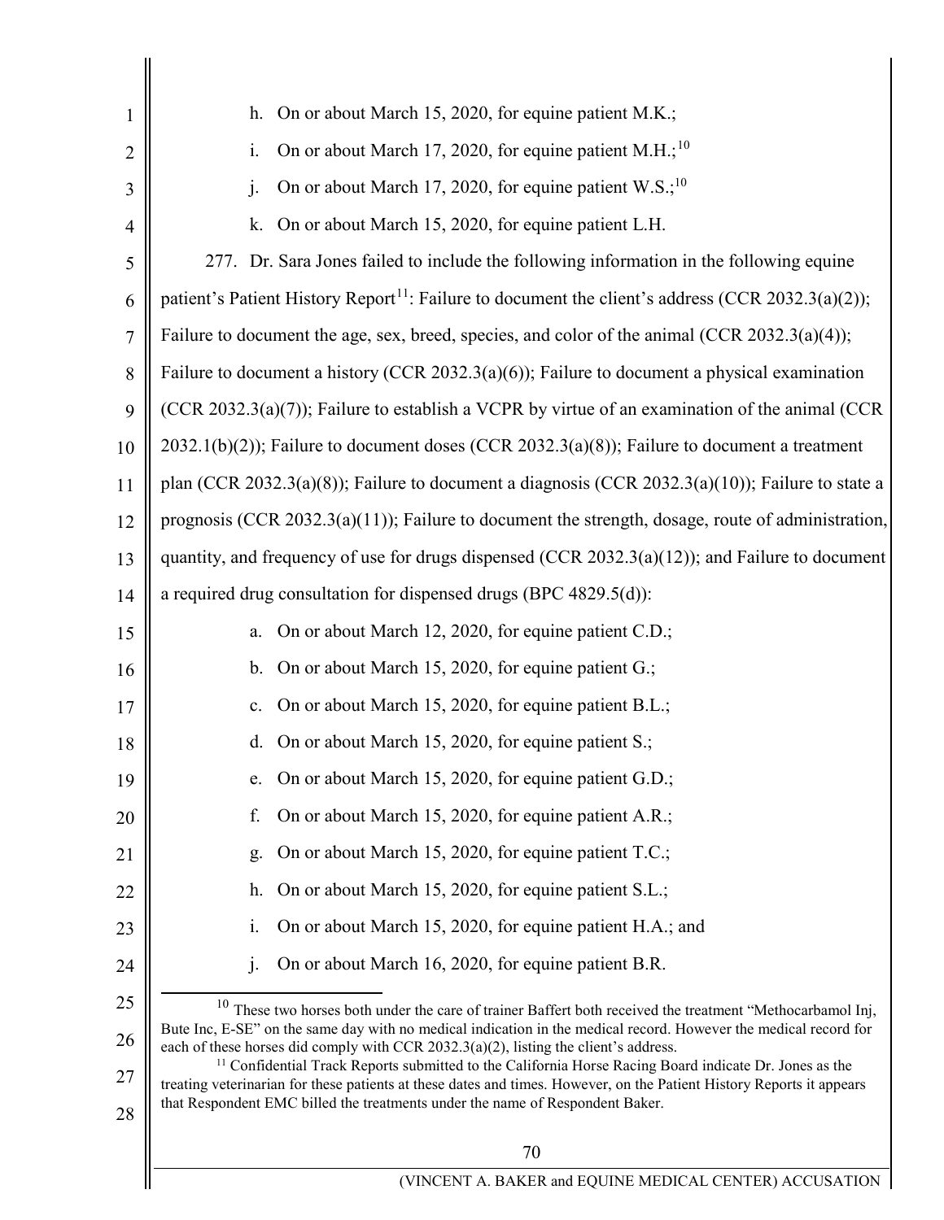h. On or about March 15, 2020, for equine patient M.K.;

i. On or about March 17, 2020, for equine patient M.H.;[10]

j. On or about March 17, 2020, for equine patient W.S.;[10]

k. On or about March 15, 2020, for equine patient L.H.

277. Dr. Sara Jones failed to include the following information in the following equine patient's Patient History Report[11]: Failure to document the client's address (CCR 2032.3(a)(2)); Failure to document the age, sex, breed, species, and color of the animal (CCR 2032.3(a)(4)); Failure to document a history (CCR 2032.3(a)(6)); Failure to document a physical examination (CCR 2032.3(a)(7)); Failure to establish a VCPR by virtue of an examination of the animal (CCR 2032.1(b)(2)); Failure to document doses (CCR 2032.3(a)(8)); Failure to document a treatment plan (CCR 2032.3(a)(8)); Failure to document a diagnosis (CCR 2032.3(a)(10)); Failure to state a prognosis (CCR 2032.3(a)(11)); Failure to document the strength, dosage, route of administration, quantity, and frequency of use for drugs dispensed (CCR 2032.3(a)(12)); and Failure to document a required drug consultation for dispensed drugs (BPC 4829.5(d)):

a. On or about March 12, 2020, for equine patient C.D.;

b. On or about March 15, 2020, for equine patient G.;

c. On or about March 15, 2020, for equine patient B.L.;

d. On or about March 15, 2020, for equine patient S.;

e. On or about March 15, 2020, for equine patient G.D.;

f. On or about March 15, 2020, for equine patient A.R.;

g. On or about March 15, 2020, for equine patient T.C.;

h. On or about March 15, 2020, for equine patient S.L.;

i. On or about March 15, 2020, for equine patient H.A.; and

j. On or about March 16, 2020, for equine patient B.R.

---

[10] These two horses both under the care of trainer Baffert both received the treatment "Methocarbamol Inj, Bute Inc, E-SE" on the same day with no medical indication in the medical record. However the medical record for each of these horses did comply with CCR 2032.3(a)(2), listing the client's address.

[11] Confidential Track Reports submitted to the California Horse Racing Board indicate Dr. Jones as the treating veterinarian for these patients at these dates and times. However, on the Patient History Reports it appears that Respondent EMC billed the treatments under the name of Respondent Baker.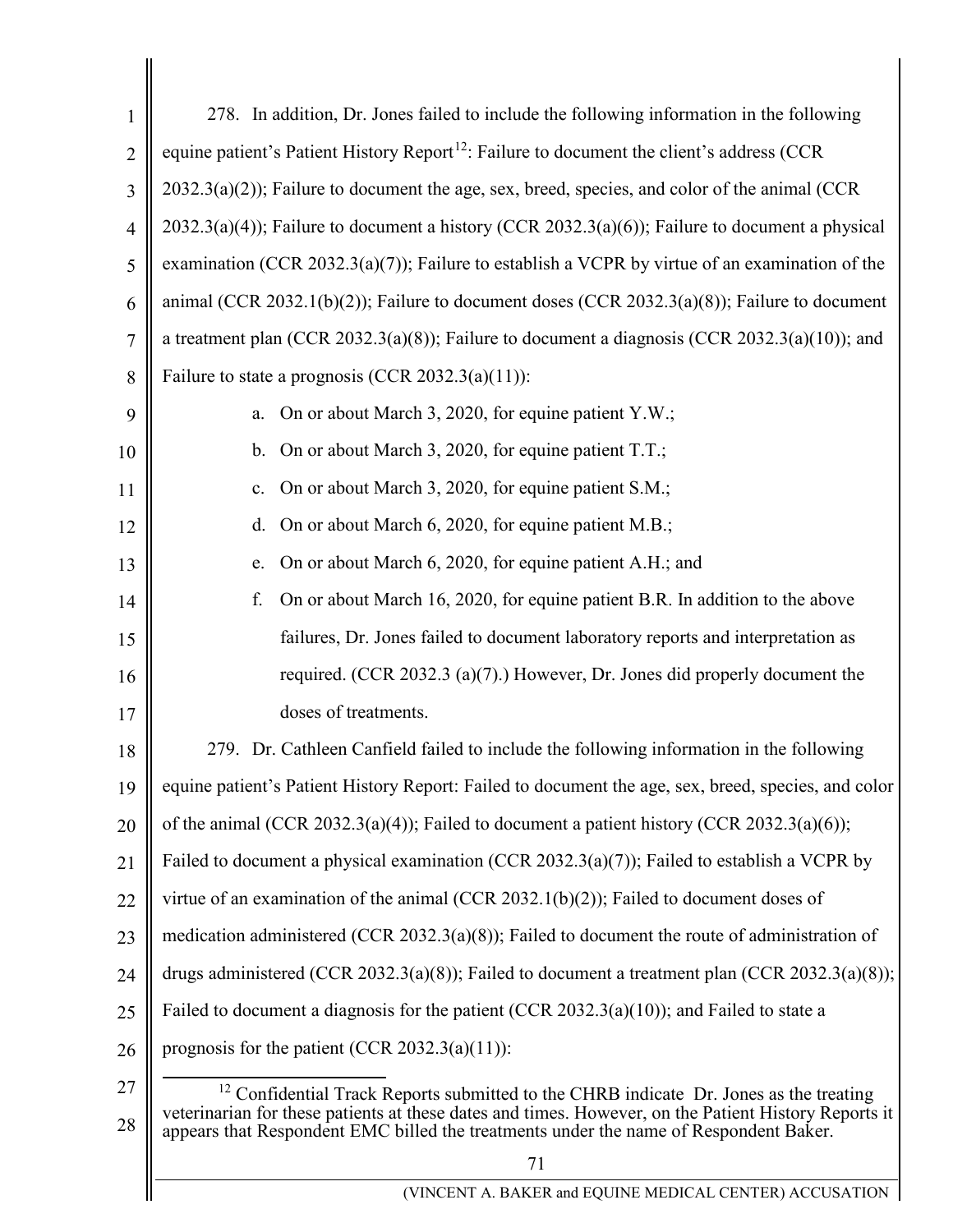278. In addition, Dr. Jones failed to include the following information in the following equine patient's Patient History Report[12]: Failure to document the client's address (CCR 2032.3(a)(2)); Failure to document the age, sex, breed, species, and color of the animal (CCR 2032.3(a)(4)); Failure to document a history (CCR 2032.3(a)(6)); Failure to document a physical examination (CCR 2032.3(a)(7)); Failure to establish a VCPR by virtue of an examination of the animal (CCR 2032.1(b)(2)); Failure to document doses (CCR 2032.3(a)(8)); Failure to document a treatment plan (CCR 2032.3(a)(8)); Failure to document a diagnosis (CCR 2032.3(a)(10)); and Failure to state a prognosis (CCR 2032.3(a)(11)):

a. On or about March 3, 2020, for equine patient Y.W.;

b. On or about March 3, 2020, for equine patient T.T.;

c. On or about March 3, 2020, for equine patient S.M.;

d. On or about March 6, 2020, for equine patient M.B.;

e. On or about March 6, 2020, for equine patient A.H.; and

f. On or about March 16, 2020, for equine patient B.R. In addition to the above failures, Dr. Jones failed to document laboratory reports and interpretation as required. (CCR 2032.3 (a)(7).) However, Dr. Jones did properly document the doses of treatments.

279. Dr. Cathleen Canfield failed to include the following information in the following equine patient's Patient History Report: Failed to document the age, sex, breed, species, and color of the animal (CCR 2032.3(a)(4)); Failed to document a patient history (CCR 2032.3(a)(6)); Failed to document a physical examination (CCR 2032.3(a)(7)); Failed to establish a VCPR by virtue of an examination of the animal (CCR 2032.1(b)(2)); Failed to document doses of medication administered (CCR 2032.3(a)(8)); Failed to document the route of administration of drugs administered (CCR 2032.3(a)(8)); Failed to document a treatment plan (CCR 2032.3(a)(8)); Failed to document a diagnosis for the patient (CCR 2032.3(a)(10)); and Failed to state a prognosis for the patient (CCR 2032.3(a)(11)):

---

[12] Confidential Track Reports submitted to the CHRB indicate Dr. Jones as the treating veterinarian for these patients at these dates and times. However, on the Patient History Reports it appears that Respondent EMC billed the treatments under the name of Respondent Baker.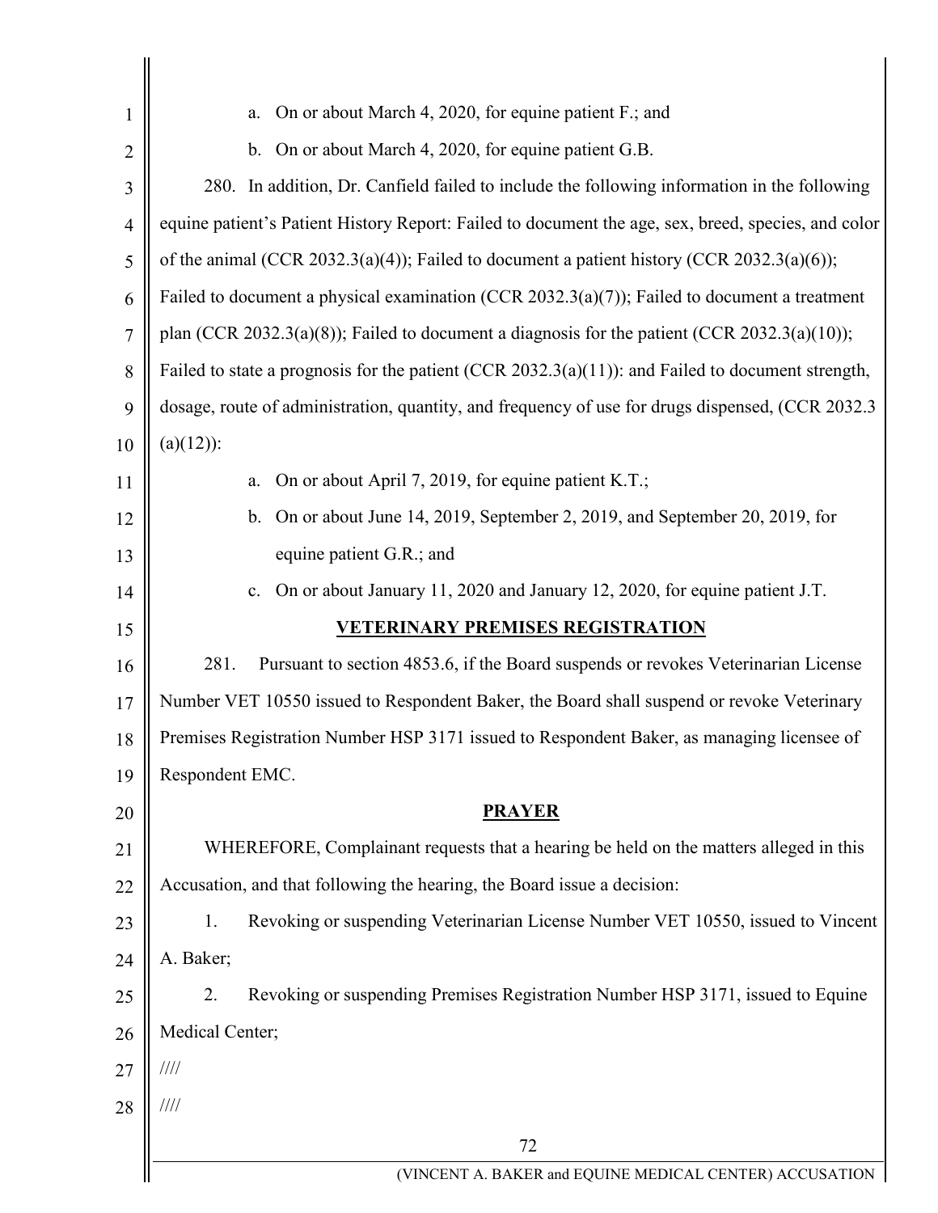a. On or about March 4, 2020, for equine patient F.; and

b. On or about March 4, 2020, for equine patient G.B.

280. In addition, Dr. Canfield failed to include the following information in the following equine patient's Patient History Report: Failed to document the age, sex, breed, species, and color of the animal (CCR 2032.3(a)(4)); Failed to document a patient history (CCR 2032.3(a)(6)); Failed to document a physical examination (CCR 2032.3(a)(7)); Failed to document a treatment plan (CCR 2032.3(a)(8)); Failed to document a diagnosis for the patient (CCR 2032.3(a)(10)); Failed to state a prognosis for the patient (CCR 2032.3(a)(11)): and Failed to document strength, dosage, route of administration, quantity, and frequency of use for drugs dispensed, (CCR 2032.3 (a)(12)):

a. On or about April 7, 2019, for equine patient K.T.;

b. On or about June 14, 2019, September 2, 2019, and September 20, 2019, for equine patient G.R.; and

c. On or about January 11, 2020 and January 12, 2020, for equine patient J.T.

## VETERINARY PREMISES REGISTRATION

281. Pursuant to section 4853.6, if the Board suspends or revokes Veterinarian License Number VET 10550 issued to Respondent Baker, the Board shall suspend or revoke Veterinary Premises Registration Number HSP 3171 issued to Respondent Baker, as managing licensee of Respondent EMC.

## PRAYER

WHEREFORE, Complainant requests that a hearing be held on the matters alleged in this Accusation, and that following the hearing, the Board issue a decision:

1. Revoking or suspending Veterinarian License Number VET 10550, issued to Vincent A. Baker;

2. Revoking or suspending Premises Registration Number HSP 3171, issued to Equine Medical Center;

////

////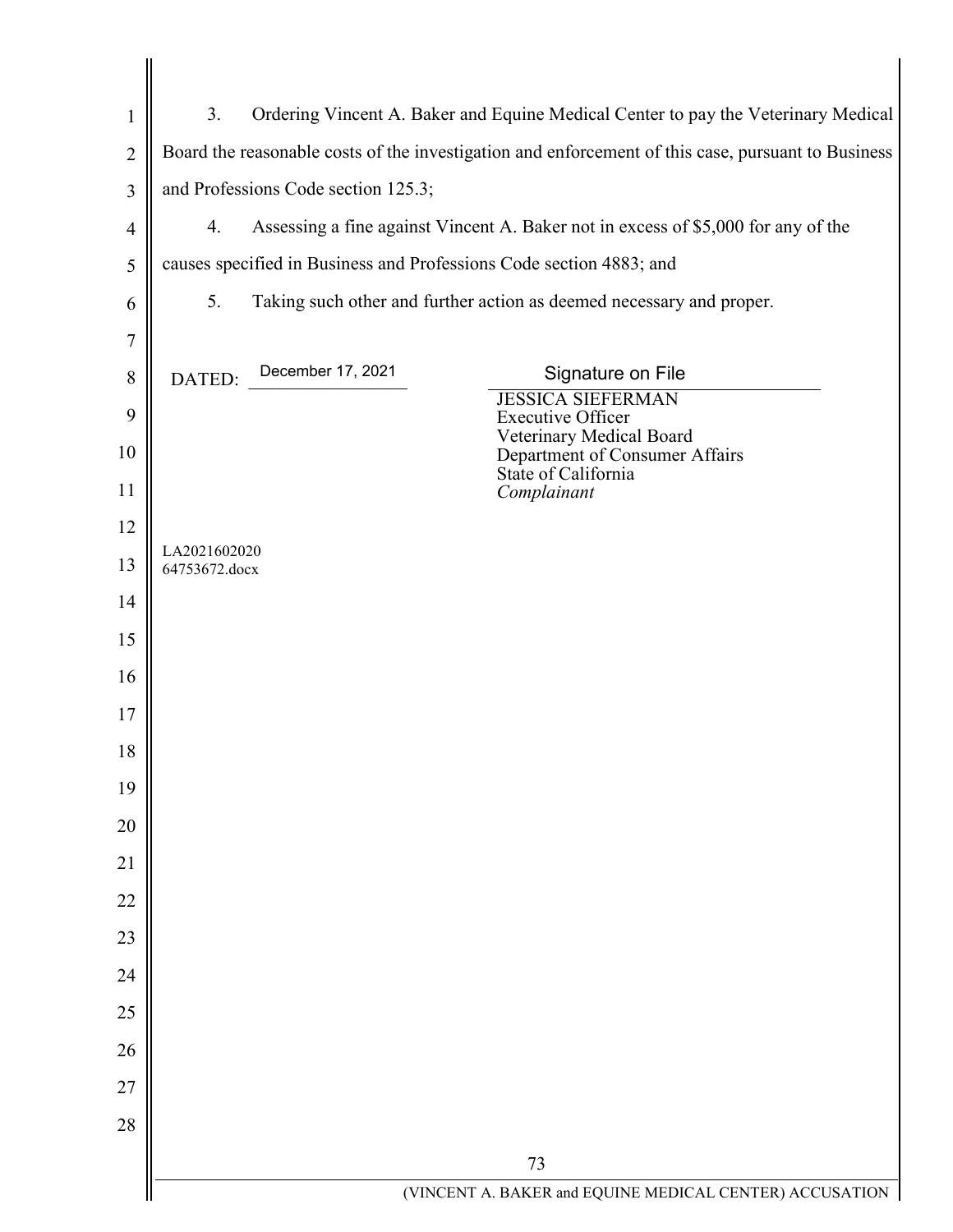3. Ordering Vincent A. Baker and Equine Medical Center to pay the Veterinary Medical Board the reasonable costs of the investigation and enforcement of this case, pursuant to Business and Professions Code section 125.3;

4. Assessing a fine against Vincent A. Baker not in excess of $5,000 for any of the causes specified in Business and Professions Code section 4883; and

5. Taking such other and further action as deemed necessary and proper.

DATED: December 17, 2021

Signature on File

JESSICA SIEFERMAN
Executive Officer
Veterinary Medical Board
Department of Consumer Affairs
State of California
*Complainant*

LA2021602020
64753672.docx